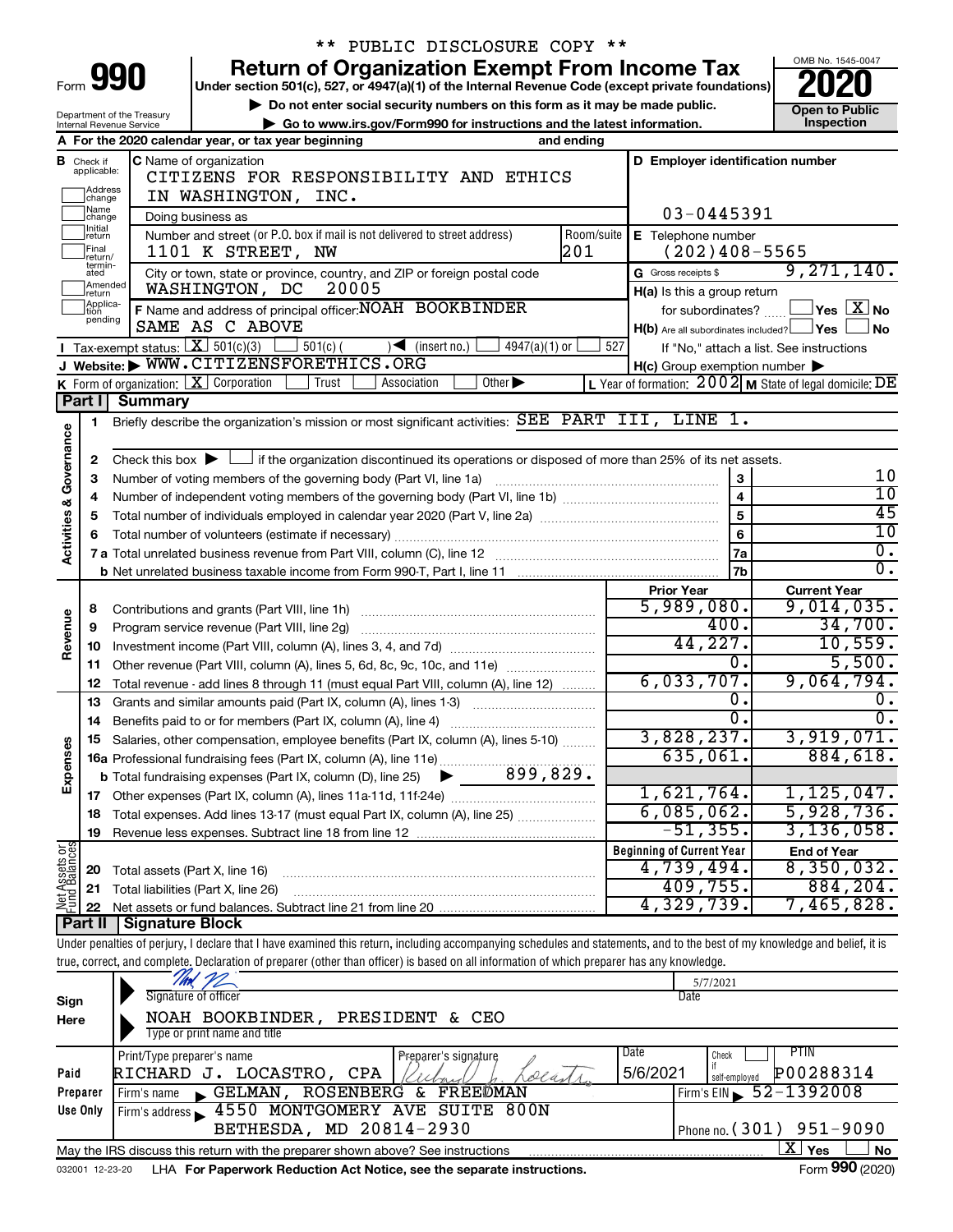** PUBLIC DISCLOSURE COPY **

# Form 990 — Return of Organization Exempt From Income Tax — 2020

Under section 501(c), 527, or 4947(a)(1) of the Internal Revenue Code (except private foundations)

▶ Do not enter social security numbers on this form as it may be made public.

▶ Go to www.irs.gov/Form990 for instructions and the latest information.

Department of the Treasury
Internal Revenue Service

OMB No. 1545-0047

Open to Public Inspection

**A** For the 2020 calendar year, or tax year beginning and ending

**B** Check if applicable: Address change, Name change, Initial return, Final return/terminated, Amended return, Application pending

**C** Name of organization: CITIZENS FOR RESPONSIBILITY AND ETHICS IN WASHINGTON, INC.

Doing business as

Number and street (or P.O. box if mail is not delivered to street address): 1101 K STREET, NW — Room/suite: 201

City or town, state or province, country, and ZIP or foreign postal code: WASHINGTON, DC 20005

**F** Name and address of principal officer: NOAH BOOKBINDER, SAME AS C ABOVE

**D** Employer identification number: 03-0445391

**E** Telephone number: (202)408-5565

**G** Gross receipts $ 9,271,140.

**H(a)** Is this a group return for subordinates? ☐ Yes ☒ No

**H(b)** Are all subordinates included? ☐ Yes ☐ No — If "No," attach a list. See instructions

**H(c)** Group exemption number ▶

**I** Tax-exempt status: ☒ 501(c)(3) ☐ 501(c) ( ) ◀ (insert no.) ☐ 4947(a)(1) or ☐ 527

**J** Website: ▶ WWW.CITIZENSFORETHICS.ORG

**K** Form of organization: ☒ Corporation ☐ Trust ☐ Association ☐ Other ▶

**L** Year of formation: 2002 **M** State of legal domicile: DE

## Part I Summary

### Activities & Governance

1 Briefly describe the organization's mission or most significant activities: SEE PART III, LINE 1.

2 Check this box ▶ ☐ if the organization discontinued its operations or disposed of more than 25% of its net assets.

| Line | Description | | Value |
|---|---|---|---|
| 3 | Number of voting members of the governing body (Part VI, line 1a) | 3 | 10 |
| 4 | Number of independent voting members of the governing body (Part VI, line 1b) | 4 | 10 |
| 5 | Total number of individuals employed in calendar year 2020 (Part V, line 2a) | 5 | 45 |
| 6 | Total number of volunteers (estimate if necessary) | 6 | 10 |
| 7a | Total unrelated business revenue from Part VIII, column (C), line 12 | 7a | 0. |
| 7b | Net unrelated business taxable income from Form 990-T, Part I, line 11 | 7b | 0. |

### Revenue, Expenses, and Net Assets

| Line | Description | Prior Year | Current Year |
|---|---|---|---|
| 8 | Contributions and grants (Part VIII, line 1h) | 5,989,080. | 9,014,035. |
| 9 | Program service revenue (Part VIII, line 2g) | 400. | 34,700. |
| 10 | Investment income (Part VIII, column (A), lines 3, 4, and 7d) | 44,227. | 10,559. |
| 11 | Other revenue (Part VIII, column (A), lines 5, 6d, 8c, 9c, 10c, and 11e) | 0. | 5,500. |
| 12 | Total revenue - add lines 8 through 11 (must equal Part VIII, column (A), line 12) | 6,033,707. | 9,064,794. |
| 13 | Grants and similar amounts paid (Part IX, column (A), lines 1-3) | 0. | 0. |
| 14 | Benefits paid to or for members (Part IX, column (A), line 4) | 0. | 0. |
| 15 | Salaries, other compensation, employee benefits (Part IX, column (A), lines 5-10) | 3,828,237. | 3,919,071. |
| 16a | Professional fundraising fees (Part IX, column (A), line 11e) | 635,061. | 884,618. |
| b | Total fundraising expenses (Part IX, column (D), line 25) ▶ 899,829. | | |
| 17 | Other expenses (Part IX, column (A), lines 11a-11d, 11f-24e) | 1,621,764. | 1,125,047. |
| 18 | Total expenses. Add lines 13-17 (must equal Part IX, column (A), line 25) | 6,085,062. | 5,928,736. |
| 19 | Revenue less expenses. Subtract line 18 from line 12 | -51,355. | 3,136,058. |

| Line | Description | Beginning of Current Year | End of Year |
|---|---|---|---|
| 20 | Total assets (Part X, line 16) | 4,739,494. | 8,350,032. |
| 21 | Total liabilities (Part X, line 26) | 409,755. | 884,204. |
| 22 | Net assets or fund balances. Subtract line 21 from line 20 | 4,329,739. | 7,465,828. |

## Part II Signature Block

Under penalties of perjury, I declare that I have examined this return, including accompanying schedules and statements, and to the best of my knowledge and belief, it is true, correct, and complete. Declaration of preparer (other than officer) is based on all information of which preparer has any knowledge.

**Sign Here**

Signature of officer — Date: 5/7/2021

NOAH BOOKBINDER, PRESIDENT & CEO
Type or print name and title

**Paid Preparer Use Only**

| Print/Type preparer's name | Preparer's signature | Date | Check ☐ if self-employed | PTIN |
|---|---|---|---|---|
| RICHARD J. LOCASTRO, CPA | Richard J. Locastro | 5/6/2021 | | P00288314 |

Firm's name ▶ GELMAN, ROSENBERG & FREEDMAN — Firm's EIN ▶ 52-1392008

Firm's address ▶ 4550 MONTGOMERY AVE SUITE 800N, BETHESDA, MD 20814-2930 — Phone no. (301) 951-9090

May the IRS discuss this return with the preparer shown above? See instructions ☒ Yes ☐ No

032001 12-23-20 LHA For Paperwork Reduction Act Notice, see the separate instructions. Form 990 (2020)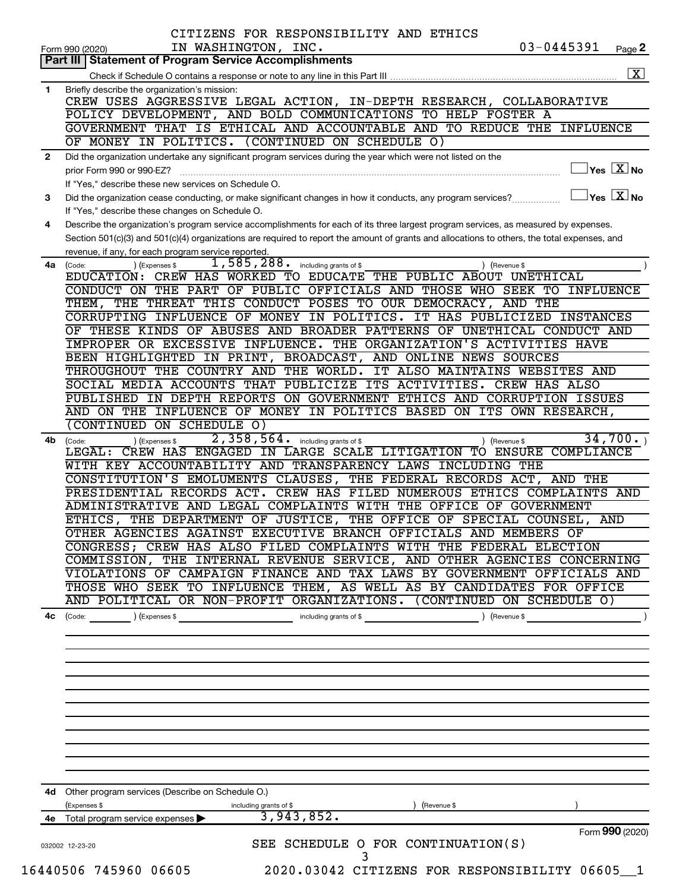CITIZENS FOR RESPONSIBILITY AND ETHICS
IN WASHINGTON, INC. 03-0445391

Form 990 (2020) Page 2

## Part III | Statement of Program Service Accomplishments

Check if Schedule O contains a response or note to any line in this Part III .......... [X]

**1** Briefly describe the organization's mission:

CREW USES AGGRESSIVE LEGAL ACTION, IN-DEPTH RESEARCH, COLLABORATIVE POLICY DEVELOPMENT, AND BOLD COMMUNICATIONS TO HELP FOSTER A GOVERNMENT THAT IS ETHICAL AND ACCOUNTABLE AND TO REDUCE THE INFLUENCE OF MONEY IN POLITICS. (CONTINUED ON SCHEDULE O)

**2** Did the organization undertake any significant program services during the year which were not listed on the prior Form 990 or 990-EZ? ☐ Yes [X] No

If "Yes," describe these new services on Schedule O.

**3** Did the organization cease conducting, or make significant changes in how it conducts, any program services? ☐ Yes [X] No

If "Yes," describe these changes on Schedule O.

**4** Describe the organization's program service accomplishments for each of its three largest program services, as measured by expenses. Section 501(c)(3) and 501(c)(4) organizations are required to report the amount of grants and allocations to others, the total expenses, and revenue, if any, for each program service reported.

**4a** (Code: ) (Expenses $ 1,585,288. including grants of $ ) (Revenue $ )

EDUCATION: CREW HAS WORKED TO EDUCATE THE PUBLIC ABOUT UNETHICAL CONDUCT ON THE PART OF PUBLIC OFFICIALS AND THOSE WHO SEEK TO INFLUENCE THEM, THE THREAT THIS CONDUCT POSES TO OUR DEMOCRACY, AND THE CORRUPTING INFLUENCE OF MONEY IN POLITICS. IT HAS PUBLICIZED INSTANCES OF THESE KINDS OF ABUSES AND BROADER PATTERNS OF UNETHICAL CONDUCT AND IMPROPER OR EXCESSIVE INFLUENCE. THE ORGANIZATION'S ACTIVITIES HAVE BEEN HIGHLIGHTED IN PRINT, BROADCAST, AND ONLINE NEWS SOURCES THROUGHOUT THE COUNTRY AND THE WORLD. IT ALSO MAINTAINS WEBSITES AND SOCIAL MEDIA ACCOUNTS THAT PUBLICIZE ITS ACTIVITIES. CREW HAS ALSO PUBLISHED IN DEPTH REPORTS ON GOVERNMENT ETHICS AND CORRUPTION ISSUES AND ON THE INFLUENCE OF MONEY IN POLITICS BASED ON ITS OWN RESEARCH, (CONTINUED ON SCHEDULE O)

**4b** (Code: ) (Expenses $ 2,358,564. including grants of $ ) (Revenue $ 34,700.)

LEGAL: CREW HAS ENGAGED IN LARGE SCALE LITIGATION TO ENSURE COMPLIANCE WITH KEY ACCOUNTABILITY AND TRANSPARENCY LAWS INCLUDING THE CONSTITUTION'S EMOLUMENTS CLAUSES, THE FEDERAL RECORDS ACT, AND THE PRESIDENTIAL RECORDS ACT. CREW HAS FILED NUMEROUS ETHICS COMPLAINTS AND ADMINISTRATIVE AND LEGAL COMPLAINTS WITH THE OFFICE OF GOVERNMENT ETHICS, THE DEPARTMENT OF JUSTICE, THE OFFICE OF SPECIAL COUNSEL, AND OTHER AGENCIES AGAINST EXECUTIVE BRANCH OFFICIALS AND MEMBERS OF CONGRESS; CREW HAS ALSO FILED COMPLAINTS WITH THE FEDERAL ELECTION COMMISSION, THE INTERNAL REVENUE SERVICE, AND OTHER AGENCIES CONCERNING VIOLATIONS OF CAMPAIGN FINANCE AND TAX LAWS BY GOVERNMENT OFFICIALS AND THOSE WHO SEEK TO INFLUENCE THEM, AS WELL AS BY CANDIDATES FOR OFFICE AND POLITICAL OR NON-PROFIT ORGANIZATIONS. (CONTINUED ON SCHEDULE O)

**4c** (Code: ) (Expenses $ including grants of $ ) (Revenue $ )

**4d** Other program services (Describe on Schedule O.)

(Expenses $ including grants of $ ) (Revenue $ )

**4e** Total program service expenses ▶ 3,943,852.

Form **990** (2020)

032002 12-23-20

SEE SCHEDULE O FOR CONTINUATION(S)

16440506 745960 06605 2020.03042 CITIZENS FOR RESPONSIBILITY 06605__1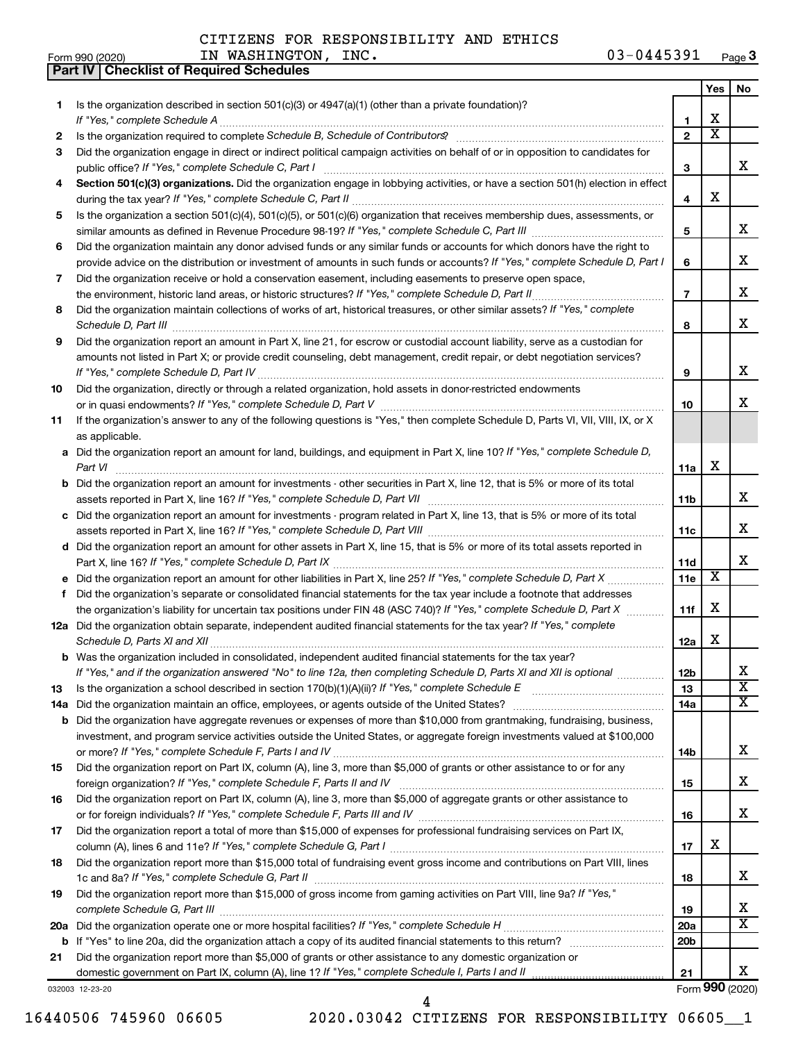CITIZENS FOR RESPONSIBILITY AND ETHICS IN WASHINGTON, INC. 03-0445391

Form 990 (2020)

## Part IV | Checklist of Required Schedules

| | | | Yes | No |
|---|---|---|---|---|
| 1 | Is the organization described in section 501(c)(3) or 4947(a)(1) (other than a private foundation)? *If "Yes," complete Schedule A* | 1 | X | |
| 2 | Is the organization required to complete *Schedule B, Schedule of Contributors*? | 2 | X | |
| 3 | Did the organization engage in direct or indirect political campaign activities on behalf of or in opposition to candidates for public office? *If "Yes," complete Schedule C, Part I* | 3 | | X |
| 4 | **Section 501(c)(3) organizations.** Did the organization engage in lobbying activities, or have a section 501(h) election in effect during the tax year? *If "Yes," complete Schedule C, Part II* | 4 | X | |
| 5 | Is the organization a section 501(c)(4), 501(c)(5), or 501(c)(6) organization that receives membership dues, assessments, or similar amounts as defined in Revenue Procedure 98-19? *If "Yes," complete Schedule C, Part III* | 5 | | X |
| 6 | Did the organization maintain any donor advised funds or any similar funds or accounts for which donors have the right to provide advice on the distribution or investment of amounts in such funds or accounts? *If "Yes," complete Schedule D, Part I* | 6 | | X |
| 7 | Did the organization receive or hold a conservation easement, including easements to preserve open space, the environment, historic land areas, or historic structures? *If "Yes," complete Schedule D, Part II* | 7 | | X |
| 8 | Did the organization maintain collections of works of art, historical treasures, or other similar assets? *If "Yes," complete Schedule D, Part III* | 8 | | X |
| 9 | Did the organization report an amount in Part X, line 21, for escrow or custodial account liability, serve as a custodian for amounts not listed in Part X; or provide credit counseling, debt management, credit repair, or debt negotiation services? *If "Yes," complete Schedule D, Part IV* | 9 | | X |
| 10 | Did the organization, directly or through a related organization, hold assets in donor-restricted endowments or in quasi endowments? *If "Yes," complete Schedule D, Part V* | 10 | | X |
| 11 | If the organization's answer to any of the following questions is "Yes," then complete Schedule D, Parts VI, VII, VIII, IX, or X as applicable. | | | |
| a | Did the organization report an amount for land, buildings, and equipment in Part X, line 10? *If "Yes," complete Schedule D, Part VI* | 11a | X | |
| b | Did the organization report an amount for investments - other securities in Part X, line 12, that is 5% or more of its total assets reported in Part X, line 16? *If "Yes," complete Schedule D, Part VII* | 11b | | X |
| c | Did the organization report an amount for investments - program related in Part X, line 13, that is 5% or more of its total assets reported in Part X, line 16? *If "Yes," complete Schedule D, Part VIII* | 11c | | X |
| d | Did the organization report an amount for other assets in Part X, line 15, that is 5% or more of its total assets reported in Part X, line 16? *If "Yes," complete Schedule D, Part IX* | 11d | | X |
| e | Did the organization report an amount for other liabilities in Part X, line 25? *If "Yes," complete Schedule D, Part X* | 11e | X | |
| f | Did the organization's separate or consolidated financial statements for the tax year include a footnote that addresses the organization's liability for uncertain tax positions under FIN 48 (ASC 740)? *If "Yes," complete Schedule D, Part X* | 11f | X | |
| 12a | Did the organization obtain separate, independent audited financial statements for the tax year? *If "Yes," complete Schedule D, Parts XI and XII* | 12a | X | |
| b | Was the organization included in consolidated, independent audited financial statements for the tax year? *If "Yes," and if the organization answered "No" to line 12a, then completing Schedule D, Parts XI and XII is optional* | 12b | | X |
| 13 | Is the organization a school described in section 170(b)(1)(A)(ii)? *If "Yes," complete Schedule E* | 13 | | X |
| 14a | Did the organization maintain an office, employees, or agents outside of the United States? | 14a | | X |
| b | Did the organization have aggregate revenues or expenses of more than $10,000 from grantmaking, fundraising, business, investment, and program service activities outside the United States, or aggregate foreign investments valued at $100,000 or more? *If "Yes," complete Schedule F, Parts I and IV* | 14b | | X |
| 15 | Did the organization report on Part IX, column (A), line 3, more than $5,000 of grants or other assistance to or for any foreign organization? *If "Yes," complete Schedule F, Parts II and IV* | 15 | | X |
| 16 | Did the organization report on Part IX, column (A), line 3, more than $5,000 of aggregate grants or other assistance to or for foreign individuals? *If "Yes," complete Schedule F, Parts III and IV* | 16 | | X |
| 17 | Did the organization report a total of more than $15,000 of expenses for professional fundraising services on Part IX, column (A), lines 6 and 11e? *If "Yes," complete Schedule G, Part I* | 17 | X | |
| 18 | Did the organization report more than $15,000 total of fundraising event gross income and contributions on Part VIII, lines 1c and 8a? *If "Yes," complete Schedule G, Part II* | 18 | | X |
| 19 | Did the organization report more than $15,000 of gross income from gaming activities on Part VIII, line 9a? *If "Yes," complete Schedule G, Part III* | 19 | | X |
| 20a | Did the organization operate one or more hospital facilities? *If "Yes," complete Schedule H* | 20a | | X |
| b | If "Yes" to line 20a, did the organization attach a copy of its audited financial statements to this return? | 20b | | |
| 21 | Did the organization report more than $5,000 of grants or other assistance to any domestic organization or domestic government on Part IX, column (A), line 1? *If "Yes," complete Schedule I, Parts I and II* | 21 | | X |

032003 12-23-20 Form 990 (2020)

16440506 745960 06605 2020.03042 CITIZENS FOR RESPONSIBILITY 06605__1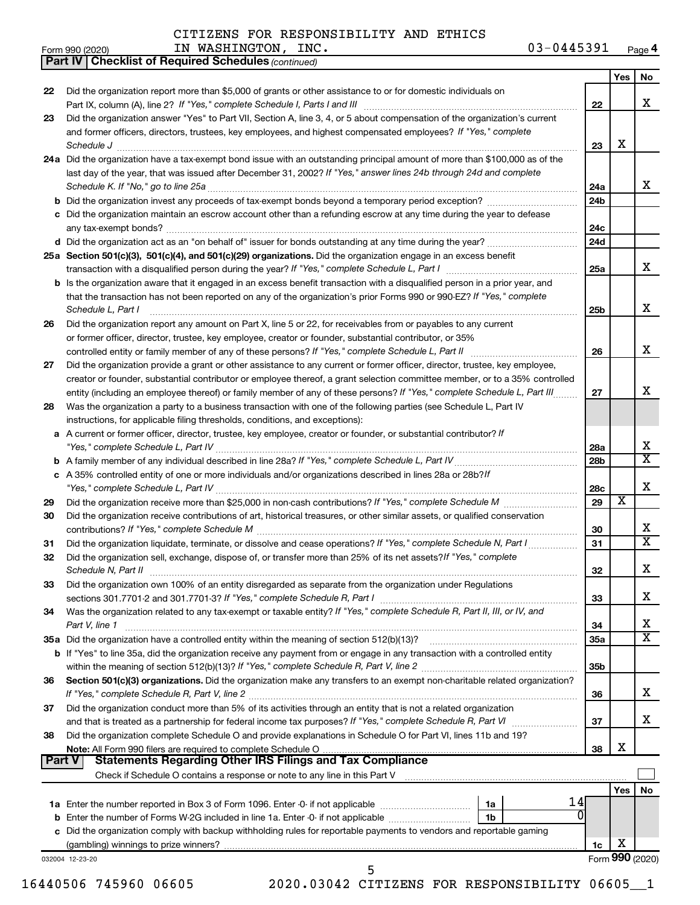CITIZENS FOR RESPONSIBILITY AND ETHICS IN WASHINGTON, INC. 03-0445391

Form 990 (2020) Page 4

**Part IV | Checklist of Required Schedules** *(continued)*

| | | | Yes | No |
|---|---|---|---|---|
| 22 | Did the organization report more than $5,000 of grants or other assistance to or for domestic individuals on Part IX, column (A), line 2? *If "Yes," complete Schedule I, Parts I and III* | 22 | | X |
| 23 | Did the organization answer "Yes" to Part VII, Section A, line 3, 4, or 5 about compensation of the organization's current and former officers, directors, trustees, key employees, and highest compensated employees? *If "Yes," complete Schedule J* | 23 | X | |
| 24a | Did the organization have a tax-exempt bond issue with an outstanding principal amount of more than $100,000 as of the last day of the year, that was issued after December 31, 2002? *If "Yes," answer lines 24b through 24d and complete Schedule K. If "No," go to line 25a* | 24a | | X |
| b | Did the organization invest any proceeds of tax-exempt bonds beyond a temporary period exception? | 24b | | |
| c | Did the organization maintain an escrow account other than a refunding escrow at any time during the year to defease any tax-exempt bonds? | 24c | | |
| d | Did the organization act as an "on behalf of" issuer for bonds outstanding at any time during the year? | 24d | | |
| 25a | **Section 501(c)(3), 501(c)(4), and 501(c)(29) organizations.** Did the organization engage in an excess benefit transaction with a disqualified person during the year? *If "Yes," complete Schedule L, Part I* | 25a | | X |
| b | Is the organization aware that it engaged in an excess benefit transaction with a disqualified person in a prior year, and that the transaction has not been reported on any of the organization's prior Forms 990 or 990-EZ? *If "Yes," complete Schedule L, Part I* | 25b | | X |
| 26 | Did the organization report any amount on Part X, line 5 or 22, for receivables from or payables to any current or former officer, director, trustee, key employee, creator or founder, substantial contributor, or 35% controlled entity or family member of any of these persons? *If "Yes," complete Schedule L, Part II* | 26 | | X |
| 27 | Did the organization provide a grant or other assistance to any current or former officer, director, trustee, key employee, creator or founder, substantial contributor or employee thereof, a grant selection committee member, or to a 35% controlled entity (including an employee thereof) or family member of any of these persons? *If "Yes," complete Schedule L, Part III* | 27 | | X |
| 28 | Was the organization a party to a business transaction with one of the following parties (see Schedule L, Part IV instructions, for applicable filing thresholds, conditions, and exceptions): | | | |
| a | A current or former officer, director, trustee, key employee, creator or founder, or substantial contributor? *If "Yes," complete Schedule L, Part IV* | 28a | | X |
| b | A family member of any individual described in line 28a? *If "Yes," complete Schedule L, Part IV* | 28b | | X |
| c | A 35% controlled entity of one or more individuals and/or organizations described in lines 28a or 28b? *If "Yes," complete Schedule L, Part IV* | 28c | | X |
| 29 | Did the organization receive more than $25,000 in non-cash contributions? *If "Yes," complete Schedule M* | 29 | X | |
| 30 | Did the organization receive contributions of art, historical treasures, or other similar assets, or qualified conservation contributions? *If "Yes," complete Schedule M* | 30 | | X |
| 31 | Did the organization liquidate, terminate, or dissolve and cease operations? *If "Yes," complete Schedule N, Part I* | 31 | | X |
| 32 | Did the organization sell, exchange, dispose of, or transfer more than 25% of its net assets? *If "Yes," complete Schedule N, Part II* | 32 | | X |
| 33 | Did the organization own 100% of an entity disregarded as separate from the organization under Regulations sections 301.7701-2 and 301.7701-3? *If "Yes," complete Schedule R, Part I* | 33 | | X |
| 34 | Was the organization related to any tax-exempt or taxable entity? *If "Yes," complete Schedule R, Part II, III, or IV, and Part V, line 1* | 34 | | X |
| 35a | Did the organization have a controlled entity within the meaning of section 512(b)(13)? | 35a | | X |
| b | If "Yes" to line 35a, did the organization receive any payment from or engage in any transaction with a controlled entity within the meaning of section 512(b)(13)? *If "Yes," complete Schedule R, Part V, line 2* | 35b | | |
| 36 | **Section 501(c)(3) organizations.** Did the organization make any transfers to an exempt non-charitable related organization? *If "Yes," complete Schedule R, Part V, line 2* | 36 | | X |
| 37 | Did the organization conduct more than 5% of its activities through an entity that is not a related organization and that is treated as a partnership for federal income tax purposes? *If "Yes," complete Schedule R, Part VI* | 37 | | X |
| 38 | Did the organization complete Schedule O and provide explanations in Schedule O for Part VI, lines 11b and 19? **Note:** All Form 990 filers are required to complete Schedule O | 38 | X | |

**Part V | Statements Regarding Other IRS Filings and Tax Compliance**

Check if Schedule O contains a response or note to any line in this Part V ☐

| | | | | | Yes | No |
|---|---|---|---|---|---|---|
| 1a | Enter the number reported in Box 3 of Form 1096. Enter -0- if not applicable | 1a | 14 | | | |
| b | Enter the number of Forms W-2G included in line 1a. Enter -0- if not applicable | 1b | 0 | | | |
| c | Did the organization comply with backup withholding rules for reportable payments to vendors and reportable gaming (gambling) winnings to prize winners? | | | 1c | X | |

032004 12-23-20 Form **990** (2020)

16440506 745960 06605 2020.03042 CITIZENS FOR RESPONSIBILITY 06605__1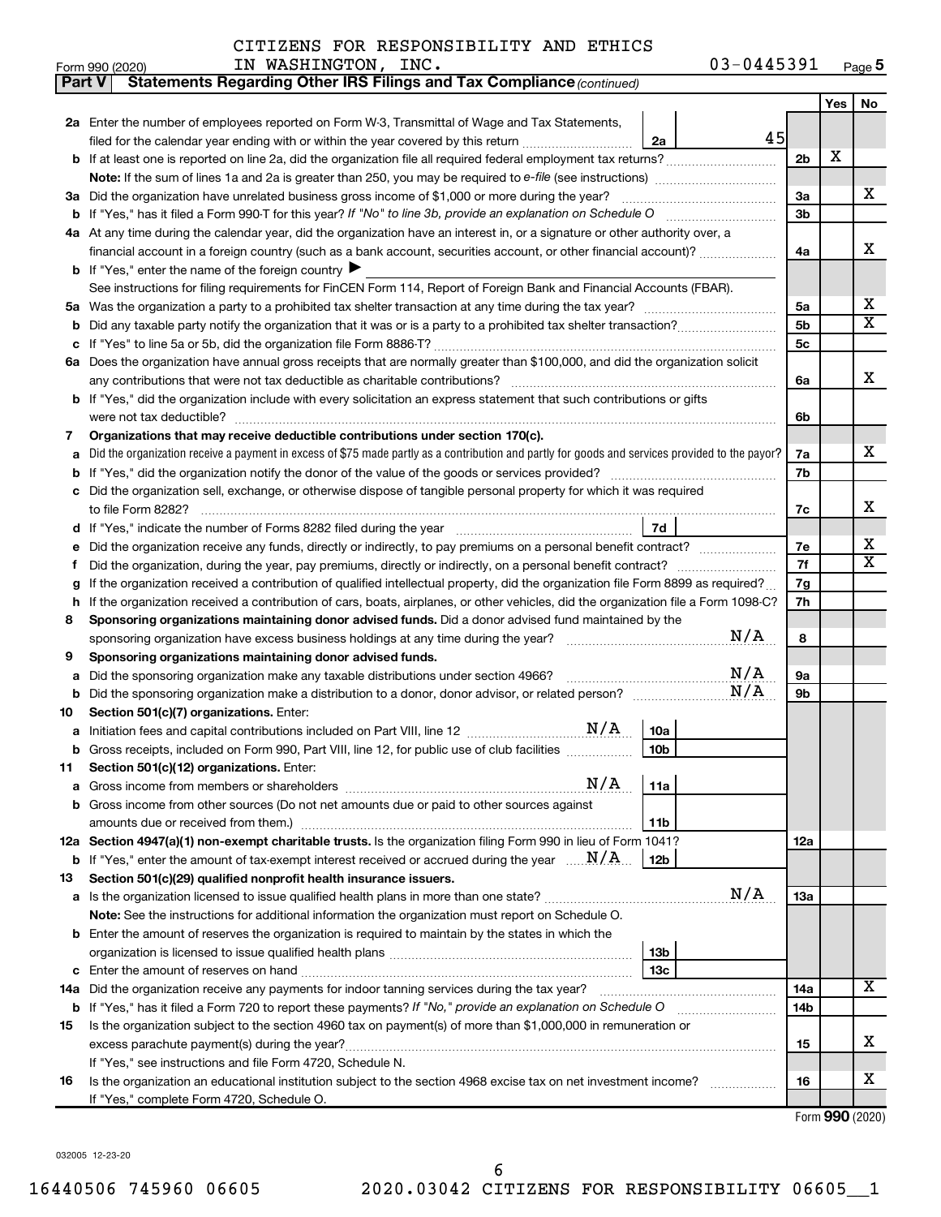CITIZENS FOR RESPONSIBILITY AND ETHICS IN WASHINGTON, INC. 03-0445391

Form 990 (2020) Page 5

**Part V Statements Regarding Other IRS Filings and Tax Compliance** *(continued)*

| | | | | | Yes | No |
|---|---|---|---|---|---|---|
| **2a** | Enter the number of employees reported on Form W-3, Transmittal of Wage and Tax Statements, filed for the calendar year ending with or within the year covered by this return | 2a | 45 | | | |
| **b** | If at least one is reported on line 2a, did the organization file all required federal employment tax returns? | | | 2b | X | |
| | **Note:** If the sum of lines 1a and 2a is greater than 250, you may be required to *e-file* (see instructions) | | | | | |
| **3a** | Did the organization have unrelated business gross income of $1,000 or more during the year? | | | 3a | | X |
| **b** | If "Yes," has it filed a Form 990-T for this year? *If "No" to line 3b, provide an explanation on Schedule O* | | | 3b | | |
| **4a** | At any time during the calendar year, did the organization have an interest in, or a signature or other authority over, a financial account in a foreign country (such as a bank account, securities account, or other financial account)? | | | 4a | | X |
| **b** | If "Yes," enter the name of the foreign country ▶ | | | | | |
| | See instructions for filing requirements for FinCEN Form 114, Report of Foreign Bank and Financial Accounts (FBAR). | | | | | |
| **5a** | Was the organization a party to a prohibited tax shelter transaction at any time during the tax year? | | | 5a | | X |
| **b** | Did any taxable party notify the organization that it was or is a party to a prohibited tax shelter transaction? | | | 5b | | X |
| **c** | If "Yes" to line 5a or 5b, did the organization file Form 8886-T? | | | 5c | | |
| **6a** | Does the organization have annual gross receipts that are normally greater than $100,000, and did the organization solicit any contributions that were not tax deductible as charitable contributions? | | | 6a | | X |
| **b** | If "Yes," did the organization include with every solicitation an express statement that such contributions or gifts were not tax deductible? | | | 6b | | |
| **7** | **Organizations that may receive deductible contributions under section 170(c).** | | | | | |
| **a** | Did the organization receive a payment in excess of $75 made partly as a contribution and partly for goods and services provided to the payor? | | | 7a | | X |
| **b** | If "Yes," did the organization notify the donor of the value of the goods or services provided? | | | 7b | | |
| **c** | Did the organization sell, exchange, or otherwise dispose of tangible personal property for which it was required to file Form 8282? | | | 7c | | X |
| **d** | If "Yes," indicate the number of Forms 8282 filed during the year | 7d | | | | |
| **e** | Did the organization receive any funds, directly or indirectly, to pay premiums on a personal benefit contract? | | | 7e | | X |
| **f** | Did the organization, during the year, pay premiums, directly or indirectly, on a personal benefit contract? | | | 7f | | X |
| **g** | If the organization received a contribution of qualified intellectual property, did the organization file Form 8899 as required? | | | 7g | | |
| **h** | If the organization received a contribution of cars, boats, airplanes, or other vehicles, did the organization file a Form 1098-C? | | | 7h | | |
| **8** | **Sponsoring organizations maintaining donor advised funds.** Did a donor advised fund maintained by the sponsoring organization have excess business holdings at any time during the year? N/A | | | 8 | | |
| **9** | **Sponsoring organizations maintaining donor advised funds.** | | | | | |
| **a** | Did the sponsoring organization make any taxable distributions under section 4966? N/A | | | 9a | | |
| **b** | Did the sponsoring organization make a distribution to a donor, donor advisor, or related person? N/A | | | 9b | | |
| **10** | **Section 501(c)(7) organizations.** Enter: | | | | | |
| **a** | Initiation fees and capital contributions included on Part VIII, line 12 N/A | 10a | | | | |
| **b** | Gross receipts, included on Form 990, Part VIII, line 12, for public use of club facilities | 10b | | | | |
| **11** | **Section 501(c)(12) organizations.** Enter: | | | | | |
| **a** | Gross income from members or shareholders N/A | 11a | | | | |
| **b** | Gross income from other sources (Do not net amounts due or paid to other sources against amounts due or received from them.) | 11b | | | | |
| **12a** | **Section 4947(a)(1) non-exempt charitable trusts.** Is the organization filing Form 990 in lieu of Form 1041? | | | 12a | | |
| **b** | If "Yes," enter the amount of tax-exempt interest received or accrued during the year N/A | 12b | | | | |
| **13** | **Section 501(c)(29) qualified nonprofit health insurance issuers.** | | | | | |
| **a** | Is the organization licensed to issue qualified health plans in more than one state? N/A | | | 13a | | |
| | **Note:** See the instructions for additional information the organization must report on Schedule O. | | | | | |
| **b** | Enter the amount of reserves the organization is required to maintain by the states in which the organization is licensed to issue qualified health plans | 13b | | | | |
| **c** | Enter the amount of reserves on hand | 13c | | | | |
| **14a** | Did the organization receive any payments for indoor tanning services during the tax year? | | | 14a | | X |
| **b** | If "Yes," has it filed a Form 720 to report these payments? *If "No," provide an explanation on Schedule O* | | | 14b | | |
| **15** | Is the organization subject to the section 4960 tax on payment(s) of more than $1,000,000 in remuneration or excess parachute payment(s) during the year? | | | 15 | | X |
| | If "Yes," see instructions and file Form 4720, Schedule N. | | | | | |
| **16** | Is the organization an educational institution subject to the section 4968 excise tax on net investment income? | | | 16 | | X |
| | If "Yes," complete Form 4720, Schedule O. | | | | | |

Form **990** (2020)

032005 12-23-20

16440506 745960 06605 2020.03042 CITIZENS FOR RESPONSIBILITY 06605__1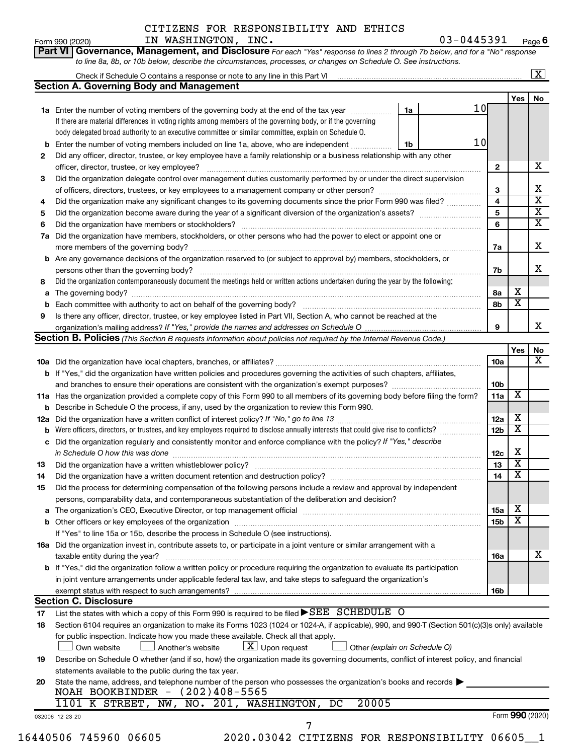CITIZENS FOR RESPONSIBILITY AND ETHICS IN WASHINGTON, INC. 03-0445391

Form 990 (2020) Page 6

**Part VI Governance, Management, and Disclosure** *For each "Yes" response to lines 2 through 7b below, and for a "No" response to line 8a, 8b, or 10b below, describe the circumstances, processes, or changes on Schedule O. See instructions.*

Check if Schedule O contains a response or note to any line in this Part VI [X]

## Section A. Governing Body and Management

| | | | | Yes | No |
|---|---|---|---|---|---|
| **1a** | Enter the number of voting members of the governing body at the end of the tax year. If there are material differences in voting rights among members of the governing body, or if the governing body delegated broad authority to an executive committee or similar committee, explain on Schedule O. | 1a: 10 | | | |
| **b** | Enter the number of voting members included on line 1a, above, who are independent | 1b: 10 | | | |
| **2** | Did any officer, director, trustee, or key employee have a family relationship or a business relationship with any other officer, director, trustee, or key employee? | | 2 | | X |
| **3** | Did the organization delegate control over management duties customarily performed by or under the direct supervision of officers, directors, trustees, or key employees to a management company or other person? | | 3 | | X |
| **4** | Did the organization make any significant changes to its governing documents since the prior Form 990 was filed? | | 4 | | X |
| **5** | Did the organization become aware during the year of a significant diversion of the organization's assets? | | 5 | | X |
| **6** | Did the organization have members or stockholders? | | 6 | | X |
| **7a** | Did the organization have members, stockholders, or other persons who had the power to elect or appoint one or more members of the governing body? | | 7a | | X |
| **b** | Are any governance decisions of the organization reserved to (or subject to approval by) members, stockholders, or persons other than the governing body? | | 7b | | X |
| **8** | Did the organization contemporaneously document the meetings held or written actions undertaken during the year by the following: | | | | |
| **a** | The governing body? | | 8a | X | |
| **b** | Each committee with authority to act on behalf of the governing body? | | 8b | X | |
| **9** | Is there any officer, director, trustee, or key employee listed in Part VII, Section A, who cannot be reached at the organization's mailing address? *If "Yes," provide the names and addresses on Schedule O* | | 9 | | X |

## Section B. Policies *(This Section B requests information about policies not required by the Internal Revenue Code.)*

| | | | Yes | No |
|---|---|---|---|---|
| **10a** | Did the organization have local chapters, branches, or affiliates? | 10a | | X |
| **b** | If "Yes," did the organization have written policies and procedures governing the activities of such chapters, affiliates, and branches to ensure their operations are consistent with the organization's exempt purposes? | 10b | | |
| **11a** | Has the organization provided a complete copy of this Form 990 to all members of its governing body before filing the form? | 11a | X | |
| **b** | Describe in Schedule O the process, if any, used by the organization to review this Form 990. | | | |
| **12a** | Did the organization have a written conflict of interest policy? *If "No," go to line 13* | 12a | X | |
| **b** | Were officers, directors, or trustees, and key employees required to disclose annually interests that could give rise to conflicts? | 12b | X | |
| **c** | Did the organization regularly and consistently monitor and enforce compliance with the policy? *If "Yes," describe in Schedule O how this was done* | 12c | X | |
| **13** | Did the organization have a written whistleblower policy? | 13 | X | |
| **14** | Did the organization have a written document retention and destruction policy? | 14 | X | |
| **15** | Did the process for determining compensation of the following persons include a review and approval by independent persons, comparability data, and contemporaneous substantiation of the deliberation and decision? | | | |
| **a** | The organization's CEO, Executive Director, or top management official | 15a | X | |
| **b** | Other officers or key employees of the organization | 15b | X | |
| | If "Yes" to line 15a or 15b, describe the process in Schedule O (see instructions). | | | |
| **16a** | Did the organization invest in, contribute assets to, or participate in a joint venture or similar arrangement with a taxable entity during the year? | 16a | | X |
| **b** | If "Yes," did the organization follow a written policy or procedure requiring the organization to evaluate its participation in joint venture arrangements under applicable federal tax law, and take steps to safeguard the organization's exempt status with respect to such arrangements? | 16b | | |

## Section C. Disclosure

**17** List the states with which a copy of this Form 990 is required to be filed ▶ SEE SCHEDULE O

**18** Section 6104 requires an organization to make its Forms 1023 (1024 or 1024-A, if applicable), 990, and 990-T (Section 501(c)(3)s only) available for public inspection. Indicate how you made these available. Check all that apply.

[ ] Own website [ ] Another's website [X] Upon request [ ] Other *(explain on Schedule O)*

**19** Describe on Schedule O whether (and if so, how) the organization made its governing documents, conflict of interest policy, and financial statements available to the public during the tax year.

**20** State the name, address, and telephone number of the person who possesses the organization's books and records ▶

NOAH BOOKBINDER - (202)408-5565
1101 K STREET, NW, NO. 201, WASHINGTON, DC 20005

032006 12-23-20 Form **990** (2020)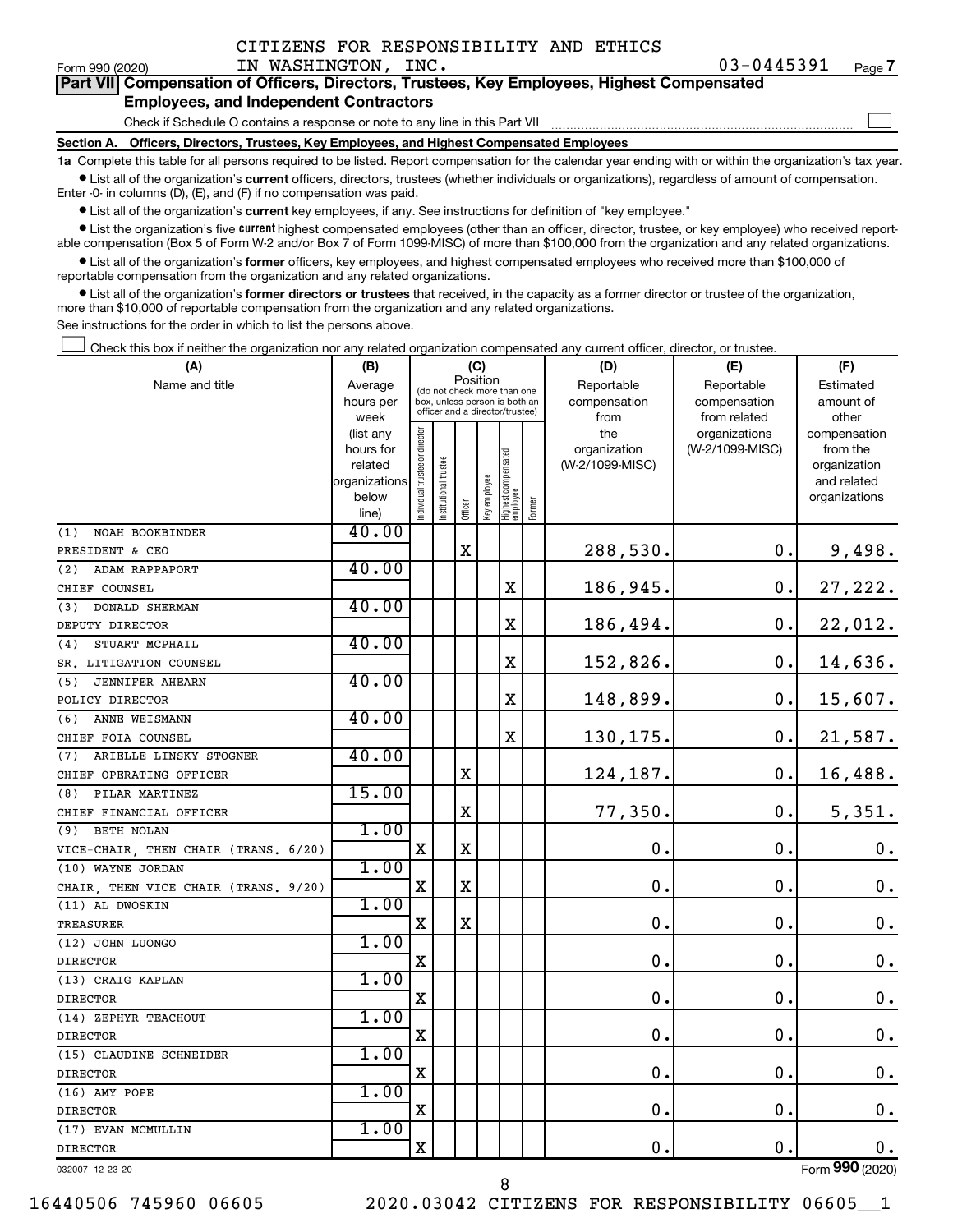CITIZENS FOR RESPONSIBILITY AND ETHICS IN WASHINGTON, INC. 03-0445391

Form 990 (2020)

## Part VII Compensation of Officers, Directors, Trustees, Key Employees, Highest Compensated Employees, and Independent Contractors

Check if Schedule O contains a response or note to any line in this Part VII ☐

### Section A. Officers, Directors, Trustees, Key Employees, and Highest Compensated Employees

**1a** Complete this table for all persons required to be listed. Report compensation for the calendar year ending with or within the organization's tax year.

- List all of the organization's **current** officers, directors, trustees (whether individuals or organizations), regardless of amount of compensation. Enter -0- in columns (D), (E), and (F) if no compensation was paid.
- List all of the organization's **current** key employees, if any. See instructions for definition of "key employee."
- List the organization's five **current** highest compensated employees (other than an officer, director, trustee, or key employee) who received reportable compensation (Box 5 of Form W-2 and/or Box 7 of Form 1099-MISC) of more than $100,000 from the organization and any related organizations.
- List all of the organization's **former** officers, key employees, and highest compensated employees who received more than $100,000 of reportable compensation from the organization and any related organizations.
- List all of the organization's **former directors or trustees** that received, in the capacity as a former director or trustee of the organization, more than $10,000 of reportable compensation from the organization and any related organizations.

See instructions for the order in which to list the persons above.

☐ Check this box if neither the organization nor any related organization compensated any current officer, director, or trustee.

| (A) Name and title | (B) Average hours per week (list any hours for related organizations below line) | (C) Position: Individual trustee or director | Institutional trustee | Officer | Key employee | Highest compensated employee | Former | (D) Reportable compensation from the organization (W-2/1099-MISC) | (E) Reportable compensation from related organizations (W-2/1099-MISC) | (F) Estimated amount of other compensation from the organization and related organizations |
|---|---|---|---|---|---|---|---|---|---|---|
| (1) NOAH BOOKBINDER<br>PRESIDENT & CEO | 40.00 | | | X | | | | 288,530. | 0. | 9,498. |
| (2) ADAM RAPPAPORT<br>CHIEF COUNSEL | 40.00 | | | | | X | | 186,945. | 0. | 27,222. |
| (3) DONALD SHERMAN<br>DEPUTY DIRECTOR | 40.00 | | | | | X | | 186,494. | 0. | 22,012. |
| (4) STUART MCPHAIL<br>SR. LITIGATION COUNSEL | 40.00 | | | | | X | | 152,826. | 0. | 14,636. |
| (5) JENNIFER AHEARN<br>POLICY DIRECTOR | 40.00 | | | | | X | | 148,899. | 0. | 15,607. |
| (6) ANNE WEISMANN<br>CHIEF FOIA COUNSEL | 40.00 | | | | | X | | 130,175. | 0. | 21,587. |
| (7) ARIELLE LINSKY STOGNER<br>CHIEF OPERATING OFFICER | 40.00 | | | X | | | | 124,187. | 0. | 16,488. |
| (8) PILAR MARTINEZ<br>CHIEF FINANCIAL OFFICER | 15.00 | | | X | | | | 77,350. | 0. | 5,351. |
| (9) BETH NOLAN<br>VICE-CHAIR, THEN CHAIR (TRANS. 6/20) | 1.00 | X | | X | | | | 0. | 0. | 0. |
| (10) WAYNE JORDAN<br>CHAIR, THEN VICE CHAIR (TRANS. 9/20) | 1.00 | X | | X | | | | 0. | 0. | 0. |
| (11) AL DWOSKIN<br>TREASURER | 1.00 | X | | X | | | | 0. | 0. | 0. |
| (12) JOHN LUONGO<br>DIRECTOR | 1.00 | X | | | | | | 0. | 0. | 0. |
| (13) CRAIG KAPLAN<br>DIRECTOR | 1.00 | X | | | | | | 0. | 0. | 0. |
| (14) ZEPHYR TEACHOUT<br>DIRECTOR | 1.00 | X | | | | | | 0. | 0. | 0. |
| (15) CLAUDINE SCHNEIDER<br>DIRECTOR | 1.00 | X | | | | | | 0. | 0. | 0. |
| (16) AMY POPE<br>DIRECTOR | 1.00 | X | | | | | | 0. | 0. | 0. |
| (17) EVAN MCMULLIN<br>DIRECTOR | 1.00 | X | | | | | | 0. | 0. | 0. |

032007 12-23-20

Form 990 (2020)

16440506 745960 06605 2020.03042 CITIZENS FOR RESPONSIBILITY 06605__1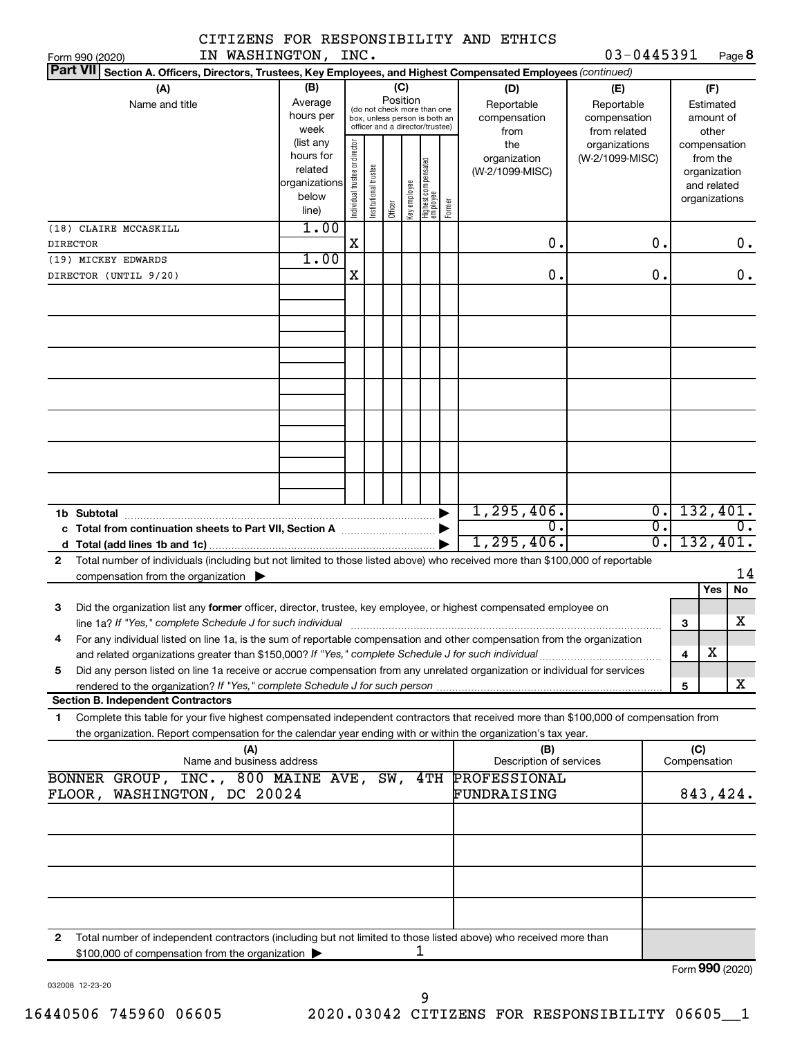CITIZENS FOR RESPONSIBILITY AND ETHICS IN WASHINGTON, INC. 03-0445391

Form 990 (2020)

**Part VII Section A. Officers, Directors, Trustees, Key Employees, and Highest Compensated Employees** *(continued)*

| (A) Name and title | (B) Average hours per week (list any hours for related organizations below line) | (C) Position: Individual trustee or director | Institutional trustee | Officer | Key employee | Highest compensated employee | Former | (D) Reportable compensation from the organization (W-2/1099-MISC) | (E) Reportable compensation from related organizations (W-2/1099-MISC) | (F) Estimated amount of other compensation from the organization and related organizations |
|---|---|---|---|---|---|---|---|---|---|---|
| (18) CLAIRE MCCASKILL<br>DIRECTOR | 1.00 | X | | | | | | 0. | 0. | 0. |
| (19) MICKEY EDWARDS<br>DIRECTOR (UNTIL 9/20) | 1.00 | X | | | | | | 0. | 0. | 0. |

| | (D) | (E) | (F) |
|---|---|---|---|
| 1b Subtotal | 1,295,406. | 0. | 132,401. |
| c Total from continuation sheets to Part VII, Section A | 0. | 0. | 0. |
| d Total (add lines 1b and 1c) | 1,295,406. | 0. | 132,401. |

2 Total number of individuals (including but not limited to those listed above) who received more than $100,000 of reportable compensation from the organization ▶ 14

| | | Yes | No |
|---|---|---|---|
| 3 Did the organization list any **former** officer, director, trustee, key employee, or highest compensated employee on line 1a? *If "Yes," complete Schedule J for such individual* | 3 | | X |
| 4 For any individual listed on line 1a, is the sum of reportable compensation and other compensation from the organization and related organizations greater than $150,000? *If "Yes," complete Schedule J for such individual* | 4 | X | |
| 5 Did any person listed on line 1a receive or accrue compensation from any unrelated organization or individual for services rendered to the organization? *If "Yes," complete Schedule J for such person* | 5 | | X |

**Section B. Independent Contractors**

1 Complete this table for your five highest compensated independent contractors that received more than $100,000 of compensation from the organization. Report compensation for the calendar year ending with or within the organization's tax year.

| (A) Name and business address | (B) Description of services | (C) Compensation |
|---|---|---|
| BONNER GROUP, INC., 800 MAINE AVE, SW, 4TH FLOOR, WASHINGTON, DC 20024 | PROFESSIONAL FUNDRAISING | 843,424. |
| | | |
| | | |
| | | |
| | | |

2 Total number of independent contractors (including but not limited to those listed above) who received more than $100,000 of compensation from the organization ▶ 1

Form **990** (2020)

032008 12-23-20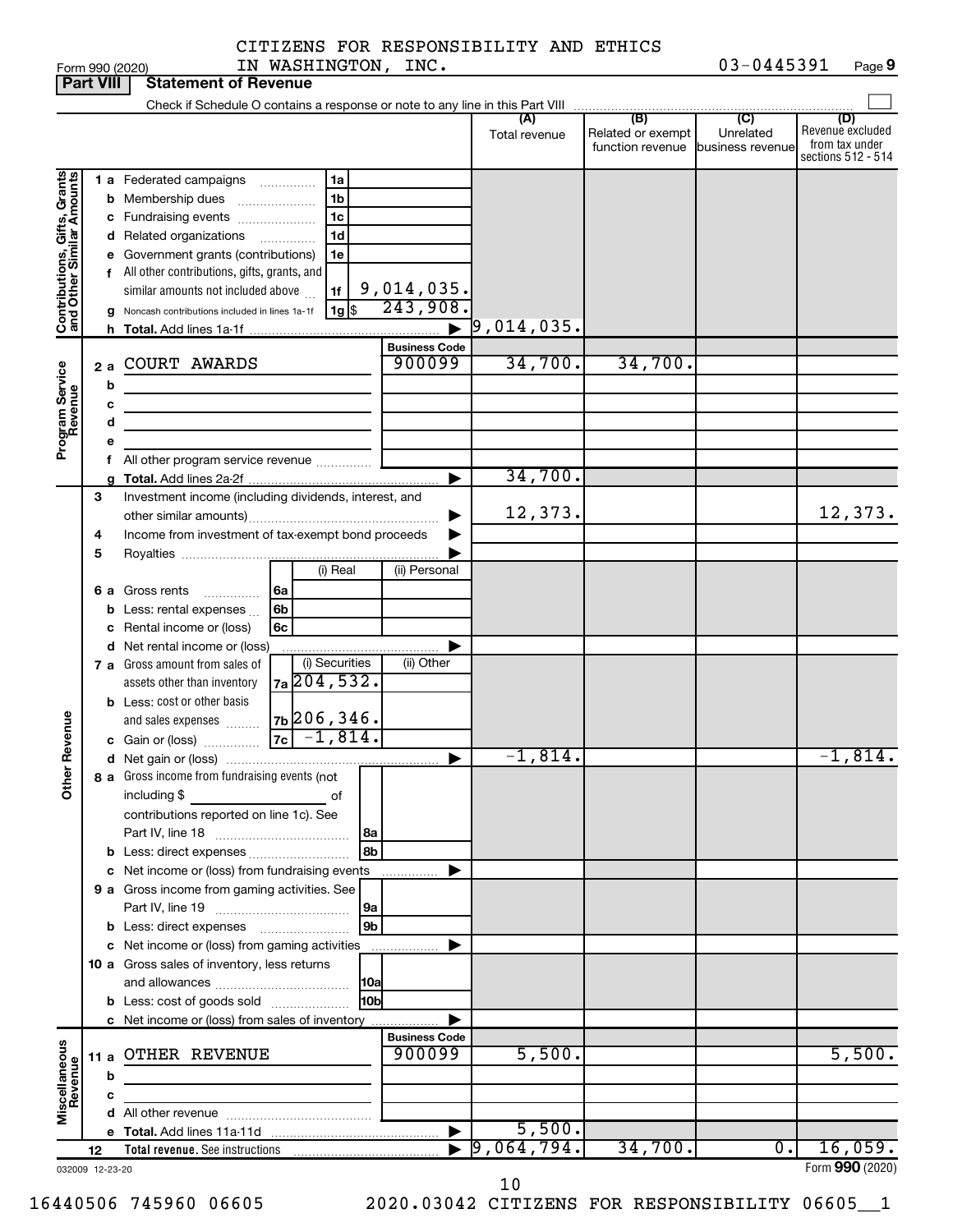Form 990 (2020) CITIZENS FOR RESPONSIBILITY AND ETHICS IN WASHINGTON, INC. 03-0445391 Page 9

## Part VIII Statement of Revenue

Check if Schedule O contains a response or note to any line in this Part VIII ☐

| | | | | (A) Total revenue | (B) Related or exempt function revenue | (C) Unrelated business revenue | (D) Revenue excluded from tax under sections 512 - 514 |
|---|---|---|---|---|---|---|---|
| **Contributions, Gifts, Grants and Other Similar Amounts** | 1a Federated campaigns | 1a | | | | | |
| | b Membership dues | 1b | | | | | |
| | c Fundraising events | 1c | | | | | |
| | d Related organizations | 1d | | | | | |
| | e Government grants (contributions) | 1e | | | | | |
| | f All other contributions, gifts, grants, and similar amounts not included above | 1f | 9,014,035. | | | | |
| | g Noncash contributions included in lines 1a-1f | 1g $ | 243,908. | | | | |
| | h **Total.** Add lines 1a-1f | | ▶ | 9,014,035. | | | |
| | | | **Business Code** | | | | |
| **Program Service Revenue** | 2a COURT AWARDS | | 900099 | 34,700. | 34,700. | | |
| | b | | | | | | |
| | c | | | | | | |
| | d | | | | | | |
| | e | | | | | | |
| | f All other program service revenue | | | | | | |
| | g **Total.** Add lines 2a-2f | | ▶ | 34,700. | | | |
| **Other Revenue** | 3 Investment income (including dividends, interest, and other similar amounts) | | ▶ | 12,373. | | | 12,373. |
| | 4 Income from investment of tax-exempt bond proceeds | | ▶ | | | | |
| | 5 Royalties | | ▶ | | | | |
| | | (i) Real | (ii) Personal | | | | |
| | 6a Gross rents 6a | | | | | | |
| | b Less: rental expenses 6b | | | | | | |
| | c Rental income or (loss) 6c | | | | | | |
| | d Net rental income or (loss) | | ▶ | | | | |
| | | (i) Securities | (ii) Other | | | | |
| | 7a Gross amount from sales of assets other than inventory 7a | 204,532. | | | | | |
| | b Less: cost or other basis and sales expenses 7b | 206,346. | | | | | |
| | c Gain or (loss) 7c | -1,814. | | | | | |
| | d Net gain or (loss) | | ▶ | -1,814. | | | -1,814. |
| | 8a Gross income from fundraising events (not including $ ____ of contributions reported on line 1c). See Part IV, line 18 | 8a | | | | | |
| | b Less: direct expenses | 8b | | | | | |
| | c Net income or (loss) from fundraising events | | ▶ | | | | |
| | 9a Gross income from gaming activities. See Part IV, line 19 | 9a | | | | | |
| | b Less: direct expenses | 9b | | | | | |
| | c Net income or (loss) from gaming activities | | ▶ | | | | |
| | 10a Gross sales of inventory, less returns and allowances | 10a | | | | | |
| | b Less: cost of goods sold | 10b | | | | | |
| | c Net income or (loss) from sales of inventory | | ▶ | | | | |
| | | | **Business Code** | | | | |
| **Miscellaneous Revenue** | 11a OTHER REVENUE | | 900099 | 5,500. | | | 5,500. |
| | b | | | | | | |
| | c | | | | | | |
| | d All other revenue | | | | | | |
| | e **Total.** Add lines 11a-11d | | ▶ | 5,500. | | | |
| | 12 **Total revenue.** See instructions | | ▶ | 9,064,794. | 34,700. | 0. | 16,059. |

032009 12-23-20 Form **990** (2020)

16440506 745960 06605 2020.03042 CITIZENS FOR RESPONSIBILITY 06605__1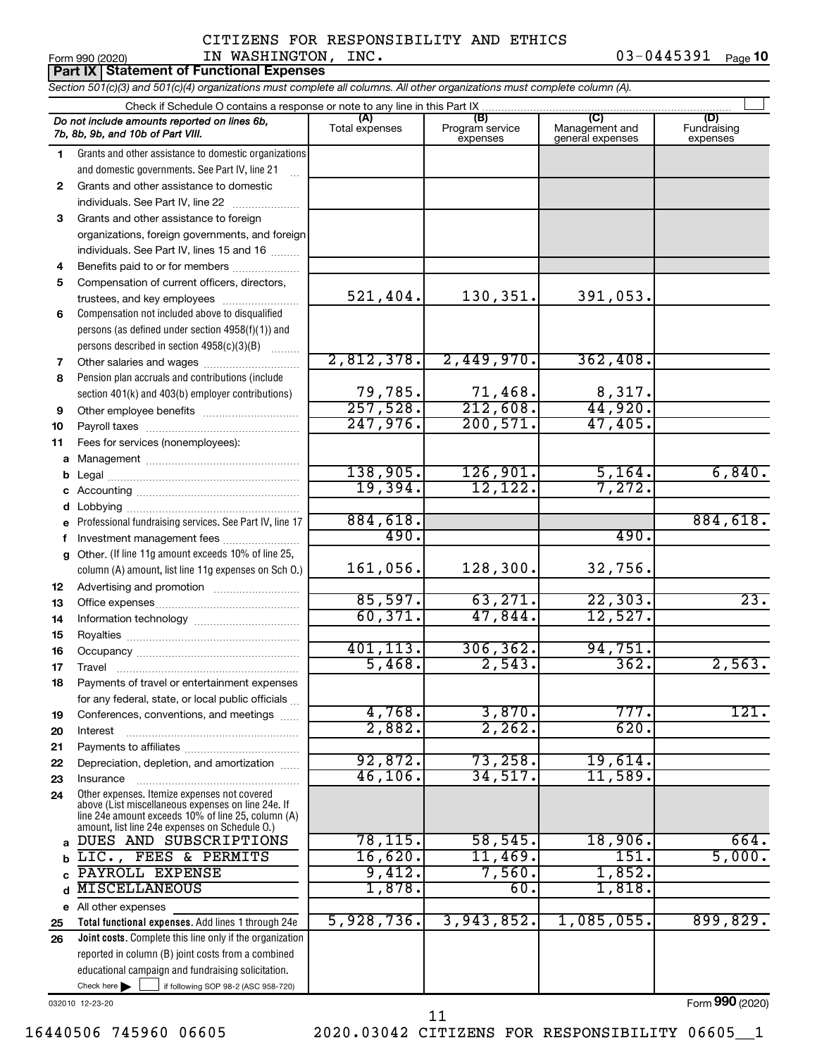CITIZENS FOR RESPONSIBILITY AND ETHICS
IN WASHINGTON, INC.

Form 990 (2020) 03-0445391 Page 10

**Part IX | Statement of Functional Expenses**

*Section 501(c)(3) and 501(c)(4) organizations must complete all columns. All other organizations must complete column (A).*

Check if Schedule O contains a response or note to any line in this Part IX ☐

| | *Do not include amounts reported on lines 6b, 7b, 8b, 9b, and 10b of Part VIII.* | (A) Total expenses | (B) Program service expenses | (C) Management and general expenses | (D) Fundraising expenses |
|---|---|---|---|---|---|
| 1 | Grants and other assistance to domestic organizations and domestic governments. See Part IV, line 21 | | | | |
| 2 | Grants and other assistance to domestic individuals. See Part IV, line 22 | | | | |
| 3 | Grants and other assistance to foreign organizations, foreign governments, and foreign individuals. See Part IV, lines 15 and 16 | | | | |
| 4 | Benefits paid to or for members | | | | |
| 5 | Compensation of current officers, directors, trustees, and key employees | 521,404. | 130,351. | 391,053. | |
| 6 | Compensation not included above to disqualified persons (as defined under section 4958(f)(1)) and persons described in section 4958(c)(3)(B) | | | | |
| 7 | Other salaries and wages | 2,812,378. | 2,449,970. | 362,408. | |
| 8 | Pension plan accruals and contributions (include section 401(k) and 403(b) employer contributions) | 79,785. | 71,468. | 8,317. | |
| 9 | Other employee benefits | 257,528. | 212,608. | 44,920. | |
| 10 | Payroll taxes | 247,976. | 200,571. | 47,405. | |
| 11 | Fees for services (nonemployees): | | | | |
| a | Management | | | | |
| b | Legal | 138,905. | 126,901. | 5,164. | 6,840. |
| c | Accounting | 19,394. | 12,122. | 7,272. | |
| d | Lobbying | | | | |
| e | Professional fundraising services. See Part IV, line 17 | 884,618. | | | 884,618. |
| f | Investment management fees | 490. | | 490. | |
| g | Other. (If line 11g amount exceeds 10% of line 25, column (A) amount, list line 11g expenses on Sch O.) | 161,056. | 128,300. | 32,756. | |
| 12 | Advertising and promotion | | | | |
| 13 | Office expenses | 85,597. | 63,271. | 22,303. | 23. |
| 14 | Information technology | 60,371. | 47,844. | 12,527. | |
| 15 | Royalties | | | | |
| 16 | Occupancy | 401,113. | 306,362. | 94,751. | |
| 17 | Travel | 5,468. | 2,543. | 362. | 2,563. |
| 18 | Payments of travel or entertainment expenses for any federal, state, or local public officials | | | | |
| 19 | Conferences, conventions, and meetings | 4,768. | 3,870. | 777. | 121. |
| 20 | Interest | 2,882. | 2,262. | 620. | |
| 21 | Payments to affiliates | | | | |
| 22 | Depreciation, depletion, and amortization | 92,872. | 73,258. | 19,614. | |
| 23 | Insurance | 46,106. | 34,517. | 11,589. | |
| 24 | Other expenses. Itemize expenses not covered above (List miscellaneous expenses on line 24e. If line 24e amount exceeds 10% of line 25, column (A) amount, list line 24e expenses on Schedule O.) | | | | |
| a | DUES AND SUBSCRIPTIONS | 78,115. | 58,545. | 18,906. | 664. |
| b | LIC., FEES & PERMITS | 16,620. | 11,469. | 151. | 5,000. |
| c | PAYROLL EXPENSE | 9,412. | 7,560. | 1,852. | |
| d | MISCELLANEOUS | 1,878. | 60. | 1,818. | |
| e | All other expenses | | | | |
| 25 | **Total functional expenses.** Add lines 1 through 24e | 5,928,736. | 3,943,852. | 1,085,055. | 899,829. |
| 26 | **Joint costs.** Complete this line only if the organization reported in column (B) joint costs from a combined educational campaign and fundraising solicitation. Check here ☐ if following SOP 98-2 (ASC 958-720) | | | | |

032010 12-23-20

Form **990** (2020)

16440506 745960 06605 2020.03042 CITIZENS FOR RESPONSIBILITY 06605__1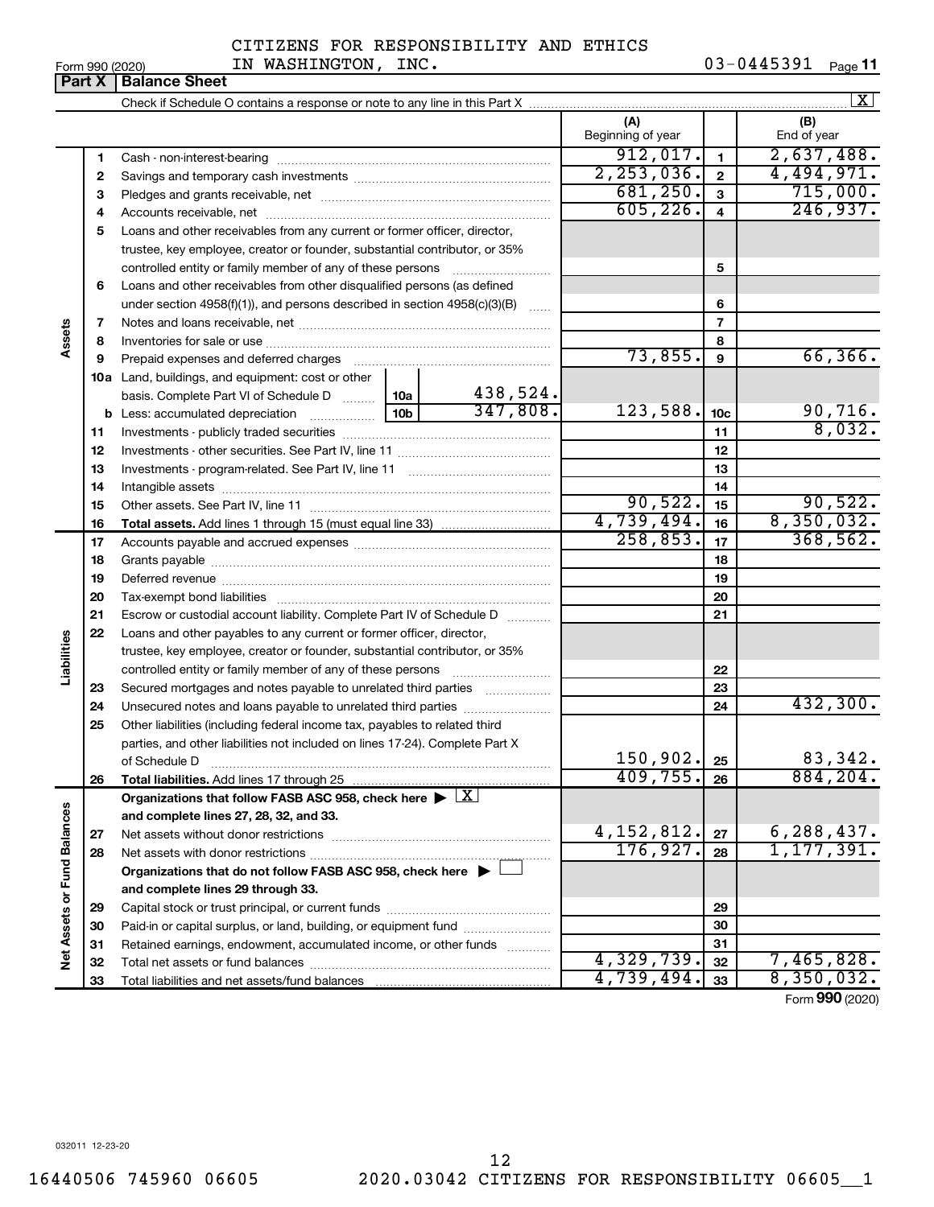CITIZENS FOR RESPONSIBILITY AND ETHICS IN WASHINGTON, INC.

Form 990 (2020) 03-0445391 Page 11

## Part X Balance Sheet

Check if Schedule O contains a response or note to any line in this Part X ☒

| Section | Line | Description | | (A) Beginning of year | Line | (B) End of year |
|---|---|---|---|---|---|---|
| Assets | 1 | Cash - non-interest-bearing | | 912,017. | 1 | 2,637,488. |
| | 2 | Savings and temporary cash investments | | 2,253,036. | 2 | 4,494,971. |
| | 3 | Pledges and grants receivable, net | | 681,250. | 3 | 715,000. |
| | 4 | Accounts receivable, net | | 605,226. | 4 | 246,937. |
| | 5 | Loans and other receivables from any current or former officer, director, trustee, key employee, creator or founder, substantial contributor, or 35% controlled entity or family member of any of these persons | | | 5 | |
| | 6 | Loans and other receivables from other disqualified persons (as defined under section 4958(f)(1)), and persons described in section 4958(c)(3)(B) | | | 6 | |
| | 7 | Notes and loans receivable, net | | | 7 | |
| | 8 | Inventories for sale or use | | | 8 | |
| | 9 | Prepaid expenses and deferred charges | | 73,855. | 9 | 66,366. |
| | 10a | Land, buildings, and equipment: cost or other basis. Complete Part VI of Schedule D | 10a 438,524. | | | |
| | b | Less: accumulated depreciation | 10b 347,808. | 123,588. | 10c | 90,716. |
| | 11 | Investments - publicly traded securities | | | 11 | 8,032. |
| | 12 | Investments - other securities. See Part IV, line 11 | | | 12 | |
| | 13 | Investments - program-related. See Part IV, line 11 | | | 13 | |
| | 14 | Intangible assets | | | 14 | |
| | 15 | Other assets. See Part IV, line 11 | | 90,522. | 15 | 90,522. |
| | 16 | **Total assets.** Add lines 1 through 15 (must equal line 33) | | 4,739,494. | 16 | 8,350,032. |
| Liabilities | 17 | Accounts payable and accrued expenses | | 258,853. | 17 | 368,562. |
| | 18 | Grants payable | | | 18 | |
| | 19 | Deferred revenue | | | 19 | |
| | 20 | Tax-exempt bond liabilities | | | 20 | |
| | 21 | Escrow or custodial account liability. Complete Part IV of Schedule D | | | 21 | |
| | 22 | Loans and other payables to any current or former officer, director, trustee, key employee, creator or founder, substantial contributor, or 35% controlled entity or family member of any of these persons | | | 22 | |
| | 23 | Secured mortgages and notes payable to unrelated third parties | | | 23 | |
| | 24 | Unsecured notes and loans payable to unrelated third parties | | | 24 | 432,300. |
| | 25 | Other liabilities (including federal income tax, payables to related third parties, and other liabilities not included on lines 17-24). Complete Part X of Schedule D | | 150,902. | 25 | 83,342. |
| | 26 | **Total liabilities.** Add lines 17 through 25 | | 409,755. | 26 | 884,204. |
| Net Assets or Fund Balances | | **Organizations that follow FASB ASC 958, check here ▶ ☒ and complete lines 27, 28, 32, and 33.** | | | | |
| | 27 | Net assets without donor restrictions | | 4,152,812. | 27 | 6,288,437. |
| | 28 | Net assets with donor restrictions | | 176,927. | 28 | 1,177,391. |
| | | **Organizations that do not follow FASB ASC 958, check here ▶ ☐ and complete lines 29 through 33.** | | | | |
| | 29 | Capital stock or trust principal, or current funds | | | 29 | |
| | 30 | Paid-in or capital surplus, or land, building, or equipment fund | | | 30 | |
| | 31 | Retained earnings, endowment, accumulated income, or other funds | | | 31 | |
| | 32 | Total net assets or fund balances | | 4,329,739. | 32 | 7,465,828. |
| | 33 | Total liabilities and net assets/fund balances | | 4,739,494. | 33 | 8,350,032. |

Form **990** (2020)

032011 12-23-20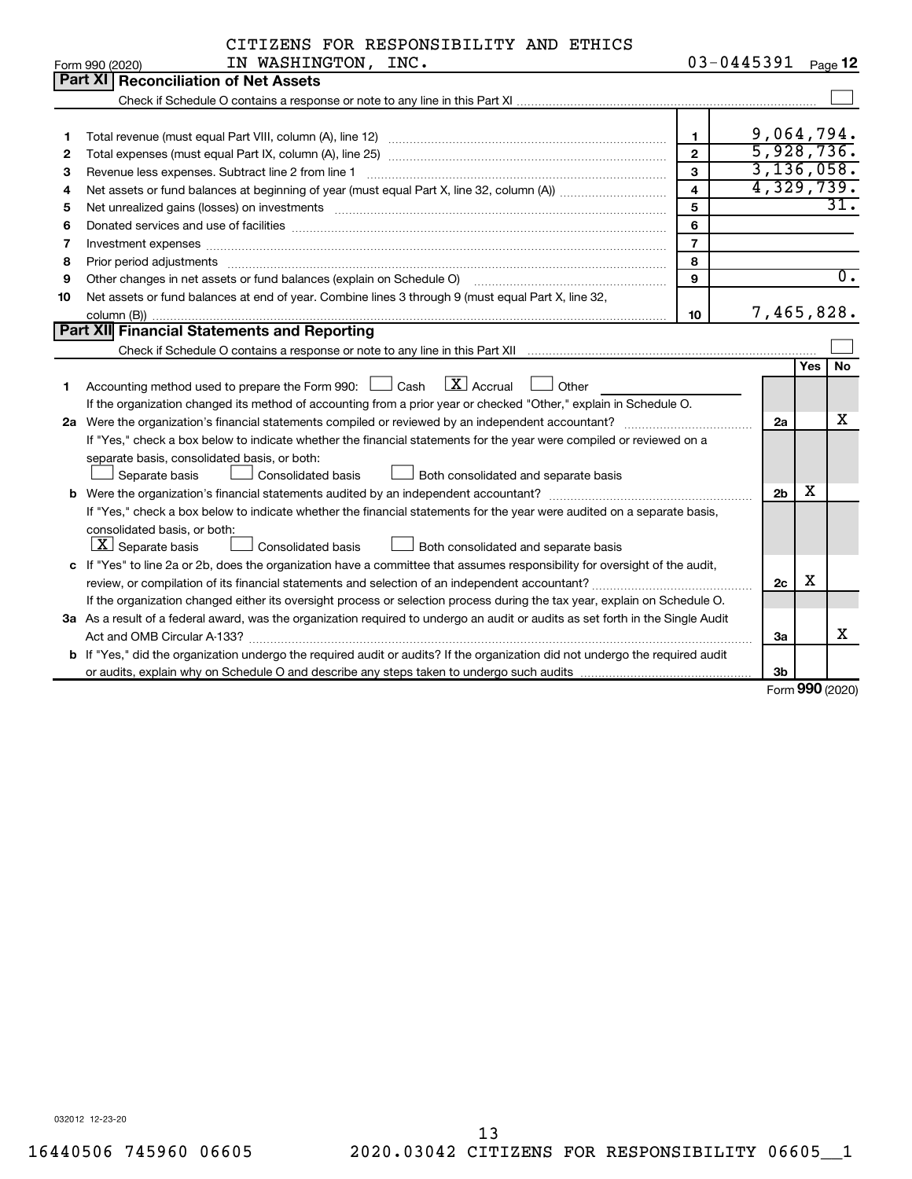CITIZENS FOR RESPONSIBILITY AND ETHICS IN WASHINGTON, INC. 03-0445391

Form 990 (2020) Page **12**

## Part XI Reconciliation of Net Assets

Check if Schedule O contains a response or note to any line in this Part XI ☐

| | | | |
|---|---|---|---|
| 1 | Total revenue (must equal Part VIII, column (A), line 12) | 1 | 9,064,794. |
| 2 | Total expenses (must equal Part IX, column (A), line 25) | 2 | 5,928,736. |
| 3 | Revenue less expenses. Subtract line 2 from line 1 | 3 | 3,136,058. |
| 4 | Net assets or fund balances at beginning of year (must equal Part X, line 32, column (A)) | 4 | 4,329,739. |
| 5 | Net unrealized gains (losses) on investments | 5 | 31. |
| 6 | Donated services and use of facilities | 6 | |
| 7 | Investment expenses | 7 | |
| 8 | Prior period adjustments | 8 | |
| 9 | Other changes in net assets or fund balances (explain on Schedule O) | 9 | 0. |
| 10 | Net assets or fund balances at end of year. Combine lines 3 through 9 (must equal Part X, line 32, column (B)) | 10 | 7,465,828. |

## Part XII Financial Statements and Reporting

Check if Schedule O contains a response or note to any line in this Part XII ☐

| | | | Yes | No |
|---|---|---|---|---|
| 1 | Accounting method used to prepare the Form 990: ☐ Cash ☒ Accrual ☐ Other<br>If the organization changed its method of accounting from a prior year or checked "Other," explain in Schedule O. | | | |
| 2a | Were the organization's financial statements compiled or reviewed by an independent accountant?<br>If "Yes," check a box below to indicate whether the financial statements for the year were compiled or reviewed on a separate basis, consolidated basis, or both:<br>☐ Separate basis ☐ Consolidated basis ☐ Both consolidated and separate basis | 2a | | X |
| b | Were the organization's financial statements audited by an independent accountant?<br>If "Yes," check a box below to indicate whether the financial statements for the year were audited on a separate basis, consolidated basis, or both:<br>☒ Separate basis ☐ Consolidated basis ☐ Both consolidated and separate basis | 2b | X | |
| c | If "Yes" to line 2a or 2b, does the organization have a committee that assumes responsibility for oversight of the audit, review, or compilation of its financial statements and selection of an independent accountant?<br>If the organization changed either its oversight process or selection process during the tax year, explain on Schedule O. | 2c | X | |
| 3a | As a result of a federal award, was the organization required to undergo an audit or audits as set forth in the Single Audit Act and OMB Circular A-133? | 3a | | X |
| b | If "Yes," did the organization undergo the required audit or audits? If the organization did not undergo the required audit or audits, explain why on Schedule O and describe any steps taken to undergo such audits | 3b | | |

Form **990** (2020)

032012 12-23-20

16440506 745960 06605 2020.03042 CITIZENS FOR RESPONSIBILITY 06605__1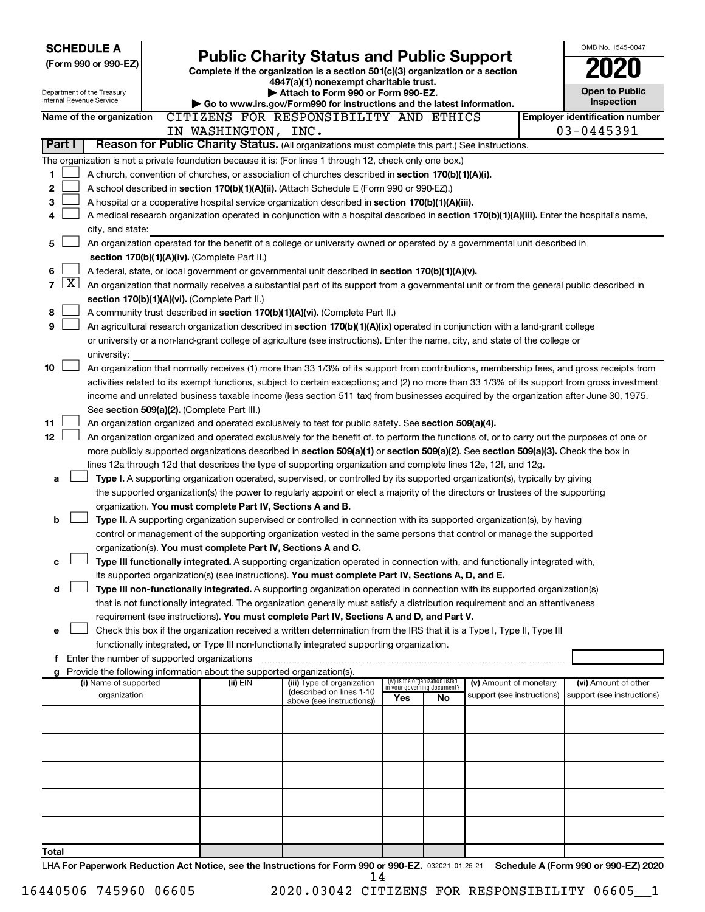**SCHEDULE A**
**(Form 990 or 990-EZ)**

Department of the Treasury
Internal Revenue Service

# Public Charity Status and Public Support

**Complete if the organization is a section 501(c)(3) organization or a section 4947(a)(1) nonexempt charitable trust.**
**▶ Attach to Form 990 or Form 990-EZ.**
**▶ Go to www.irs.gov/Form990 for instructions and the latest information.**

OMB No. 1545-0047
**2020**
**Open to Public Inspection**

**Name of the organization** CITIZENS FOR RESPONSIBILITY AND ETHICS IN WASHINGTON, INC.

**Employer identification number** 03-0445391

**Part I** **Reason for Public Charity Status.** (All organizations must complete this part.) See instructions.

The organization is not a private foundation because it is: (For lines 1 through 12, check only one box.)

1 ☐ A church, convention of churches, or association of churches described in **section 170(b)(1)(A)(i).**

2 ☐ A school described in **section 170(b)(1)(A)(ii).** (Attach Schedule E (Form 990 or 990-EZ).)

3 ☐ A hospital or a cooperative hospital service organization described in **section 170(b)(1)(A)(iii).**

4 ☐ A medical research organization operated in conjunction with a hospital described in **section 170(b)(1)(A)(iii).** Enter the hospital's name, city, and state:

5 ☐ An organization operated for the benefit of a college or university owned or operated by a governmental unit described in **section 170(b)(1)(A)(iv).** (Complete Part II.)

6 ☐ A federal, state, or local government or governmental unit described in **section 170(b)(1)(A)(v).**

7 ☒ An organization that normally receives a substantial part of its support from a governmental unit or from the general public described in **section 170(b)(1)(A)(vi).** (Complete Part II.)

8 ☐ A community trust described in **section 170(b)(1)(A)(vi).** (Complete Part II.)

9 ☐ An agricultural research organization described in **section 170(b)(1)(A)(ix)** operated in conjunction with a land-grant college or university or a non-land-grant college of agriculture (see instructions). Enter the name, city, and state of the college or university:

10 ☐ An organization that normally receives (1) more than 33 1/3% of its support from contributions, membership fees, and gross receipts from activities related to its exempt functions, subject to certain exceptions; and (2) no more than 33 1/3% of its support from gross investment income and unrelated business taxable income (less section 511 tax) from businesses acquired by the organization after June 30, 1975. See **section 509(a)(2).** (Complete Part III.)

11 ☐ An organization organized and operated exclusively to test for public safety. See **section 509(a)(4).**

12 ☐ An organization organized and operated exclusively for the benefit of, to perform the functions of, or to carry out the purposes of one or more publicly supported organizations described in **section 509(a)(1)** or **section 509(a)(2)**. See **section 509(a)(3).** Check the box in lines 12a through 12d that describes the type of supporting organization and complete lines 12e, 12f, and 12g.

a ☐ **Type I.** A supporting organization operated, supervised, or controlled by its supported organization(s), typically by giving the supported organization(s) the power to regularly appoint or elect a majority of the directors or trustees of the supporting organization. **You must complete Part IV, Sections A and B.**

b ☐ **Type II.** A supporting organization supervised or controlled in connection with its supported organization(s), by having control or management of the supporting organization vested in the same persons that control or manage the supported organization(s). **You must complete Part IV, Sections A and C.**

c ☐ **Type III functionally integrated.** A supporting organization operated in connection with, and functionally integrated with, its supported organization(s) (see instructions). **You must complete Part IV, Sections A, D, and E.**

d ☐ **Type III non-functionally integrated.** A supporting organization operated in connection with its supported organization(s) that is not functionally integrated. The organization generally must satisfy a distribution requirement and an attentiveness requirement (see instructions). **You must complete Part IV, Sections A and D, and Part V.**

e ☐ Check this box if the organization received a written determination from the IRS that it is a Type I, Type II, Type III functionally integrated, or Type III non-functionally integrated supporting organization.

f Enter the number of supported organizations

g Provide the following information about the supported organization(s).

| (i) Name of supported organization | (ii) EIN | (iii) Type of organization (described on lines 1-10 above (see instructions)) | (iv) Is the organization listed in your governing document? Yes | No | (v) Amount of monetary support (see instructions) | (vi) Amount of other support (see instructions) |
|---|---|---|---|---|---|---|
| | | | | | | |
| | | | | | | |
| | | | | | | |
| | | | | | | |
| | | | | | | |
| **Total** | | | | | | |

LHA **For Paperwork Reduction Act Notice, see the Instructions for Form 990 or 990-EZ.** 032021 01-25-21 **Schedule A (Form 990 or 990-EZ) 2020**

16440506 745960 06605 2020.03042 CITIZENS FOR RESPONSIBILITY 06605__1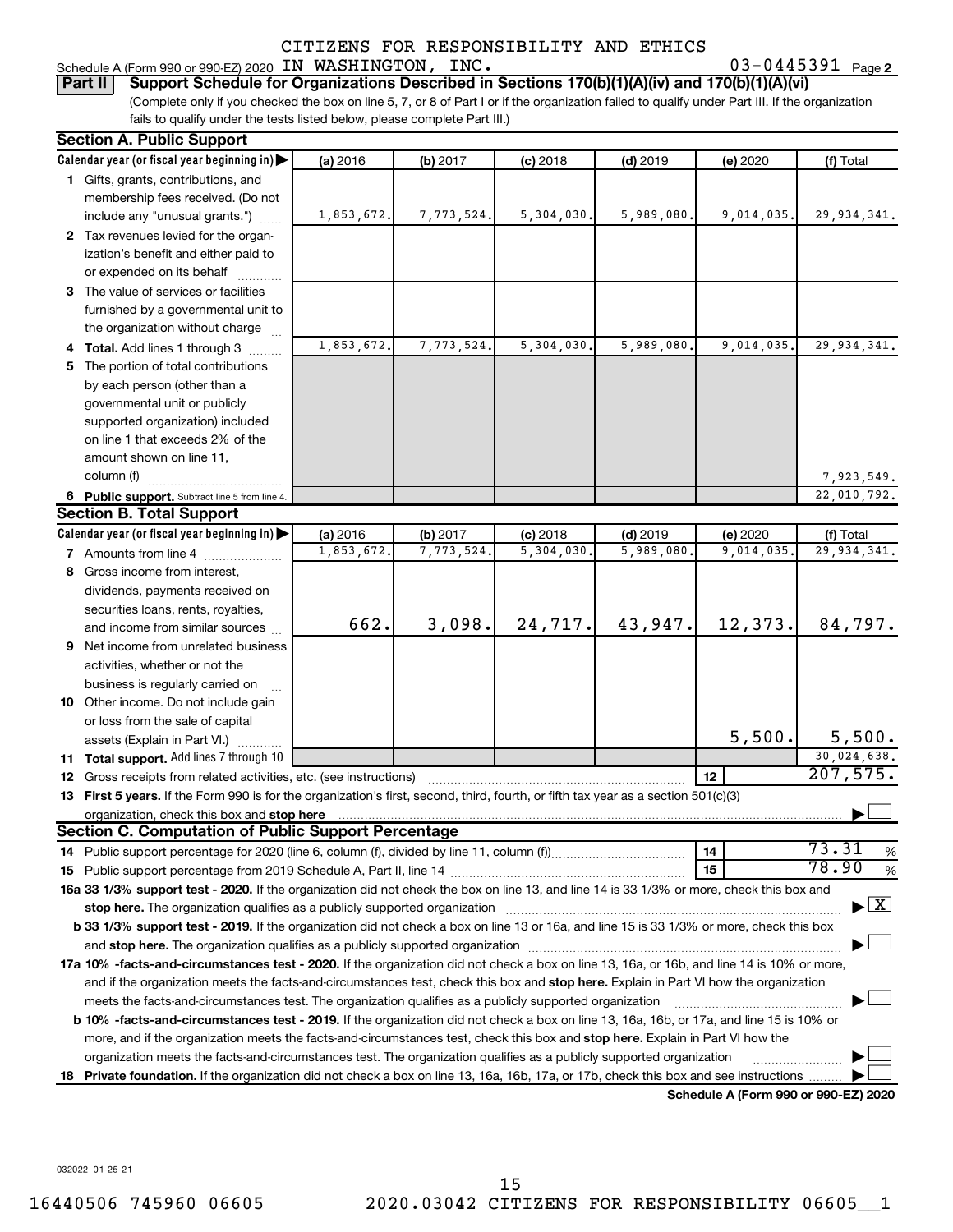CITIZENS FOR RESPONSIBILITY AND ETHICS
Schedule A (Form 990 or 990-EZ) 2020 IN WASHINGTON, INC. 03-0445391 Page 2

**Part II** **Support Schedule for Organizations Described in Sections 170(b)(1)(A)(iv) and 170(b)(1)(A)(vi)**

(Complete only if you checked the box on line 5, 7, or 8 of Part I or if the organization failed to qualify under Part III. If the organization fails to qualify under the tests listed below, please complete Part III.)

**Section A. Public Support**

| Calendar year (or fiscal year beginning in) | (a) 2016 | (b) 2017 | (c) 2018 | (d) 2019 | (e) 2020 | (f) Total |
|---|---|---|---|---|---|---|
| 1 Gifts, grants, contributions, and membership fees received. (Do not include any "unusual grants.") | 1,853,672. | 7,773,524. | 5,304,030. | 5,989,080. | 9,014,035. | 29,934,341. |
| 2 Tax revenues levied for the organization's benefit and either paid to or expended on its behalf | | | | | | |
| 3 The value of services or facilities furnished by a governmental unit to the organization without charge | | | | | | |
| 4 **Total.** Add lines 1 through 3 | 1,853,672. | 7,773,524. | 5,304,030. | 5,989,080. | 9,014,035. | 29,934,341. |
| 5 The portion of total contributions by each person (other than a governmental unit or publicly supported organization) included on line 1 that exceeds 2% of the amount shown on line 11, column (f) | | | | | | 7,923,549. |
| 6 **Public support.** Subtract line 5 from line 4. | | | | | | 22,010,792. |

**Section B. Total Support**

| Calendar year (or fiscal year beginning in) | (a) 2016 | (b) 2017 | (c) 2018 | (d) 2019 | (e) 2020 | (f) Total |
|---|---|---|---|---|---|---|
| 7 Amounts from line 4 | 1,853,672. | 7,773,524. | 5,304,030. | 5,989,080. | 9,014,035. | 29,934,341. |
| 8 Gross income from interest, dividends, payments received on securities loans, rents, royalties, and income from similar sources | 662. | 3,098. | 24,717. | 43,947. | 12,373. | 84,797. |
| 9 Net income from unrelated business activities, whether or not the business is regularly carried on | | | | | | |
| 10 Other income. Do not include gain or loss from the sale of capital assets (Explain in Part VI.) | | | | | 5,500. | 5,500. |
| 11 **Total support.** Add lines 7 through 10 | | | | | | 30,024,638. |

12 Gross receipts from related activities, etc. (see instructions) | 12 | 207,575.

13 **First 5 years.** If the Form 990 is for the organization's first, second, third, fourth, or fifth tax year as a section 501(c)(3) organization, check this box and **stop here** ☐

**Section C. Computation of Public Support Percentage**

14 Public support percentage for 2020 (line 6, column (f), divided by line 11, column (f)) | 14 | 73.31 %

15 Public support percentage from 2019 Schedule A, Part II, line 14 | 15 | 78.90 %

**16a 33 1/3% support test - 2020.** If the organization did not check the box on line 13, and line 14 is 33 1/3% or more, check this box and **stop here.** The organization qualifies as a publicly supported organization ☒

**b 33 1/3% support test - 2019.** If the organization did not check a box on line 13 or 16a, and line 15 is 33 1/3% or more, check this box and **stop here.** The organization qualifies as a publicly supported organization ☐

**17a 10% -facts-and-circumstances test - 2020.** If the organization did not check a box on line 13, 16a, or 16b, and line 14 is 10% or more, and if the organization meets the facts-and-circumstances test, check this box and **stop here.** Explain in Part VI how the organization meets the facts-and-circumstances test. The organization qualifies as a publicly supported organization ☐

**b 10% -facts-and-circumstances test - 2019.** If the organization did not check a box on line 13, 16a, 16b, or 17a, and line 15 is 10% or more, and if the organization meets the facts-and-circumstances test, check this box and **stop here.** Explain in Part VI how the organization meets the facts-and-circumstances test. The organization qualifies as a publicly supported organization ☐

**18 Private foundation.** If the organization did not check a box on line 13, 16a, 16b, 17a, or 17b, check this box and see instructions ☐

**Schedule A (Form 990 or 990-EZ) 2020**

032022 01-25-21

16440506 745960 06605 2020.03042 CITIZENS FOR RESPONSIBILITY 06605__1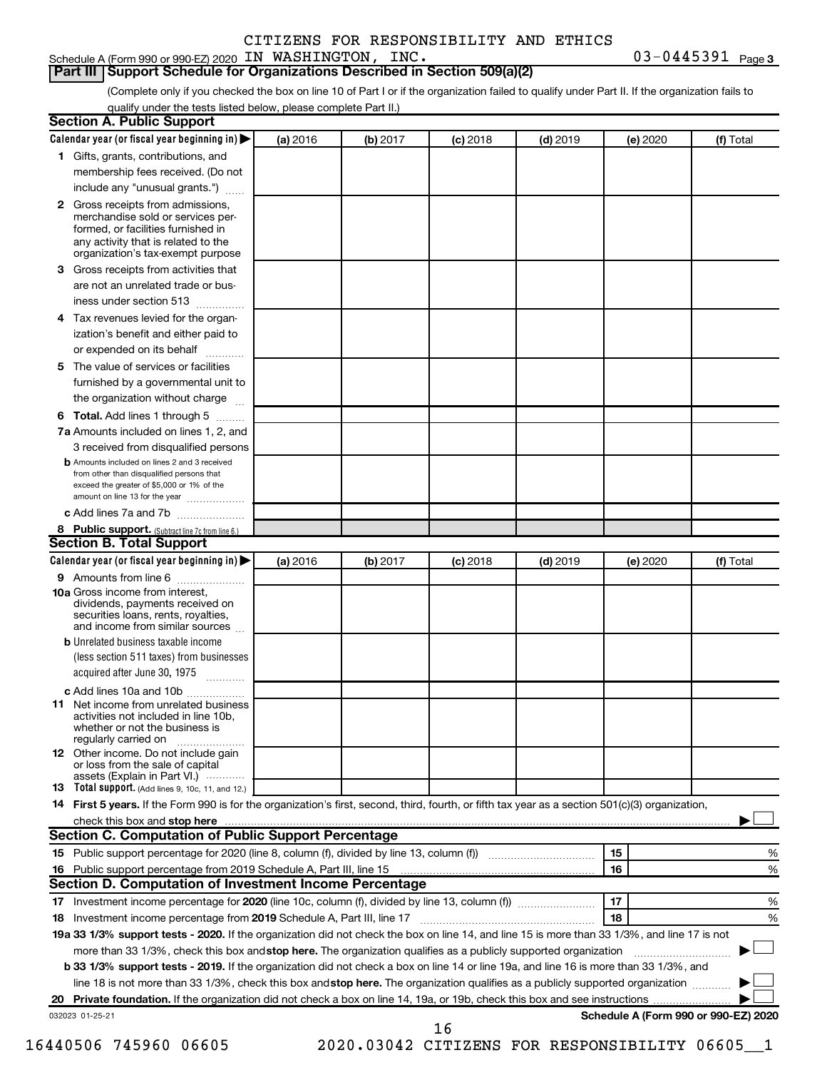CITIZENS FOR RESPONSIBILITY AND ETHICS

Schedule A (Form 990 or 990-EZ) 2020 IN WASHINGTON, INC. 03-0445391 Page 3

## Part III Support Schedule for Organizations Described in Section 509(a)(2)

(Complete only if you checked the box on line 10 of Part I or if the organization failed to qualify under Part II. If the organization fails to qualify under the tests listed below, please complete Part II.)

### Section A. Public Support

| Calendar year (or fiscal year beginning in) ▶ | (a) 2016 | (b) 2017 | (c) 2018 | (d) 2019 | (e) 2020 | (f) Total |
|---|---|---|---|---|---|---|
| 1 Gifts, grants, contributions, and membership fees received. (Do not include any "unusual grants.") | | | | | | |
| 2 Gross receipts from admissions, merchandise sold or services performed, or facilities furnished in any activity that is related to the organization's tax-exempt purpose | | | | | | |
| 3 Gross receipts from activities that are not an unrelated trade or business under section 513 | | | | | | |
| 4 Tax revenues levied for the organization's benefit and either paid to or expended on its behalf | | | | | | |
| 5 The value of services or facilities furnished by a governmental unit to the organization without charge | | | | | | |
| 6 **Total.** Add lines 1 through 5 | | | | | | |
| 7a Amounts included on lines 1, 2, and 3 received from disqualified persons | | | | | | |
| b Amounts included on lines 2 and 3 received from other than disqualified persons that exceed the greater of $5,000 or 1% of the amount on line 13 for the year | | | | | | |
| c Add lines 7a and 7b | | | | | | |
| 8 **Public support.** (Subtract line 7c from line 6.) | | | | | | |

### Section B. Total Support

| Calendar year (or fiscal year beginning in) ▶ | (a) 2016 | (b) 2017 | (c) 2018 | (d) 2019 | (e) 2020 | (f) Total |
|---|---|---|---|---|---|---|
| 9 Amounts from line 6 | | | | | | |
| 10a Gross income from interest, dividends, payments received on securities loans, rents, royalties, and income from similar sources | | | | | | |
| b Unrelated business taxable income (less section 511 taxes) from businesses acquired after June 30, 1975 | | | | | | |
| c Add lines 10a and 10b | | | | | | |
| 11 Net income from unrelated business activities not included in line 10b, whether or not the business is regularly carried on | | | | | | |
| 12 Other income. Do not include gain or loss from the sale of capital assets (Explain in Part VI.) | | | | | | |
| 13 **Total support.** (Add lines 9, 10c, 11, and 12.) | | | | | | |

14 **First 5 years.** If the Form 990 is for the organization's first, second, third, fourth, or fifth tax year as a section 501(c)(3) organization, check this box and **stop here** ▶ ☐

### Section C. Computation of Public Support Percentage

| | | | |
|---|---|---|---|
| 15 | Public support percentage for 2020 (line 8, column (f), divided by line 13, column (f)) | 15 | % |
| 16 | Public support percentage from 2019 Schedule A, Part III, line 15 | 16 | % |

### Section D. Computation of Investment Income Percentage

| | | | |
|---|---|---|---|
| 17 | Investment income percentage for **2020** (line 10c, column (f), divided by line 13, column (f)) | 17 | % |
| 18 | Investment income percentage from **2019** Schedule A, Part III, line 17 | 18 | % |

**19a 33 1/3% support tests - 2020.** If the organization did not check the box on line 14, and line 15 is more than 33 1/3%, and line 17 is not more than 33 1/3%, check this box and **stop here.** The organization qualifies as a publicly supported organization ▶ ☐

**b 33 1/3% support tests - 2019.** If the organization did not check a box on line 14 or line 19a, and line 16 is more than 33 1/3%, and line 18 is not more than 33 1/3%, check this box and **stop here.** The organization qualifies as a publicly supported organization ▶ ☐

**20 Private foundation.** If the organization did not check a box on line 14, 19a, or 19b, check this box and see instructions ▶ ☐

032023 01-25-21

**Schedule A (Form 990 or 990-EZ) 2020**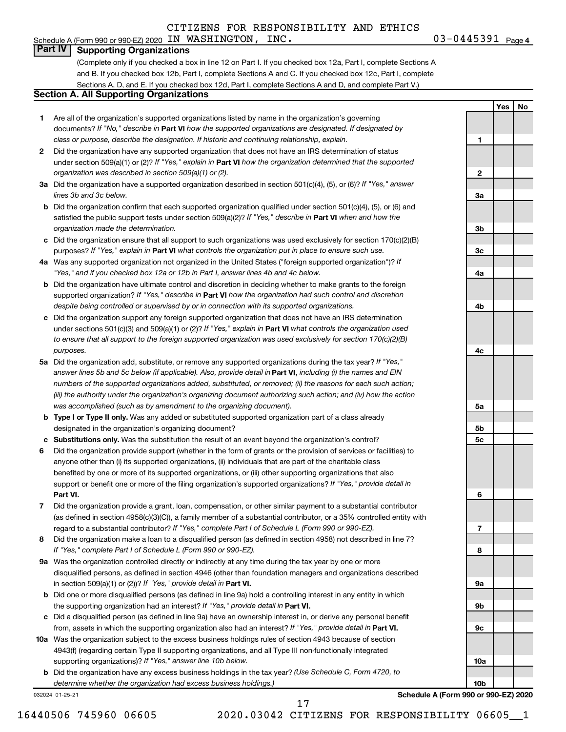CITIZENS FOR RESPONSIBILITY AND ETHICS
Schedule A (Form 990 or 990-EZ) 2020 IN WASHINGTON, INC. 03-0445391 Page 4

## Part IV Supporting Organizations

(Complete only if you checked a box in line 12 on Part I. If you checked box 12a, Part I, complete Sections A and B. If you checked box 12b, Part I, complete Sections A and C. If you checked box 12c, Part I, complete Sections A, D, and E. If you checked box 12d, Part I, complete Sections A and D, and complete Part V.)

### Section A. All Supporting Organizations

| | | | Yes | No |
|---|---|---|---|---|
| **1** | Are all of the organization's supported organizations listed by name in the organization's governing documents? *If "No," describe in* **Part VI** *how the supported organizations are designated. If designated by class or purpose, describe the designation. If historic and continuing relationship, explain.* | 1 | | |
| **2** | Did the organization have any supported organization that does not have an IRS determination of status under section 509(a)(1) or (2)? *If "Yes," explain in* **Part VI** *how the organization determined that the supported organization was described in section 509(a)(1) or (2).* | 2 | | |
| **3a** | Did the organization have a supported organization described in section 501(c)(4), (5), or (6)? *If "Yes," answer lines 3b and 3c below.* | 3a | | |
| **b** | Did the organization confirm that each supported organization qualified under section 501(c)(4), (5), or (6) and satisfied the public support tests under section 509(a)(2)? *If "Yes," describe in* **Part VI** *when and how the organization made the determination.* | 3b | | |
| **c** | Did the organization ensure that all support to such organizations was used exclusively for section 170(c)(2)(B) purposes? *If "Yes," explain in* **Part VI** *what controls the organization put in place to ensure such use.* | 3c | | |
| **4a** | Was any supported organization not organized in the United States ("foreign supported organization")? *If "Yes," and if you checked box 12a or 12b in Part I, answer lines 4b and 4c below.* | 4a | | |
| **b** | Did the organization have ultimate control and discretion in deciding whether to make grants to the foreign supported organization? *If "Yes," describe in* **Part VI** *how the organization had such control and discretion despite being controlled or supervised by or in connection with its supported organizations.* | 4b | | |
| **c** | Did the organization support any foreign supported organization that does not have an IRS determination under sections 501(c)(3) and 509(a)(1) or (2)? *If "Yes," explain in* **Part VI** *what controls the organization used to ensure that all support to the foreign supported organization was used exclusively for section 170(c)(2)(B) purposes.* | 4c | | |
| **5a** | Did the organization add, substitute, or remove any supported organizations during the tax year? *If "Yes," answer lines 5b and 5c below (if applicable). Also, provide detail in* **Part VI,** *including (i) the names and EIN numbers of the supported organizations added, substituted, or removed; (ii) the reasons for each such action; (iii) the authority under the organization's organizing document authorizing such action; and (iv) how the action was accomplished (such as by amendment to the organizing document).* | 5a | | |
| **b** | **Type I or Type II only.** Was any added or substituted supported organization part of a class already designated in the organization's organizing document? | 5b | | |
| **c** | **Substitutions only.** Was the substitution the result of an event beyond the organization's control? | 5c | | |
| **6** | Did the organization provide support (whether in the form of grants or the provision of services or facilities) to anyone other than (i) its supported organizations, (ii) individuals that are part of the charitable class benefited by one or more of its supported organizations, or (iii) other supporting organizations that also support or benefit one or more of the filing organization's supported organizations? *If "Yes," provide detail in* **Part VI.** | 6 | | |
| **7** | Did the organization provide a grant, loan, compensation, or other similar payment to a substantial contributor (as defined in section 4958(c)(3)(C)), a family member of a substantial contributor, or a 35% controlled entity with regard to a substantial contributor? *If "Yes," complete Part I of Schedule L (Form 990 or 990-EZ).* | 7 | | |
| **8** | Did the organization make a loan to a disqualified person (as defined in section 4958) not described in line 7? *If "Yes," complete Part I of Schedule L (Form 990 or 990-EZ).* | 8 | | |
| **9a** | Was the organization controlled directly or indirectly at any time during the tax year by one or more disqualified persons, as defined in section 4946 (other than foundation managers and organizations described in section 509(a)(1) or (2))? *If "Yes," provide detail in* **Part VI.** | 9a | | |
| **b** | Did one or more disqualified persons (as defined in line 9a) hold a controlling interest in any entity in which the supporting organization had an interest? *If "Yes," provide detail in* **Part VI.** | 9b | | |
| **c** | Did a disqualified person (as defined in line 9a) have an ownership interest in, or derive any personal benefit from, assets in which the supporting organization also had an interest? *If "Yes," provide detail in* **Part VI.** | 9c | | |
| **10a** | Was the organization subject to the excess business holdings rules of section 4943 because of section 4943(f) (regarding certain Type II supporting organizations, and all Type III non-functionally integrated supporting organizations)? *If "Yes," answer line 10b below.* | 10a | | |
| **b** | Did the organization have any excess business holdings in the tax year? *(Use Schedule C, Form 4720, to determine whether the organization had excess business holdings.)* | 10b | | |

032024 01-25-21 **Schedule A (Form 990 or 990-EZ) 2020**

16440506 745960 06605 2020.03042 CITIZENS FOR RESPONSIBILITY 06605__1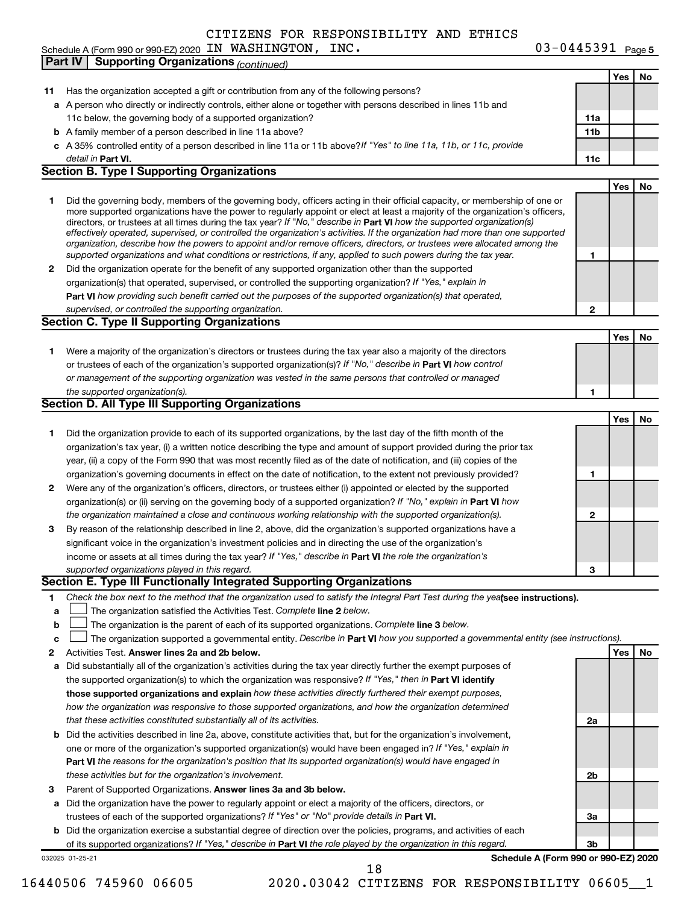CITIZENS FOR RESPONSIBILITY AND ETHICS

Schedule A (Form 990 or 990-EZ) 2020 IN WASHINGTON, INC. 03-0445391 Page 5

**Part IV | Supporting Organizations** *(continued)*

| | | | Yes | No |
|---|---|---|---|---|
| **11** | Has the organization accepted a gift or contribution from any of the following persons? | | | |
| **a** | A person who directly or indirectly controls, either alone or together with persons described in lines 11b and 11c below, the governing body of a supported organization? | 11a | | |
| **b** | A family member of a person described in line 11a above? | 11b | | |
| **c** | A 35% controlled entity of a person described in line 11a or 11b above? *If "Yes" to line 11a, 11b, or 11c, provide detail in* **Part VI.** | 11c | | |

**Section B. Type I Supporting Organizations**

| | | | Yes | No |
|---|---|---|---|---|
| **1** | Did the governing body, members of the governing body, officers acting in their official capacity, or membership of one or more supported organizations have the power to regularly appoint or elect at least a majority of the organization's officers, directors, or trustees at all times during the tax year? *If "No," describe in* **Part VI** *how the supported organization(s) effectively operated, supervised, or controlled the organization's activities. If the organization had more than one supported organization, describe how the powers to appoint and/or remove officers, directors, or trustees were allocated among the supported organizations and what conditions or restrictions, if any, applied to such powers during the tax year.* | 1 | | |
| **2** | Did the organization operate for the benefit of any supported organization other than the supported organization(s) that operated, supervised, or controlled the supporting organization? *If "Yes," explain in* **Part VI** *how providing such benefit carried out the purposes of the supported organization(s) that operated, supervised, or controlled the supporting organization.* | 2 | | |

**Section C. Type II Supporting Organizations**

| | | | Yes | No |
|---|---|---|---|---|
| **1** | Were a majority of the organization's directors or trustees during the tax year also a majority of the directors or trustees of each of the organization's supported organization(s)? *If "No," describe in* **Part VI** *how control or management of the supporting organization was vested in the same persons that controlled or managed the supported organization(s).* | 1 | | |

**Section D. All Type III Supporting Organizations**

| | | | Yes | No |
|---|---|---|---|---|
| **1** | Did the organization provide to each of its supported organizations, by the last day of the fifth month of the organization's tax year, (i) a written notice describing the type and amount of support provided during the prior tax year, (ii) a copy of the Form 990 that was most recently filed as of the date of notification, and (iii) copies of the organization's governing documents in effect on the date of notification, to the extent not previously provided? | 1 | | |
| **2** | Were any of the organization's officers, directors, or trustees either (i) appointed or elected by the supported organization(s) or (ii) serving on the governing body of a supported organization? *If "No," explain in* **Part VI** *how the organization maintained a close and continuous working relationship with the supported organization(s).* | 2 | | |
| **3** | By reason of the relationship described in line 2, above, did the organization's supported organizations have a significant voice in the organization's investment policies and in directing the use of the organization's income or assets at all times during the tax year? *If "Yes," describe in* **Part VI** *the role the organization's supported organizations played in this regard.* | 3 | | |

**Section E. Type III Functionally Integrated Supporting Organizations**

**1** *Check the box next to the method that the organization used to satisfy the Integral Part Test during the year* **(see instructions).**

**a** ☐ The organization satisfied the Activities Test. *Complete* **line 2** *below.*

**b** ☐ The organization is the parent of each of its supported organizations. *Complete* **line 3** *below.*

**c** ☐ The organization supported a governmental entity. *Describe in* **Part VI** *how you supported a governmental entity (see instructions).*

| | | | Yes | No |
|---|---|---|---|---|
| **2** | Activities Test. **Answer lines 2a and 2b below.** | | | |
| **a** | Did substantially all of the organization's activities during the tax year directly further the exempt purposes of the supported organization(s) to which the organization was responsive? *If "Yes," then in* **Part VI identify those supported organizations and explain** *how these activities directly furthered their exempt purposes, how the organization was responsive to those supported organizations, and how the organization determined that these activities constituted substantially all of its activities.* | 2a | | |
| **b** | Did the activities described in line 2a, above, constitute activities that, but for the organization's involvement, one or more of the organization's supported organization(s) would have been engaged in? *If "Yes," explain in* **Part VI** *the reasons for the organization's position that its supported organization(s) would have engaged in these activities but for the organization's involvement.* | 2b | | |
| **3** | Parent of Supported Organizations. **Answer lines 3a and 3b below.** | | | |
| **a** | Did the organization have the power to regularly appoint or elect a majority of the officers, directors, or trustees of each of the supported organizations? *If "Yes" or "No" provide details in* **Part VI.** | 3a | | |
| **b** | Did the organization exercise a substantial degree of direction over the policies, programs, and activities of each of its supported organizations? *If "Yes," describe in* **Part VI** *the role played by the organization in this regard.* | 3b | | |

032025 01-25-21 **Schedule A (Form 990 or 990-EZ) 2020**

16440506 745960 06605 2020.03042 CITIZENS FOR RESPONSIBILITY 06605__1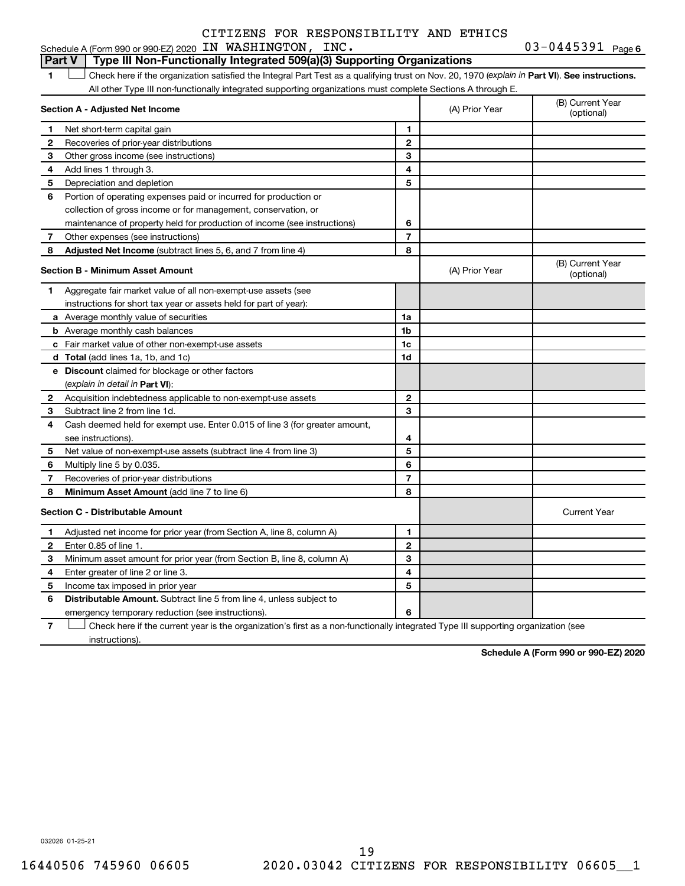CITIZENS FOR RESPONSIBILITY AND ETHICS

Schedule A (Form 990 or 990-EZ) 2020 IN WASHINGTON, INC. 03-0445391 Page 6

## Part V Type III Non-Functionally Integrated 509(a)(3) Supporting Organizations

1 ☐ Check here if the organization satisfied the Integral Part Test as a qualifying trust on Nov. 20, 1970 (*explain in* **Part VI**). **See instructions.** All other Type III non-functionally integrated supporting organizations must complete Sections A through E.

| **Section A - Adjusted Net Income** | | | (A) Prior Year | (B) Current Year (optional) |
|---|---|---|---|---|
| **1** | Net short-term capital gain | 1 | | |
| **2** | Recoveries of prior-year distributions | 2 | | |
| **3** | Other gross income (see instructions) | 3 | | |
| **4** | Add lines 1 through 3. | 4 | | |
| **5** | Depreciation and depletion | 5 | | |
| **6** | Portion of operating expenses paid or incurred for production or collection of gross income or for management, conservation, or maintenance of property held for production of income (see instructions) | 6 | | |
| **7** | Other expenses (see instructions) | 7 | | |
| **8** | **Adjusted Net Income** (subtract lines 5, 6, and 7 from line 4) | 8 | | |

| **Section B - Minimum Asset Amount** | | | (A) Prior Year | (B) Current Year (optional) |
|---|---|---|---|---|
| **1** | Aggregate fair market value of all non-exempt-use assets (see instructions for short tax year or assets held for part of year): | | | |
| **a** | Average monthly value of securities | 1a | | |
| **b** | Average monthly cash balances | 1b | | |
| **c** | Fair market value of other non-exempt-use assets | 1c | | |
| **d** | **Total** (add lines 1a, 1b, and 1c) | 1d | | |
| **e** | **Discount** claimed for blockage or other factors (*explain in detail in* **Part VI**): | | | |
| **2** | Acquisition indebtedness applicable to non-exempt-use assets | 2 | | |
| **3** | Subtract line 2 from line 1d. | 3 | | |
| **4** | Cash deemed held for exempt use. Enter 0.015 of line 3 (for greater amount, see instructions). | 4 | | |
| **5** | Net value of non-exempt-use assets (subtract line 4 from line 3) | 5 | | |
| **6** | Multiply line 5 by 0.035. | 6 | | |
| **7** | Recoveries of prior-year distributions | 7 | | |
| **8** | **Minimum Asset Amount** (add line 7 to line 6) | 8 | | |

| **Section C - Distributable Amount** | | | | Current Year |
|---|---|---|---|---|
| **1** | Adjusted net income for prior year (from Section A, line 8, column A) | 1 | | |
| **2** | Enter 0.85 of line 1. | 2 | | |
| **3** | Minimum asset amount for prior year (from Section B, line 8, column A) | 3 | | |
| **4** | Enter greater of line 2 or line 3. | 4 | | |
| **5** | Income tax imposed in prior year | 5 | | |
| **6** | **Distributable Amount.** Subtract line 5 from line 4, unless subject to emergency temporary reduction (see instructions). | 6 | | |

7 ☐ Check here if the current year is the organization's first as a non-functionally integrated Type III supporting organization (see instructions).

**Schedule A (Form 990 or 990-EZ) 2020**

032026 01-25-21

16440506 745960 06605 2020.03042 CITIZENS FOR RESPONSIBILITY 06605__1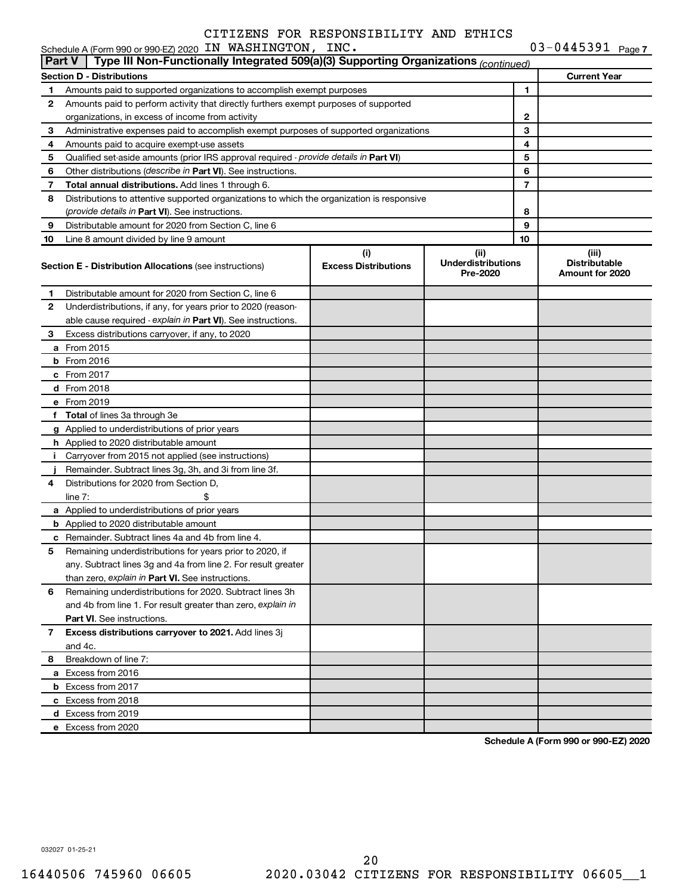CITIZENS FOR RESPONSIBILITY AND ETHICS

Schedule A (Form 990 or 990-EZ) 2020 IN WASHINGTON, INC. 03-0445391 Page 7

## Part V Type III Non-Functionally Integrated 509(a)(3) Supporting Organizations *(continued)*

| Section D - Distributions | | | Current Year |
|---|---|---|---|
| 1 | Amounts paid to supported organizations to accomplish exempt purposes | 1 | |
| 2 | Amounts paid to perform activity that directly furthers exempt purposes of supported organizations, in excess of income from activity | 2 | |
| 3 | Administrative expenses paid to accomplish exempt purposes of supported organizations | 3 | |
| 4 | Amounts paid to acquire exempt-use assets | 4 | |
| 5 | Qualified set-aside amounts (prior IRS approval required - *provide details in* **Part VI**) | 5 | |
| 6 | Other distributions (*describe in* **Part VI**). See instructions. | 6 | |
| 7 | **Total annual distributions.** Add lines 1 through 6. | 7 | |
| 8 | Distributions to attentive supported organizations to which the organization is responsive (*provide details in* **Part VI**). See instructions. | 8 | |
| 9 | Distributable amount for 2020 from Section C, line 6 | 9 | |
| 10 | Line 8 amount divided by line 9 amount | 10 | |

| | **Section E - Distribution Allocations** (see instructions) | (i) Excess Distributions | (ii) Underdistributions Pre-2020 | (iii) Distributable Amount for 2020 |
|---|---|---|---|---|
| 1 | Distributable amount for 2020 from Section C, line 6 | | | |
| 2 | Underdistributions, if any, for years prior to 2020 (reasonable cause required - *explain in* **Part VI**). See instructions. | | | |
| 3 | Excess distributions carryover, if any, to 2020 | | | |
| a | From 2015 | | | |
| b | From 2016 | | | |
| c | From 2017 | | | |
| d | From 2018 | | | |
| e | From 2019 | | | |
| f | **Total** of lines 3a through 3e | | | |
| g | Applied to underdistributions of prior years | | | |
| h | Applied to 2020 distributable amount | | | |
| i | Carryover from 2015 not applied (see instructions) | | | |
| j | Remainder. Subtract lines 3g, 3h, and 3i from line 3f. | | | |
| 4 | Distributions for 2020 from Section D, line 7: $ | | | |
| a | Applied to underdistributions of prior years | | | |
| b | Applied to 2020 distributable amount | | | |
| c | Remainder. Subtract lines 4a and 4b from line 4. | | | |
| 5 | Remaining underdistributions for years prior to 2020, if any. Subtract lines 3g and 4a from line 2. For result greater than zero, *explain in* **Part VI.** See instructions. | | | |
| 6 | Remaining underdistributions for 2020. Subtract lines 3h and 4b from line 1. For result greater than zero, *explain in* **Part VI**. See instructions. | | | |
| 7 | **Excess distributions carryover to 2021.** Add lines 3j and 4c. | | | |
| 8 | Breakdown of line 7: | | | |
| a | Excess from 2016 | | | |
| b | Excess from 2017 | | | |
| c | Excess from 2018 | | | |
| d | Excess from 2019 | | | |
| e | Excess from 2020 | | | |

**Schedule A (Form 990 or 990-EZ) 2020**

032027 01-25-21

16440506 745960 06605 2020.03042 CITIZENS FOR RESPONSIBILITY 06605__1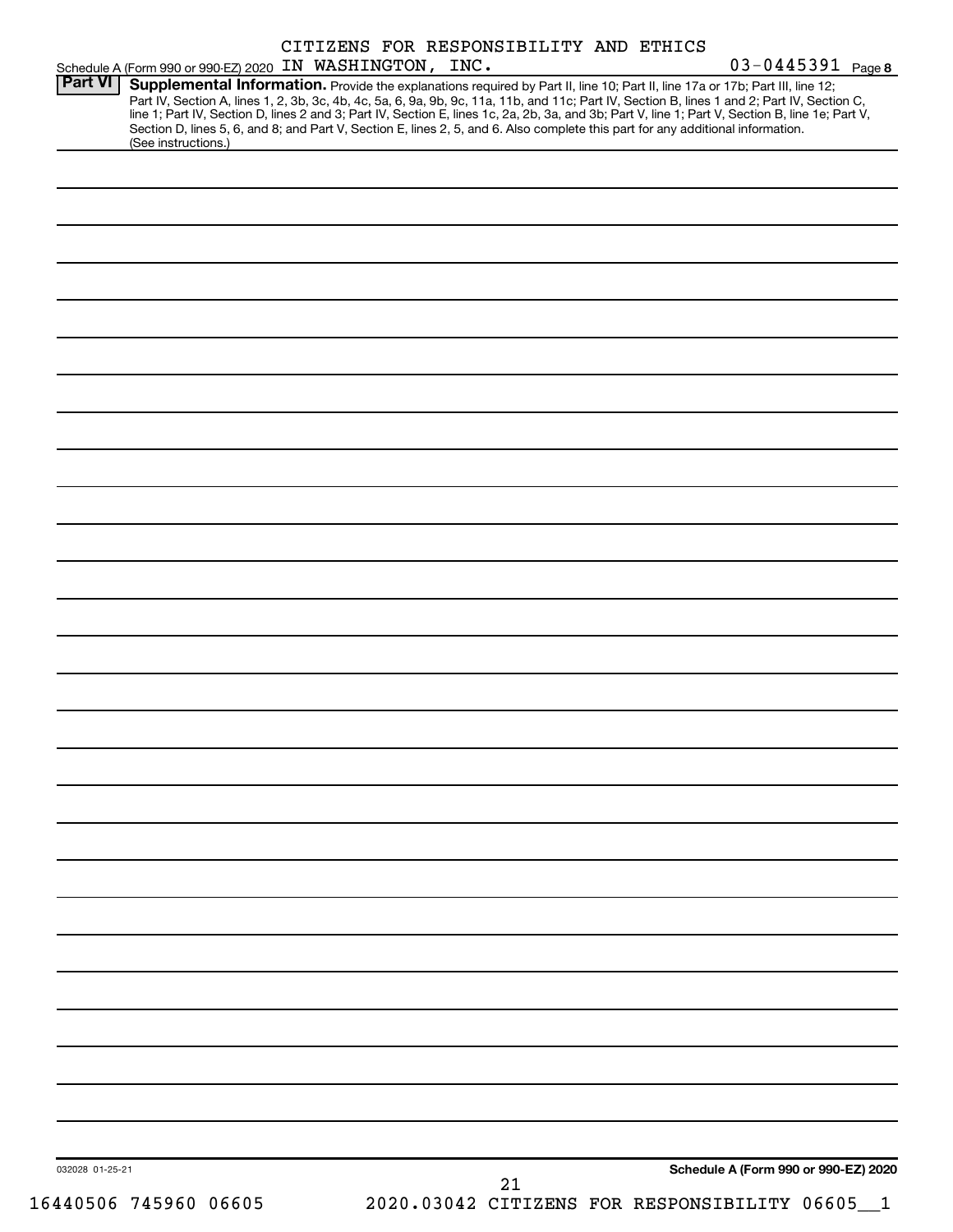Schedule A (Form 990 or 990-EZ) 2020 CITIZENS FOR RESPONSIBILITY AND ETHICS IN WASHINGTON, INC. 03-0445391 Page 8

**Part VI** **Supplemental Information.** Provide the explanations required by Part II, line 10; Part II, line 17a or 17b; Part III, line 12; Part IV, Section A, lines 1, 2, 3b, 3c, 4b, 4c, 5a, 6, 9a, 9b, 9c, 11a, 11b, and 11c; Part IV, Section B, lines 1 and 2; Part IV, Section C, line 1; Part IV, Section D, lines 2 and 3; Part IV, Section E, lines 1c, 2a, 2b, 3a, and 3b; Part V, line 1; Part V, Section B, line 1e; Part V, Section D, lines 5, 6, and 8; and Part V, Section E, lines 2, 5, and 6. Also complete this part for any additional information. (See instructions.)

032028 01-25-21

**Schedule A (Form 990 or 990-EZ) 2020**

16440506 745960 06605 2020.03042 CITIZENS FOR RESPONSIBILITY 06605__1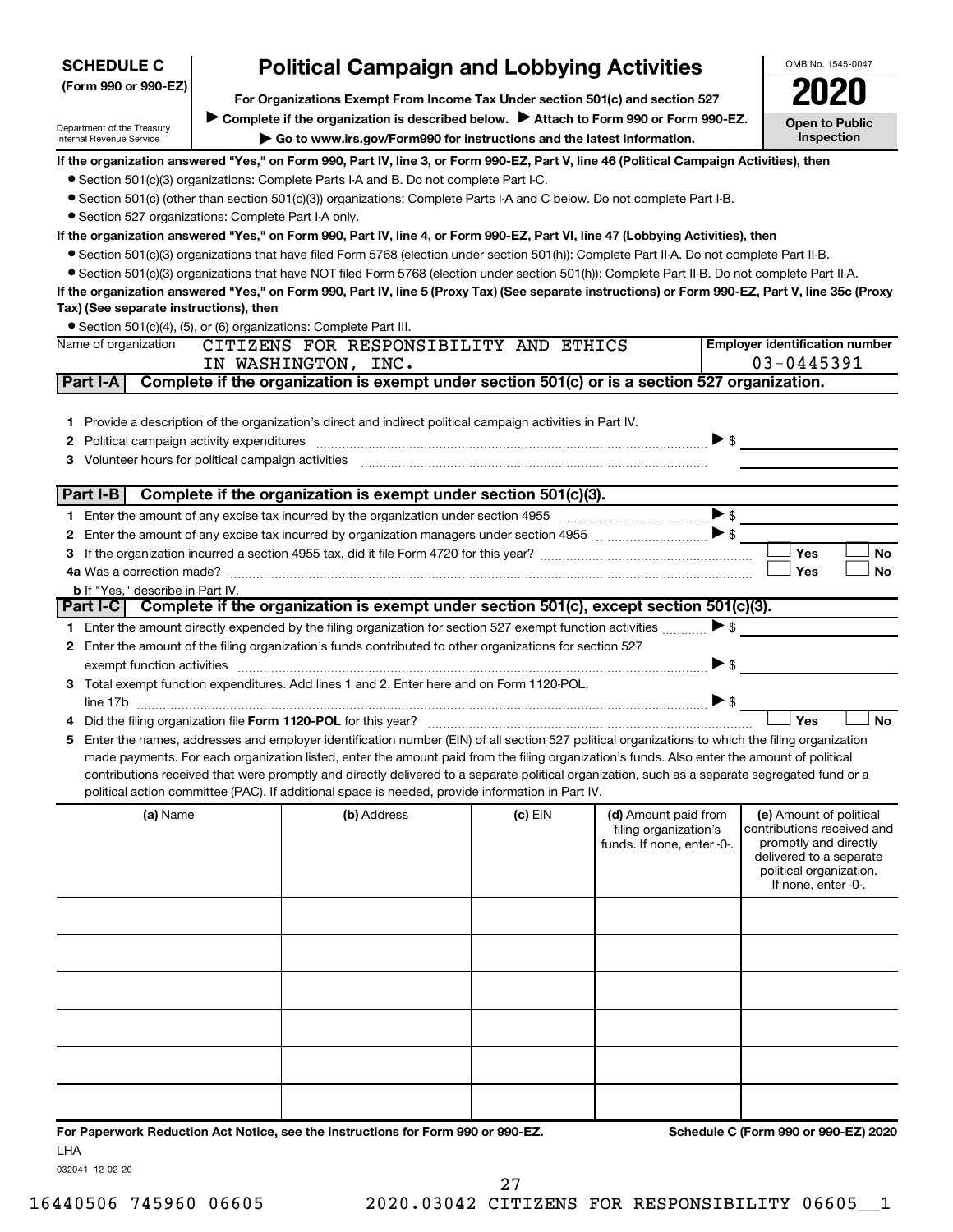**SCHEDULE C**
**(Form 990 or 990-EZ)**

Department of the Treasury
Internal Revenue Service

# Political Campaign and Lobbying Activities

**For Organizations Exempt From Income Tax Under section 501(c) and section 527**

▶ **Complete if the organization is described below.** ▶ **Attach to Form 990 or Form 990-EZ.**

▶ **Go to www.irs.gov/Form990 for instructions and the latest information.**

OMB No. 1545-0047

**2020**

**Open to Public Inspection**

**If the organization answered "Yes," on Form 990, Part IV, line 3, or Form 990-EZ, Part V, line 46 (Political Campaign Activities), then**

- Section 501(c)(3) organizations: Complete Parts I-A and B. Do not complete Part I-C.
- Section 501(c) (other than section 501(c)(3)) organizations: Complete Parts I-A and C below. Do not complete Part I-B.
- Section 527 organizations: Complete Part I-A only.

**If the organization answered "Yes," on Form 990, Part IV, line 4, or Form 990-EZ, Part VI, line 47 (Lobbying Activities), then**

- Section 501(c)(3) organizations that have filed Form 5768 (election under section 501(h)): Complete Part II-A. Do not complete Part II-B.
- Section 501(c)(3) organizations that have NOT filed Form 5768 (election under section 501(h)): Complete Part II-B. Do not complete Part II-A.

**If the organization answered "Yes," on Form 990, Part IV, line 5 (Proxy Tax) (See separate instructions) or Form 990-EZ, Part V, line 35c (Proxy Tax) (See separate instructions), then**

- Section 501(c)(4), (5), or (6) organizations: Complete Part III.

Name of organization: CITIZENS FOR RESPONSIBILITY AND ETHICS IN WASHINGTON, INC.

**Employer identification number:** 03-0445391

## Part I-A Complete if the organization is exempt under section 501(c) or is a section 527 organization.

1. Provide a description of the organization's direct and indirect political campaign activities in Part IV.
2. Political campaign activity expenditures ▶ $
3. Volunteer hours for political campaign activities

## Part I-B Complete if the organization is exempt under section 501(c)(3).

1. Enter the amount of any excise tax incurred by the organization under section 4955 ▶ $
2. Enter the amount of any excise tax incurred by organization managers under section 4955 ▶ $
3. If the organization incurred a section 4955 tax, did it file Form 4720 for this year? ☐ Yes ☐ No

4a Was a correction made? ☐ Yes ☐ No

**b** If "Yes," describe in Part IV.

## Part I-C Complete if the organization is exempt under section 501(c), except section 501(c)(3).

1. Enter the amount directly expended by the filing organization for section 527 exempt function activities ▶ $
2. Enter the amount of the filing organization's funds contributed to other organizations for section 527 exempt function activities ▶ $
3. Total exempt function expenditures. Add lines 1 and 2. Enter here and on Form 1120-POL, line 17b ▶ $
4. Did the filing organization file **Form 1120-POL** for this year? ☐ Yes ☐ No
5. Enter the names, addresses and employer identification number (EIN) of all section 527 political organizations to which the filing organization made payments. For each organization listed, enter the amount paid from the filing organization's funds. Also enter the amount of political contributions received that were promptly and directly delivered to a separate political organization, such as a separate segregated fund or a political action committee (PAC). If additional space is needed, provide information in Part IV.

| (a) Name | (b) Address | (c) EIN | (d) Amount paid from filing organization's funds. If none, enter -0-. | (e) Amount of political contributions received and promptly and directly delivered to a separate political organization. If none, enter -0-. |
|---|---|---|---|---|
| | | | | |
| | | | | |
| | | | | |
| | | | | |
| | | | | |
| | | | | |

**For Paperwork Reduction Act Notice, see the Instructions for Form 990 or 990-EZ.**

LHA

032041 12-02-20

**Schedule C (Form 990 or 990-EZ) 2020**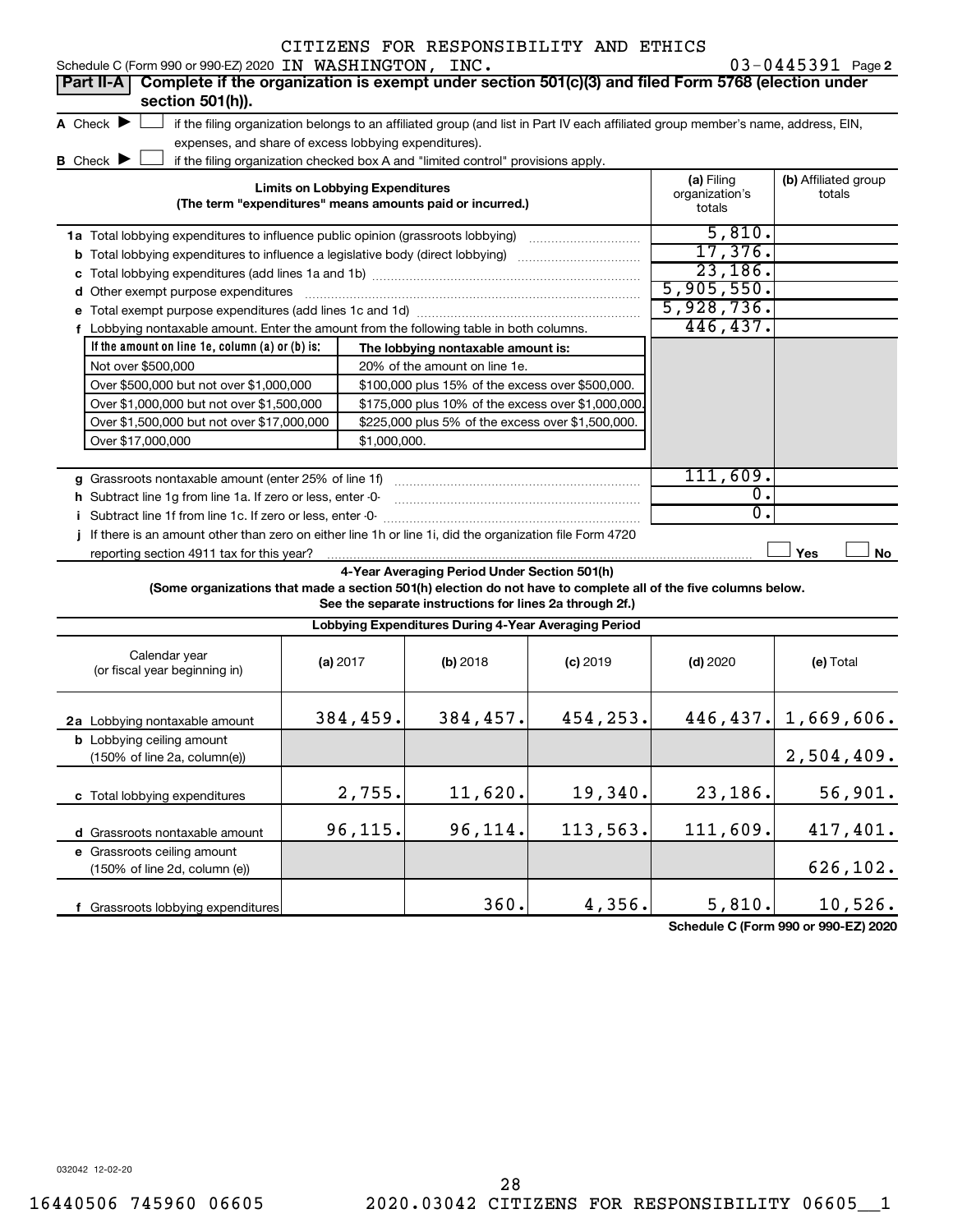CITIZENS FOR RESPONSIBILITY AND ETHICS

Schedule C (Form 990 or 990-EZ) 2020 IN WASHINGTON, INC. 03-0445391 Page **2**

**Part II-A** **Complete if the organization is exempt under section 501(c)(3) and filed Form 5768 (election under section 501(h)).**

**A** Check ▶ ☐ if the filing organization belongs to an affiliated group (and list in Part IV each affiliated group member's name, address, EIN, expenses, and share of excess lobbying expenditures).

**B** Check ▶ ☐ if the filing organization checked box A and "limited control" provisions apply.

| Limits on Lobbying Expenditures (The term "expenditures" means amounts paid or incurred.) | (a) Filing organization's totals | (b) Affiliated group totals |
|---|---|---|
| **1a** Total lobbying expenditures to influence public opinion (grassroots lobbying) | 5,810. | |
| **b** Total lobbying expenditures to influence a legislative body (direct lobbying) | 17,376. | |
| **c** Total lobbying expenditures (add lines 1a and 1b) | 23,186. | |
| **d** Other exempt purpose expenditures | 5,905,550. | |
| **e** Total exempt purpose expenditures (add lines 1c and 1d) | 5,928,736. | |
| **f** Lobbying nontaxable amount. Enter the amount from the following table in both columns. | 446,437. | |

| If the amount on line 1e, column (a) or (b) is: | The lobbying nontaxable amount is: |
|---|---|
| Not over $500,000 | 20% of the amount on line 1e. |
| Over $500,000 but not over $1,000,000 | $100,000 plus 15% of the excess over $500,000. |
| Over $1,000,000 but not over $1,500,000 | $175,000 plus 10% of the excess over $1,000,000. |
| Over $1,500,000 but not over $17,000,000 | $225,000 plus 5% of the excess over $1,500,000. |
| Over $17,000,000 | $1,000,000. |

| | (a) Filing organization's totals | (b) Affiliated group totals |
|---|---|---|
| **g** Grassroots nontaxable amount (enter 25% of line 1f) | 111,609. | |
| **h** Subtract line 1g from line 1a. If zero or less, enter -0- | 0. | |
| **i** Subtract line 1f from line 1c. If zero or less, enter -0- | 0. | |
| **j** If there is an amount other than zero on either line 1h or line 1i, did the organization file Form 4720 reporting section 4911 tax for this year? | ☐ Yes | ☐ No |

**4-Year Averaging Period Under Section 501(h)**

**(Some organizations that made a section 501(h) election do not have to complete all of the five columns below. See the separate instructions for lines 2a through 2f.)**

**Lobbying Expenditures During 4-Year Averaging Period**

| Calendar year (or fiscal year beginning in) | (a) 2017 | (b) 2018 | (c) 2019 | (d) 2020 | (e) Total |
|---|---|---|---|---|---|
| **2a** Lobbying nontaxable amount | 384,459. | 384,457. | 454,253. | 446,437. | 1,669,606. |
| **b** Lobbying ceiling amount (150% of line 2a, column(e)) | | | | | 2,504,409. |
| **c** Total lobbying expenditures | 2,755. | 11,620. | 19,340. | 23,186. | 56,901. |
| **d** Grassroots nontaxable amount | 96,115. | 96,114. | 113,563. | 111,609. | 417,401. |
| **e** Grassroots ceiling amount (150% of line 2d, column (e)) | | | | | 626,102. |
| **f** Grassroots lobbying expenditures | | 360. | 4,356. | 5,810. | 10,526. |

**Schedule C (Form 990 or 990-EZ) 2020**

032042 12-02-20

16440506 745960 06605 2020.03042 CITIZENS FOR RESPONSIBILITY 06605__1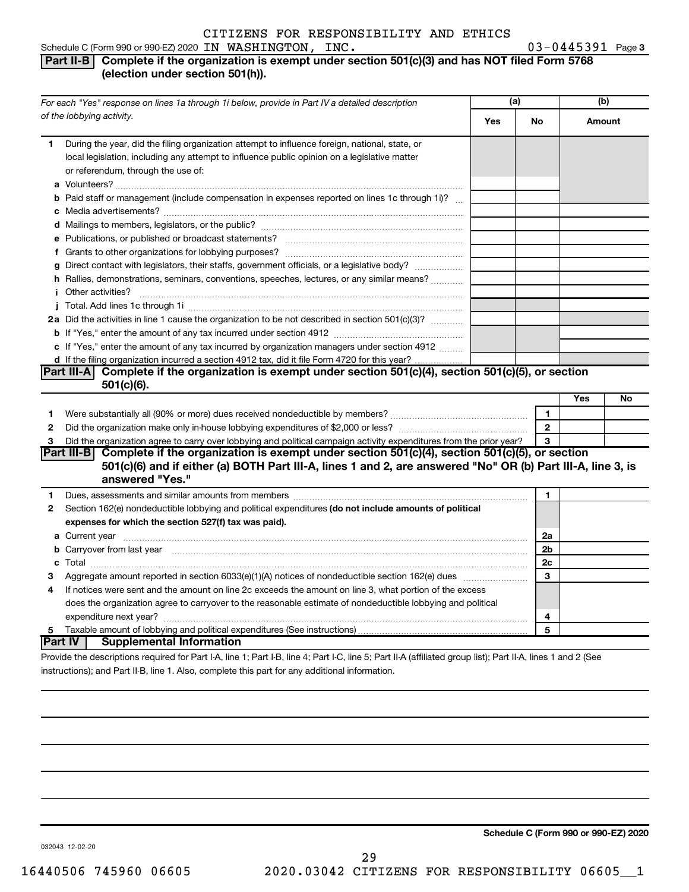CITIZENS FOR RESPONSIBILITY AND ETHICS

Schedule C (Form 990 or 990-EZ) 2020 IN WASHINGTON, INC. 03-0445391 Page 3

## Part II-B Complete if the organization is exempt under section 501(c)(3) and has NOT filed Form 5768 (election under section 501(h)).

| *For each "Yes" response on lines 1a through 1i below, provide in Part IV a detailed description of the lobbying activity.* | (a) Yes | (a) No | (b) Amount |
|---|---|---|---|
| **1** During the year, did the filing organization attempt to influence foreign, national, state, or local legislation, including any attempt to influence public opinion on a legislative matter or referendum, through the use of: | | | |
| **a** Volunteers? | | | |
| **b** Paid staff or management (include compensation in expenses reported on lines 1c through 1i)? | | | |
| **c** Media advertisements? | | | |
| **d** Mailings to members, legislators, or the public? | | | |
| **e** Publications, or published or broadcast statements? | | | |
| **f** Grants to other organizations for lobbying purposes? | | | |
| **g** Direct contact with legislators, their staffs, government officials, or a legislative body? | | | |
| **h** Rallies, demonstrations, seminars, conventions, speeches, lectures, or any similar means? | | | |
| **i** Other activities? | | | |
| **j** Total. Add lines 1c through 1i | | | |
| **2a** Did the activities in line 1 cause the organization to be not described in section 501(c)(3)? | | | |
| **b** If "Yes," enter the amount of any tax incurred under section 4912 | | | |
| **c** If "Yes," enter the amount of any tax incurred by organization managers under section 4912 | | | |
| **d** If the filing organization incurred a section 4912 tax, did it file Form 4720 for this year? | | | |

## Part III-A Complete if the organization is exempt under section 501(c)(4), section 501(c)(5), or section 501(c)(6).

| | | | Yes | No |
|---|---|---|---|---|
| **1** | Were substantially all (90% or more) dues received nondeductible by members? | 1 | | |
| **2** | Did the organization make only in-house lobbying expenditures of $2,000 or less? | 2 | | |
| **3** | Did the organization agree to carry over lobbying and political campaign activity expenditures from the prior year? | 3 | | |

## Part III-B Complete if the organization is exempt under section 501(c)(4), section 501(c)(5), or section 501(c)(6) and if either (a) BOTH Part III-A, lines 1 and 2, are answered "No" OR (b) Part III-A, line 3, is answered "Yes."

| | | | |
|---|---|---|---|
| **1** | Dues, assessments and similar amounts from members | 1 | |
| **2** | Section 162(e) nondeductible lobbying and political expenditures **(do not include amounts of political expenses for which the section 527(f) tax was paid).** | | |
| **a** | Current year | 2a | |
| **b** | Carryover from last year | 2b | |
| **c** | Total | 2c | |
| **3** | Aggregate amount reported in section 6033(e)(1)(A) notices of nondeductible section 162(e) dues | 3 | |
| **4** | If notices were sent and the amount on line 2c exceeds the amount on line 3, what portion of the excess does the organization agree to carryover to the reasonable estimate of nondeductible lobbying and political expenditure next year? | 4 | |
| **5** | Taxable amount of lobbying and political expenditures (See instructions) | 5 | |

## Part IV Supplemental Information

Provide the descriptions required for Part I-A, line 1; Part I-B, line 4; Part I-C, line 5; Part II-A (affiliated group list); Part II-A, lines 1 and 2 (See instructions); and Part II-B, line 1. Also, complete this part for any additional information.

**Schedule C (Form 990 or 990-EZ) 2020**

032043 12-02-20

16440506 745960 06605 2020.03042 CITIZENS FOR RESPONSIBILITY 06605__1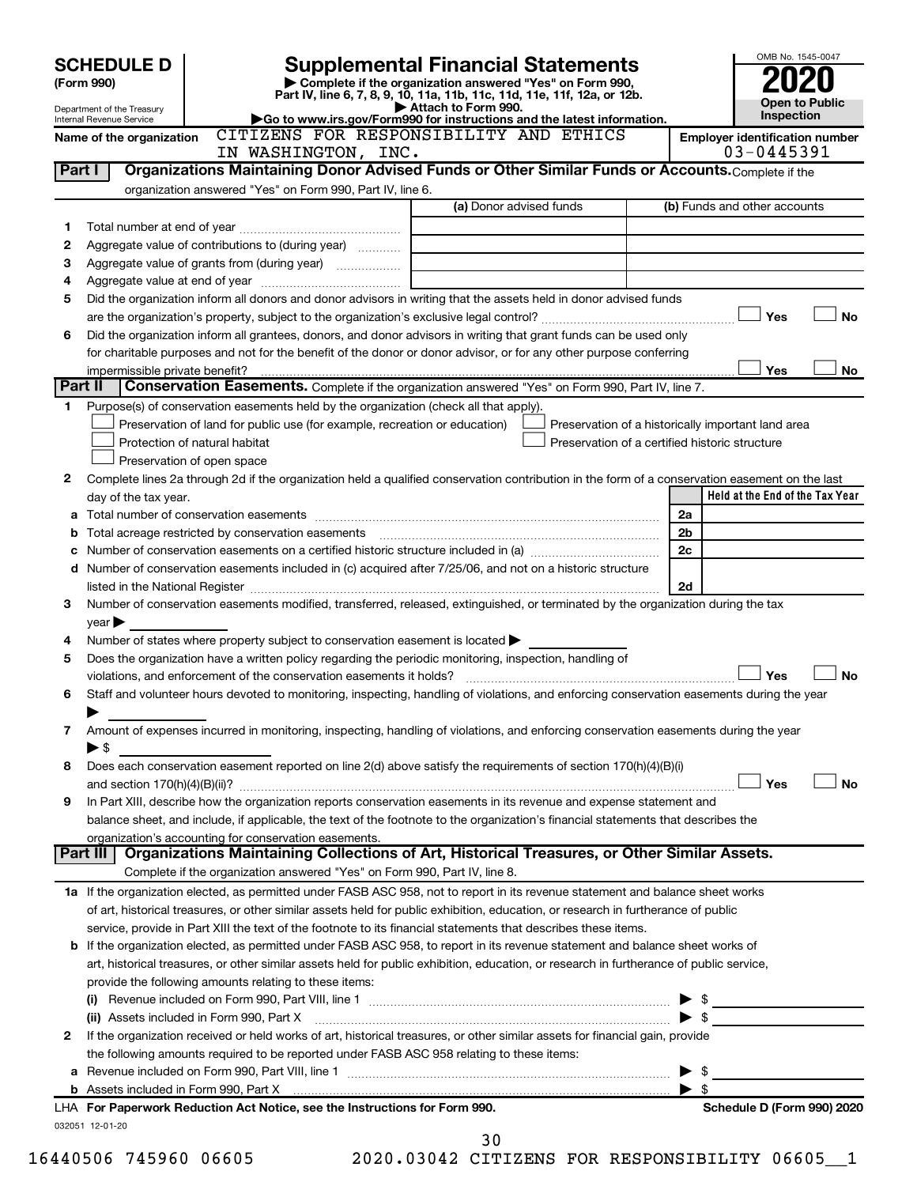# SCHEDULE D (Form 990)

Department of the Treasury
Internal Revenue Service

## Supplemental Financial Statements

▶ Complete if the organization answered "Yes" on Form 990, Part IV, line 6, 7, 8, 9, 10, 11a, 11b, 11c, 11d, 11e, 11f, 12a, or 12b.
▶ Attach to Form 990.
▶Go to www.irs.gov/Form990 for instructions and the latest information.

OMB No. 1545-0047

**2020**

**Open to Public Inspection**

Name of the organization: CITIZENS FOR RESPONSIBILITY AND ETHICS IN WASHINGTON, INC.

Employer identification number: 03-0445391

### Part I — Organizations Maintaining Donor Advised Funds or Other Similar Funds or Accounts.
Complete if the organization answered "Yes" on Form 990, Part IV, line 6.

| | | (a) Donor advised funds | (b) Funds and other accounts |
|---|---|---|---|
| 1 | Total number at end of year | | |
| 2 | Aggregate value of contributions to (during year) | | |
| 3 | Aggregate value of grants from (during year) | | |
| 4 | Aggregate value at end of year | | |

5 Did the organization inform all donors and donor advisors in writing that the assets held in donor advised funds are the organization's property, subject to the organization's exclusive legal control? ☐ Yes ☐ No

6 Did the organization inform all grantees, donors, and donor advisors in writing that grant funds can be used only for charitable purposes and not for the benefit of the donor or donor advisor, or for any other purpose conferring impermissible private benefit? ☐ Yes ☐ No

### Part II — Conservation Easements.
Complete if the organization answered "Yes" on Form 990, Part IV, line 7.

1 Purpose(s) of conservation easements held by the organization (check all that apply).

- ☐ Preservation of land for public use (for example, recreation or education)
- ☐ Protection of natural habitat
- ☐ Preservation of open space
- ☐ Preservation of a historically important land area
- ☐ Preservation of a certified historic structure

2 Complete lines 2a through 2d if the organization held a qualified conservation contribution in the form of a conservation easement on the last day of the tax year.

| | | | Held at the End of the Tax Year |
|---|---|---|---|
| a | Total number of conservation easements | 2a | |
| b | Total acreage restricted by conservation easements | 2b | |
| c | Number of conservation easements on a certified historic structure included in (a) | 2c | |
| d | Number of conservation easements included in (c) acquired after 7/25/06, and not on a historic structure listed in the National Register | 2d | |

3 Number of conservation easements modified, transferred, released, extinguished, or terminated by the organization during the tax year ▶

4 Number of states where property subject to conservation easement is located ▶

5 Does the organization have a written policy regarding the periodic monitoring, inspection, handling of violations, and enforcement of the conservation easements it holds? ☐ Yes ☐ No

6 Staff and volunteer hours devoted to monitoring, inspecting, handling of violations, and enforcing conservation easements during the year ▶

7 Amount of expenses incurred in monitoring, inspecting, handling of violations, and enforcing conservation easements during the year ▶ $

8 Does each conservation easement reported on line 2(d) above satisfy the requirements of section 170(h)(4)(B)(i) and section 170(h)(4)(B)(ii)? ☐ Yes ☐ No

9 In Part XIII, describe how the organization reports conservation easements in its revenue and expense statement and balance sheet, and include, if applicable, the text of the footnote to the organization's financial statements that describes the organization's accounting for conservation easements.

### Part III — Organizations Maintaining Collections of Art, Historical Treasures, or Other Similar Assets.
Complete if the organization answered "Yes" on Form 990, Part IV, line 8.

1a If the organization elected, as permitted under FASB ASC 958, not to report in its revenue statement and balance sheet works of art, historical treasures, or other similar assets held for public exhibition, education, or research in furtherance of public service, provide in Part XIII the text of the footnote to its financial statements that describes these items.

b If the organization elected, as permitted under FASB ASC 958, to report in its revenue statement and balance sheet works of art, historical treasures, or other similar assets held for public exhibition, education, or research in furtherance of public service, provide the following amounts relating to these items:

(i) Revenue included on Form 990, Part VIII, line 1 ▶ $

(ii) Assets included in Form 990, Part X ▶ $

2 If the organization received or held works of art, historical treasures, or other similar assets for financial gain, provide the following amounts required to be reported under FASB ASC 958 relating to these items:

a Revenue included on Form 990, Part VIII, line 1 ▶ $

b Assets included in Form 990, Part X ▶ $

LHA For Paperwork Reduction Act Notice, see the Instructions for Form 990. Schedule D (Form 990) 2020

032051 12-01-20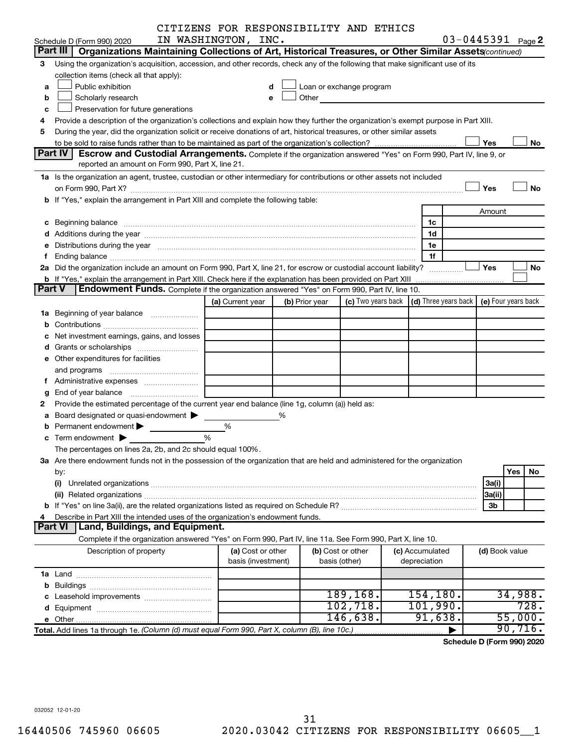CITIZENS FOR RESPONSIBILITY AND ETHICS IN WASHINGTON, INC. 03-0445391

Schedule D (Form 990) 2020 Page 2

## Part III Organizations Maintaining Collections of Art, Historical Treasures, or Other Similar Assets *(continued)*

3 Using the organization's acquisition, accession, and other records, check any of the following that make significant use of its collection items (check all that apply):

- a ☐ Public exhibition
- b ☐ Scholarly research
- c ☐ Preservation for future generations
- d ☐ Loan or exchange program
- e ☐ Other

4 Provide a description of the organization's collections and explain how they further the organization's exempt purpose in Part XIII.

5 During the year, did the organization solicit or receive donations of art, historical treasures, or other similar assets to be sold to raise funds rather than to be maintained as part of the organization's collection? ☐ Yes ☐ No

## Part IV Escrow and Custodial Arrangements.

Complete if the organization answered "Yes" on Form 990, Part IV, line 9, or reported an amount on Form 990, Part X, line 21.

1a Is the organization an agent, trustee, custodian or other intermediary for contributions or other assets not included on Form 990, Part X? ☐ Yes ☐ No

b If "Yes," explain the arrangement in Part XIII and complete the following table:

| | | Amount |
|---|---|---|
| c Beginning balance | 1c | |
| d Additions during the year | 1d | |
| e Distributions during the year | 1e | |
| f Ending balance | 1f | |

2a Did the organization include an amount on Form 990, Part X, line 21, for escrow or custodial account liability? ☐ Yes ☐ No

b If "Yes," explain the arrangement in Part XIII. Check here if the explanation has been provided on Part XIII ☐

## Part V Endowment Funds.

Complete if the organization answered "Yes" on Form 990, Part IV, line 10.

| | (a) Current year | (b) Prior year | (c) Two years back | (d) Three years back | (e) Four years back |
|---|---|---|---|---|---|
| 1a Beginning of year balance | | | | | |
| b Contributions | | | | | |
| c Net investment earnings, gains, and losses | | | | | |
| d Grants or scholarships | | | | | |
| e Other expenditures for facilities and programs | | | | | |
| f Administrative expenses | | | | | |
| g End of year balance | | | | | |

2 Provide the estimated percentage of the current year end balance (line 1g, column (a)) held as:

- a Board designated or quasi-endowment ▶ %
- b Permanent endowment ▶ %
- c Term endowment ▶ %

The percentages on lines 2a, 2b, and 2c should equal 100%.

3a Are there endowment funds not in the possession of the organization that are held and administered for the organization by:

| | | Yes | No |
|---|---|---|---|
| (i) Unrelated organizations | 3a(i) | | |
| (ii) Related organizations | 3a(ii) | | |
| b If "Yes" on line 3a(ii), are the related organizations listed as required on Schedule R? | 3b | | |

4 Describe in Part XIII the intended uses of the organization's endowment funds.

## Part VI Land, Buildings, and Equipment.

Complete if the organization answered "Yes" on Form 990, Part IV, line 11a. See Form 990, Part X, line 10.

| Description of property | (a) Cost or other basis (investment) | (b) Cost or other basis (other) | (c) Accumulated depreciation | (d) Book value |
|---|---|---|---|---|
| 1a Land | | | | |
| b Buildings | | | | |
| c Leasehold improvements | | 189,168. | 154,180. | 34,988. |
| d Equipment | | 102,718. | 101,990. | 728. |
| e Other | | 146,638. | 91,638. | 55,000. |
| Total. Add lines 1a through 1e. *(Column (d) must equal Form 990, Part X, column (B), line 10c.)* | | | ▶ | 90,716. |

Schedule D (Form 990) 2020

032052 12-01-20

16440506 745960 06605 2020.03042 CITIZENS FOR RESPONSIBILITY 06605__1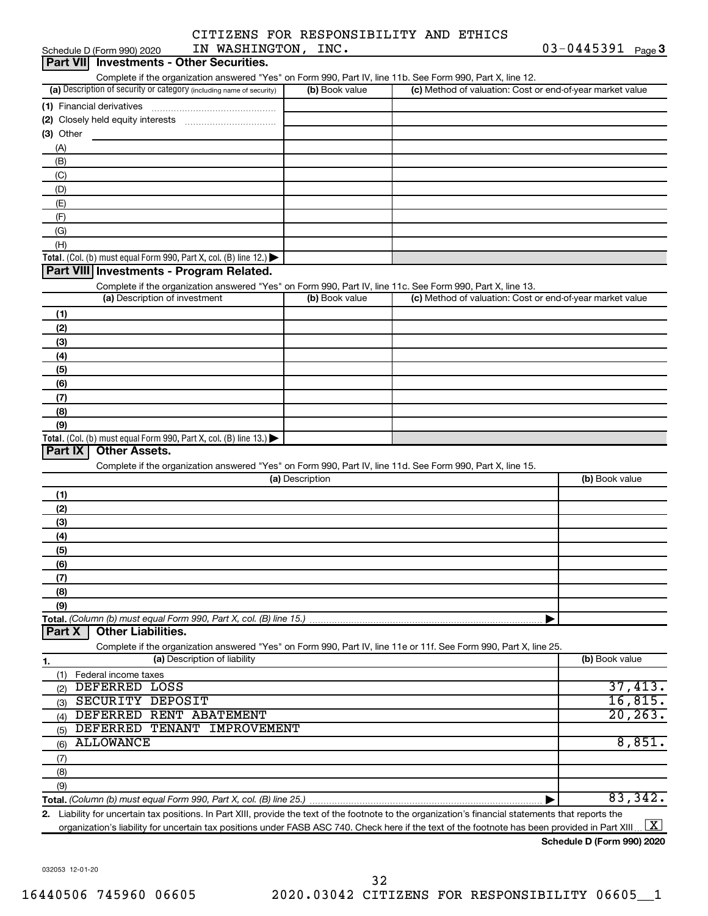Schedule D (Form 990) 2020 CITIZENS FOR RESPONSIBILITY AND ETHICS IN WASHINGTON, INC. 03-0445391

## Part VII Investments - Other Securities.

Complete if the organization answered "Yes" on Form 990, Part IV, line 11b. See Form 990, Part X, line 12.

| (a) Description of security or category (including name of security) | (b) Book value | (c) Method of valuation: Cost or end-of-year market value |
|---|---|---|
| (1) Financial derivatives | | |
| (2) Closely held equity interests | | |
| (3) Other | | |
| (A) | | |
| (B) | | |
| (C) | | |
| (D) | | |
| (E) | | |
| (F) | | |
| (G) | | |
| (H) | | |
| Total. (Col. (b) must equal Form 990, Part X, col. (B) line 12.) | | |

## Part VIII Investments - Program Related.

Complete if the organization answered "Yes" on Form 990, Part IV, line 11c. See Form 990, Part X, line 13.

| (a) Description of investment | (b) Book value | (c) Method of valuation: Cost or end-of-year market value |
|---|---|---|
| (1) | | |
| (2) | | |
| (3) | | |
| (4) | | |
| (5) | | |
| (6) | | |
| (7) | | |
| (8) | | |
| (9) | | |
| Total. (Col. (b) must equal Form 990, Part X, col. (B) line 13.) | | |

## Part IX Other Assets.

Complete if the organization answered "Yes" on Form 990, Part IV, line 11d. See Form 990, Part X, line 15.

| (a) Description | (b) Book value |
|---|---|
| (1) | |
| (2) | |
| (3) | |
| (4) | |
| (5) | |
| (6) | |
| (7) | |
| (8) | |
| (9) | |
| Total. (Column (b) must equal Form 990, Part X, col. (B) line 15.) | |

## Part X Other Liabilities.

Complete if the organization answered "Yes" on Form 990, Part IV, line 11e or 11f. See Form 990, Part X, line 25.

| 1. (a) Description of liability | (b) Book value |
|---|---|
| (1) Federal income taxes | |
| (2) DEFERRED LOSS | 37,413. |
| (3) SECURITY DEPOSIT | 16,815. |
| (4) DEFERRED RENT ABATEMENT | 20,263. |
| (5) DEFERRED TENANT IMPROVEMENT | |
| (6) ALLOWANCE | 8,851. |
| (7) | |
| (8) | |
| (9) | |
| Total. (Column (b) must equal Form 990, Part X, col. (B) line 25.) | 83,342. |

2. Liability for uncertain tax positions. In Part XIII, provide the text of the footnote to the organization's financial statements that reports the organization's liability for uncertain tax positions under FASB ASC 740. Check here if the text of the footnote has been provided in Part XIII [X]

Schedule D (Form 990) 2020

032053 12-01-20

16440506 745960 06605 2020.03042 CITIZENS FOR RESPONSIBILITY 06605__1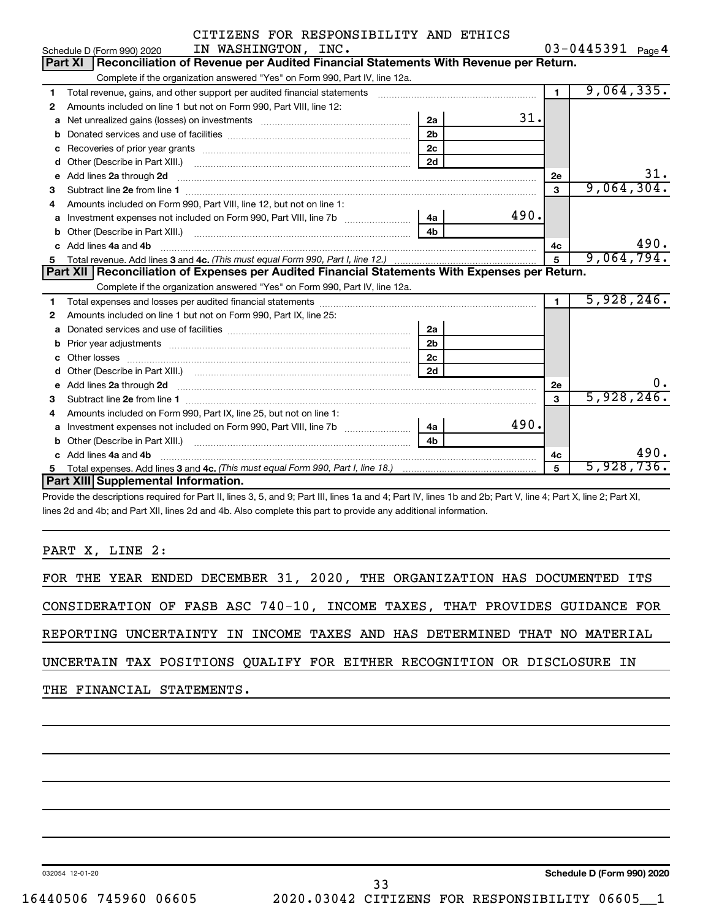CITIZENS FOR RESPONSIBILITY AND ETHICS IN WASHINGTON, INC. 03-0445391

Schedule D (Form 990) 2020

## Part XI Reconciliation of Revenue per Audited Financial Statements With Revenue per Return.

Complete if the organization answered "Yes" on Form 990, Part IV, line 12a.

| | | | | | |
|---|---|---|---|---|---|
| 1 | Total revenue, gains, and other support per audited financial statements | | | 1 | 9,064,335. |
| 2 | Amounts included on line 1 but not on Form 990, Part VIII, line 12: | | | | |
| a | Net unrealized gains (losses) on investments | 2a | 31. | | |
| b | Donated services and use of facilities | 2b | | | |
| c | Recoveries of prior year grants | 2c | | | |
| d | Other (Describe in Part XIII.) | 2d | | | |
| e | Add lines 2a through 2d | | | 2e | 31. |
| 3 | Subtract line 2e from line 1 | | | 3 | 9,064,304. |
| 4 | Amounts included on Form 990, Part VIII, line 12, but not on line 1: | | | | |
| a | Investment expenses not included on Form 990, Part VIII, line 7b | 4a | 490. | | |
| b | Other (Describe in Part XIII.) | 4b | | | |
| c | Add lines 4a and 4b | | | 4c | 490. |
| 5 | Total revenue. Add lines 3 and 4c. *(This must equal Form 990, Part I, line 12.)* | | | 5 | 9,064,794. |

## Part XII Reconciliation of Expenses per Audited Financial Statements With Expenses per Return.

Complete if the organization answered "Yes" on Form 990, Part IV, line 12a.

| | | | | | |
|---|---|---|---|---|---|
| 1 | Total expenses and losses per audited financial statements | | | 1 | 5,928,246. |
| 2 | Amounts included on line 1 but not on Form 990, Part IX, line 25: | | | | |
| a | Donated services and use of facilities | 2a | | | |
| b | Prior year adjustments | 2b | | | |
| c | Other losses | 2c | | | |
| d | Other (Describe in Part XIII.) | 2d | | | |
| e | Add lines 2a through 2d | | | 2e | 0. |
| 3 | Subtract line 2e from line 1 | | | 3 | 5,928,246. |
| 4 | Amounts included on Form 990, Part IX, line 25, but not on line 1: | | | | |
| a | Investment expenses not included on Form 990, Part VIII, line 7b | 4a | 490. | | |
| b | Other (Describe in Part XIII.) | 4b | | | |
| c | Add lines 4a and 4b | | | 4c | 490. |
| 5 | Total expenses. Add lines 3 and 4c. *(This must equal Form 990, Part I, line 18.)* | | | 5 | 5,928,736. |

## Part XIII Supplemental Information.

Provide the descriptions required for Part II, lines 3, 5, and 9; Part III, lines 1a and 4; Part IV, lines 1b and 2b; Part V, line 4; Part X, line 2; Part XI, lines 2d and 4b; and Part XII, lines 2d and 4b. Also complete this part to provide any additional information.

PART X, LINE 2:

FOR THE YEAR ENDED DECEMBER 31, 2020, THE ORGANIZATION HAS DOCUMENTED ITS CONSIDERATION OF FASB ASC 740-10, INCOME TAXES, THAT PROVIDES GUIDANCE FOR REPORTING UNCERTAINTY IN INCOME TAXES AND HAS DETERMINED THAT NO MATERIAL UNCERTAIN TAX POSITIONS QUALIFY FOR EITHER RECOGNITION OR DISCLOSURE IN THE FINANCIAL STATEMENTS.

032054 12-01-20 Schedule D (Form 990) 2020

16440506 745960 06605 2020.03042 CITIZENS FOR RESPONSIBILITY 06605__1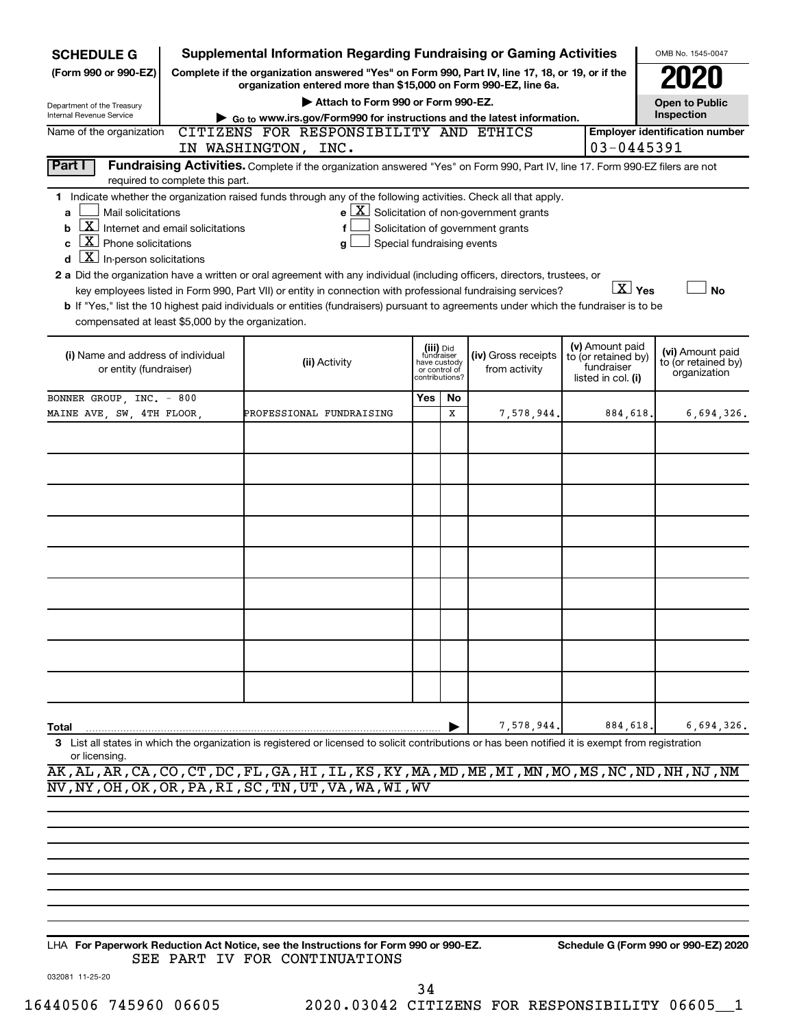**SCHEDULE G** (Form 990 or 990-EZ)

Department of the Treasury
Internal Revenue Service

# Supplemental Information Regarding Fundraising or Gaming Activities

**Complete if the organization answered "Yes" on Form 990, Part IV, line 17, 18, or 19, or if the organization entered more than $15,000 on Form 990-EZ, line 6a.**

▶ Attach to Form 990 or Form 990-EZ.

▶ Go to www.irs.gov/Form990 for instructions and the latest information.

OMB No. 1545-0047

**2020**

**Open to Public Inspection**

Name of the organization: CITIZENS FOR RESPONSIBILITY AND ETHICS IN WASHINGTON, INC.

Employer identification number: 03-0445391

## Part I Fundraising Activities.

Complete if the organization answered "Yes" on Form 990, Part IV, line 17. Form 990-EZ filers are not required to complete this part.

**1** Indicate whether the organization raised funds through any of the following activities. Check all that apply.

- a [ ] Mail solicitations
- b [X] Internet and email solicitations
- c [X] Phone solicitations
- d [X] In-person solicitations
- e [X] Solicitation of non-government grants
- f [ ] Solicitation of government grants
- g [ ] Special fundraising events

**2 a** Did the organization have a written or oral agreement with any individual (including officers, directors, trustees, or key employees listed in Form 990, Part VII) or entity in connection with professional fundraising services? [X] Yes [ ] No

**b** If "Yes," list the 10 highest paid individuals or entities (fundraisers) pursuant to agreements under which the fundraiser is to be compensated at least $5,000 by the organization.

| (i) Name and address of individual or entity (fundraiser) | (ii) Activity | (iii) Did fundraiser have custody or control of contributions? Yes | No | (iv) Gross receipts from activity | (v) Amount paid to (or retained by) fundraiser listed in col. (i) | (vi) Amount paid to (or retained by) organization |
|---|---|---|---|---|---|---|
| BONNER GROUP, INC. - 800 MAINE AVE, SW, 4TH FLOOR, | PROFESSIONAL FUNDRAISING | | X | 7,578,944. | 884,618. | 6,694,326. |
| | | | | | | |
| | | | | | | |
| | | | | | | |
| | | | | | | |
| | | | | | | |
| | | | | | | |
| | | | | | | |
| | | | | | | |
| | | | | | | |
| **Total** | | | | 7,578,944. | 884,618. | 6,694,326. |

**3** List all states in which the organization is registered or licensed to solicit contributions or has been notified it is exempt from registration or licensing.

AK,AL,AR,CA,CO,CT,DC,FL,GA,HI,IL,KS,KY,MA,MD,ME,MI,MN,MO,MS,NC,ND,NH,NJ,NM
NV,NY,OH,OK,OR,PA,RI,SC,TN,UT,VA,WA,WI,WV

LHA **For Paperwork Reduction Act Notice, see the Instructions for Form 990 or 990-EZ.** **Schedule G (Form 990 or 990-EZ) 2020**

SEE PART IV FOR CONTINUATIONS

032081 11-25-20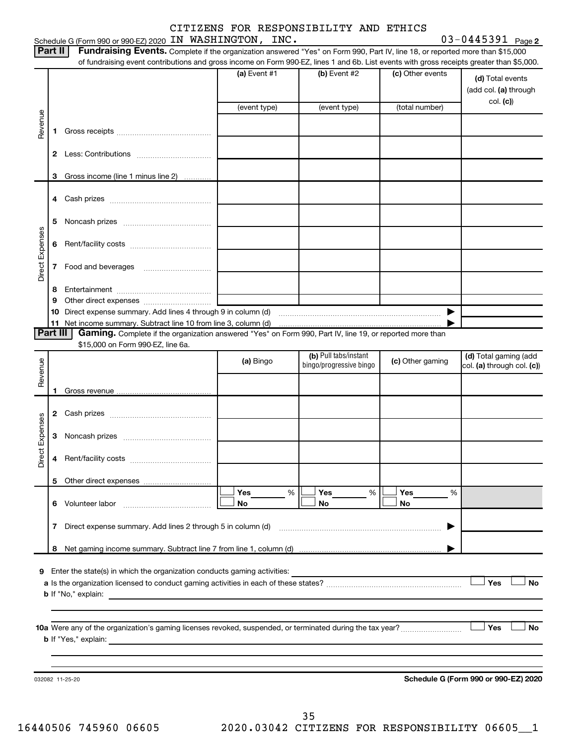CITIZENS FOR RESPONSIBILITY AND ETHICS

Schedule G (Form 990 or 990-EZ) 2020 IN WASHINGTON, INC. 03-0445391 Page 2

**Part II** **Fundraising Events.** Complete if the organization answered "Yes" on Form 990, Part IV, line 18, or reported more than $15,000 of fundraising event contributions and gross income on Form 990-EZ, lines 1 and 6b. List events with gross receipts greater than $5,000.

| | | (a) Event #1 | (b) Event #2 | (c) Other events | (d) Total events (add col. (a) through col. (c)) |
|---|---|---|---|---|---|
| | | (event type) | (event type) | (total number) | |
| Revenue | 1 Gross receipts | | | | |
| | 2 Less: Contributions | | | | |
| | 3 Gross income (line 1 minus line 2) | | | | |
| Direct Expenses | 4 Cash prizes | | | | |
| | 5 Noncash prizes | | | | |
| | 6 Rent/facility costs | | | | |
| | 7 Food and beverages | | | | |
| | 8 Entertainment | | | | |
| | 9 Other direct expenses | | | | |
| | 10 Direct expense summary. Add lines 4 through 9 in column (d) | | | ▶ | |
| | 11 Net income summary. Subtract line 10 from line 3, column (d) | | | ▶ | |

**Part III** **Gaming.** Complete if the organization answered "Yes" on Form 990, Part IV, line 19, or reported more than $15,000 on Form 990-EZ, line 6a.

| | | (a) Bingo | (b) Pull tabs/instant bingo/progressive bingo | (c) Other gaming | (d) Total gaming (add col. (a) through col. (c)) |
|---|---|---|---|---|---|
| Revenue | 1 Gross revenue | | | | |
| Direct Expenses | 2 Cash prizes | | | | |
| | 3 Noncash prizes | | | | |
| | 4 Rent/facility costs | | | | |
| | 5 Other direct expenses | | | | |
| | 6 Volunteer labor | Yes ___ % / No | Yes ___ % / No | Yes ___ % / No | |
| | 7 Direct expense summary. Add lines 2 through 5 in column (d) | | | ▶ | |
| | 8 Net gaming income summary. Subtract line 7 from line 1, column (d) | | | ▶ | |

9 Enter the state(s) in which the organization conducts gaming activities:

a Is the organization licensed to conduct gaming activities in each of these states? ☐ Yes ☐ No

b If "No," explain:

10a Were any of the organization's gaming licenses revoked, suspended, or terminated during the tax year? ☐ Yes ☐ No

b If "Yes," explain:

032082 11-25-20

**Schedule G (Form 990 or 990-EZ) 2020**

16440506 745960 06605 2020.03042 CITIZENS FOR RESPONSIBILITY 06605__1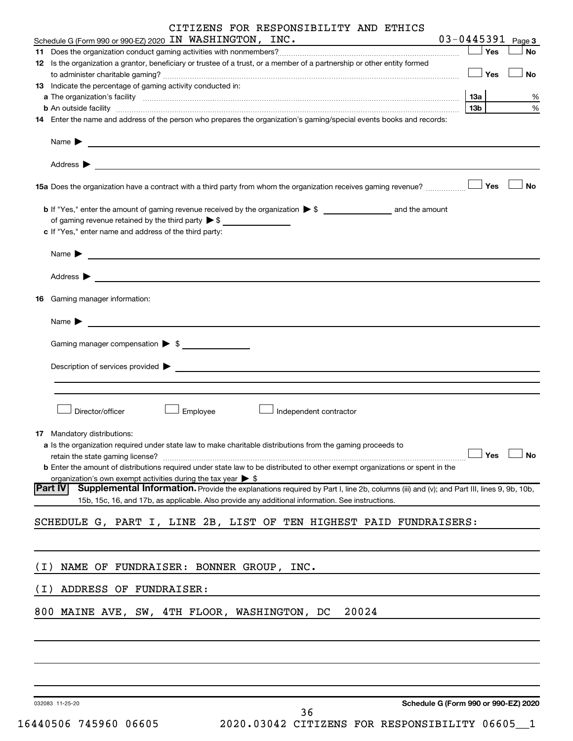Schedule G (Form 990 or 990-EZ) 2020 CITIZENS FOR RESPONSIBILITY AND ETHICS IN WASHINGTON, INC. 03-0445391 Page 3

**11** Does the organization conduct gaming activities with nonmembers? ☐ Yes ☐ No

**12** Is the organization a grantor, beneficiary or trustee of a trust, or a member of a partnership or other entity formed to administer charitable gaming? ☐ Yes ☐ No

**13** Indicate the percentage of gaming activity conducted in:

**a** The organization's facility **13a** %

**b** An outside facility **13b** %

**14** Enter the name and address of the person who prepares the organization's gaming/special events books and records:

Name ▶

Address ▶

**15a** Does the organization have a contract with a third party from whom the organization receives gaming revenue? ☐ Yes ☐ No

**b** If "Yes," enter the amount of gaming revenue received by the organization ▶ $ ______ and the amount of gaming revenue retained by the third party ▶ $ ______

**c** If "Yes," enter name and address of the third party:

Name ▶

Address ▶

**16** Gaming manager information:

Name ▶

Gaming manager compensation ▶ $

Description of services provided ▶

☐ Director/officer ☐ Employee ☐ Independent contractor

**17** Mandatory distributions:

**a** Is the organization required under state law to make charitable distributions from the gaming proceeds to retain the state gaming license? ☐ Yes ☐ No

**b** Enter the amount of distributions required under state law to be distributed to other exempt organizations or spent in the organization's own exempt activities during the tax year ▶ $

**Part IV** **Supplemental Information.** Provide the explanations required by Part I, line 2b, columns (iii) and (v); and Part III, lines 9, 9b, 10b, 15b, 15c, 16, and 17b, as applicable. Also provide any additional information. See instructions.

SCHEDULE G, PART I, LINE 2B, LIST OF TEN HIGHEST PAID FUNDRAISERS:

(I) NAME OF FUNDRAISER: BONNER GROUP, INC.

(I) ADDRESS OF FUNDRAISER:

800 MAINE AVE, SW, 4TH FLOOR, WASHINGTON, DC 20024

032083 11-25-20 **Schedule G (Form 990 or 990-EZ) 2020**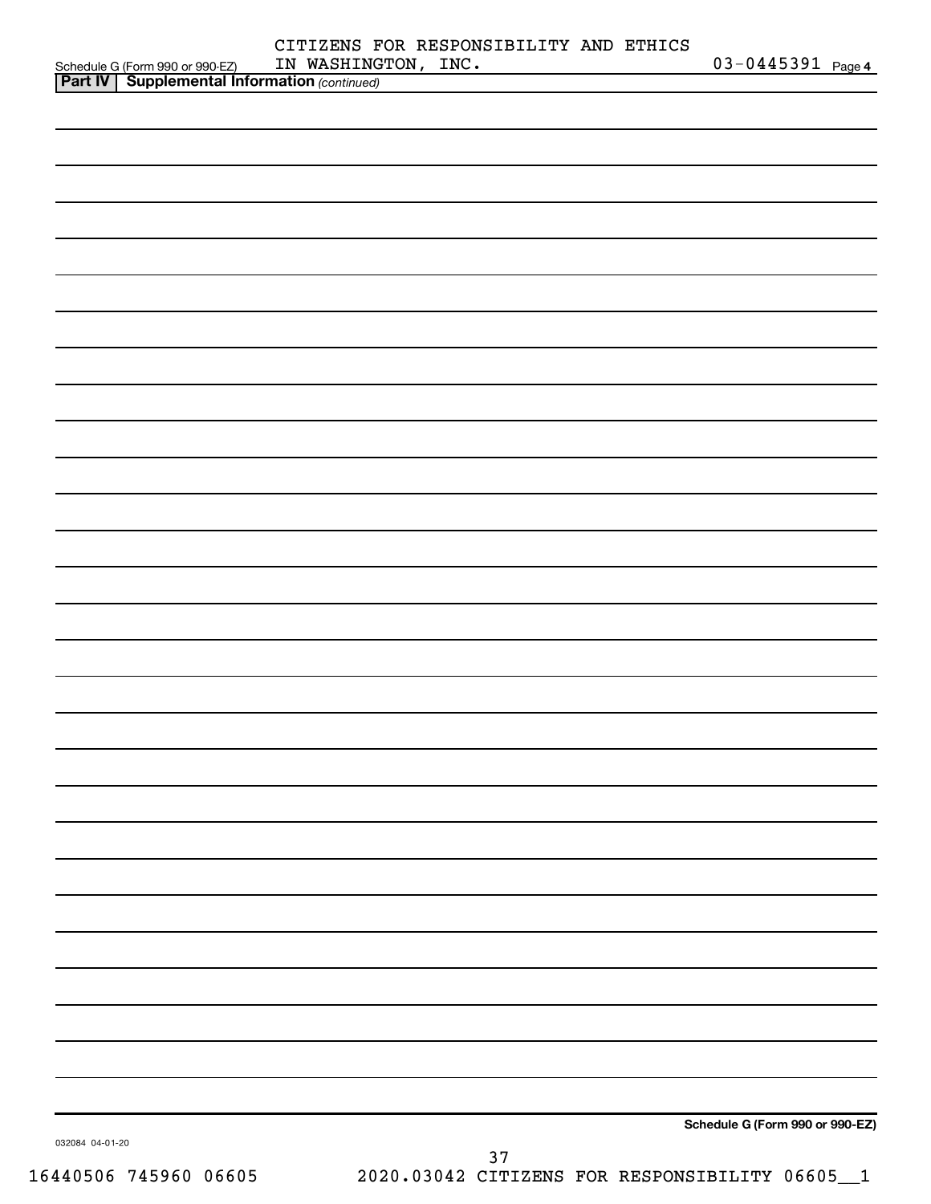Schedule G (Form 990 or 990-EZ) CITIZENS FOR RESPONSIBILITY AND ETHICS IN WASHINGTON, INC. 03-0445391 Page **4**

**Part IV | Supplemental Information** *(continued)*

**Schedule G (Form 990 or 990-EZ)**

032084 04-01-20

16440506 745960 06605 2020.03042 CITIZENS FOR RESPONSIBILITY 06605__1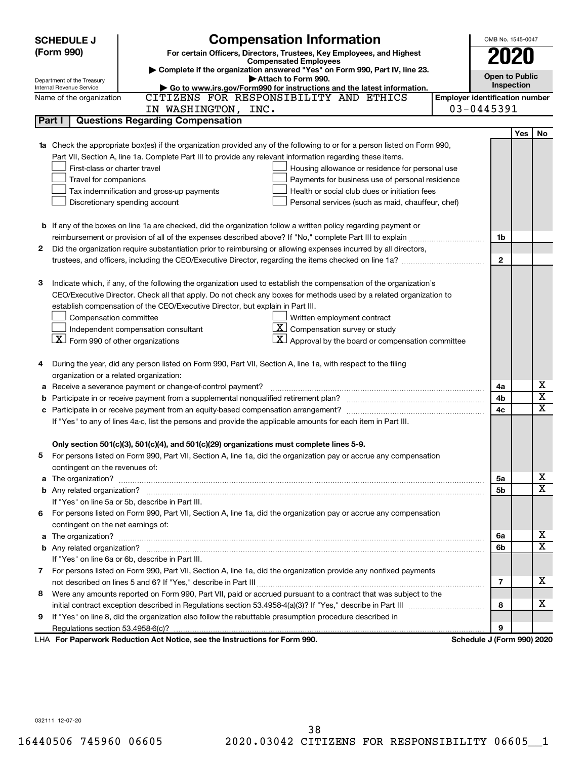# SCHEDULE J (Form 990)

## Compensation Information

**For certain Officers, Directors, Trustees, Key Employees, and Highest Compensated Employees**

▶ Complete if the organization answered "Yes" on Form 990, Part IV, line 23.

▶ Attach to Form 990.

▶ Go to www.irs.gov/Form990 for instructions and the latest information.

Department of the Treasury
Internal Revenue Service

OMB No. 1545-0047

**2020**

**Open to Public Inspection**

Name of the organization: CITIZENS FOR RESPONSIBILITY AND ETHICS IN WASHINGTON, INC.

Employer identification number: 03-0445391

### Part I | Questions Regarding Compensation

| | | Line | Yes | No |
|---|---|---|---|---|
| **1a** | Check the appropriate box(es) if the organization provided any of the following to or for a person listed on Form 990, Part VII, Section A, line 1a. Complete Part III to provide any relevant information regarding these items.<br>☐ First-class or charter travel ☐ Housing allowance or residence for personal use<br>☐ Travel for companions ☐ Payments for business use of personal residence<br>☐ Tax indemnification and gross-up payments ☐ Health or social club dues or initiation fees<br>☐ Discretionary spending account ☐ Personal services (such as maid, chauffeur, chef) | | | |
| **b** | If any of the boxes on line 1a are checked, did the organization follow a written policy regarding payment or reimbursement or provision of all of the expenses described above? If "No," complete Part III to explain | 1b | | |
| **2** | Did the organization require substantiation prior to reimbursing or allowing expenses incurred by all directors, trustees, and officers, including the CEO/Executive Director, regarding the items checked on line 1a? | 2 | | |
| **3** | Indicate which, if any, of the following the organization used to establish the compensation of the organization's CEO/Executive Director. Check all that apply. Do not check any boxes for methods used by a related organization to establish compensation of the CEO/Executive Director, but explain in Part III.<br>☐ Compensation committee ☐ Written employment contract<br>☐ Independent compensation consultant ☒ Compensation survey or study<br>☒ Form 990 of other organizations ☒ Approval by the board or compensation committee | | | |
| **4** | During the year, did any person listed on Form 990, Part VII, Section A, line 1a, with respect to the filing organization or a related organization: | | | |
| **a** | Receive a severance payment or change-of-control payment? | 4a | | X |
| **b** | Participate in or receive payment from a supplemental nonqualified retirement plan? | 4b | | X |
| **c** | Participate in or receive payment from an equity-based compensation arrangement? | 4c | | X |
| | If "Yes" to any of lines 4a-c, list the persons and provide the applicable amounts for each item in Part III. | | | |
| | **Only section 501(c)(3), 501(c)(4), and 501(c)(29) organizations must complete lines 5-9.** | | | |
| **5** | For persons listed on Form 990, Part VII, Section A, line 1a, did the organization pay or accrue any compensation contingent on the revenues of: | | | |
| **a** | The organization? | 5a | | X |
| **b** | Any related organization? | 5b | | X |
| | If "Yes" on line 5a or 5b, describe in Part III. | | | |
| **6** | For persons listed on Form 990, Part VII, Section A, line 1a, did the organization pay or accrue any compensation contingent on the net earnings of: | | | |
| **a** | The organization? | 6a | | X |
| **b** | Any related organization? | 6b | | X |
| | If "Yes" on line 6a or 6b, describe in Part III. | | | |
| **7** | For persons listed on Form 990, Part VII, Section A, line 1a, did the organization provide any nonfixed payments not described on lines 5 and 6? If "Yes," describe in Part III | 7 | | X |
| **8** | Were any amounts reported on Form 990, Part VII, paid or accrued pursuant to a contract that was subject to the initial contract exception described in Regulations section 53.4958-4(a)(3)? If "Yes," describe in Part III | 8 | | X |
| **9** | If "Yes" on line 8, did the organization also follow the rebuttable presumption procedure described in Regulations section 53.4958-6(c)? | 9 | | |

LHA **For Paperwork Reduction Act Notice, see the Instructions for Form 990.** **Schedule J (Form 990) 2020**

032111 12-07-20

16440506 745960 06605 2020.03042 CITIZENS FOR RESPONSIBILITY 06605__1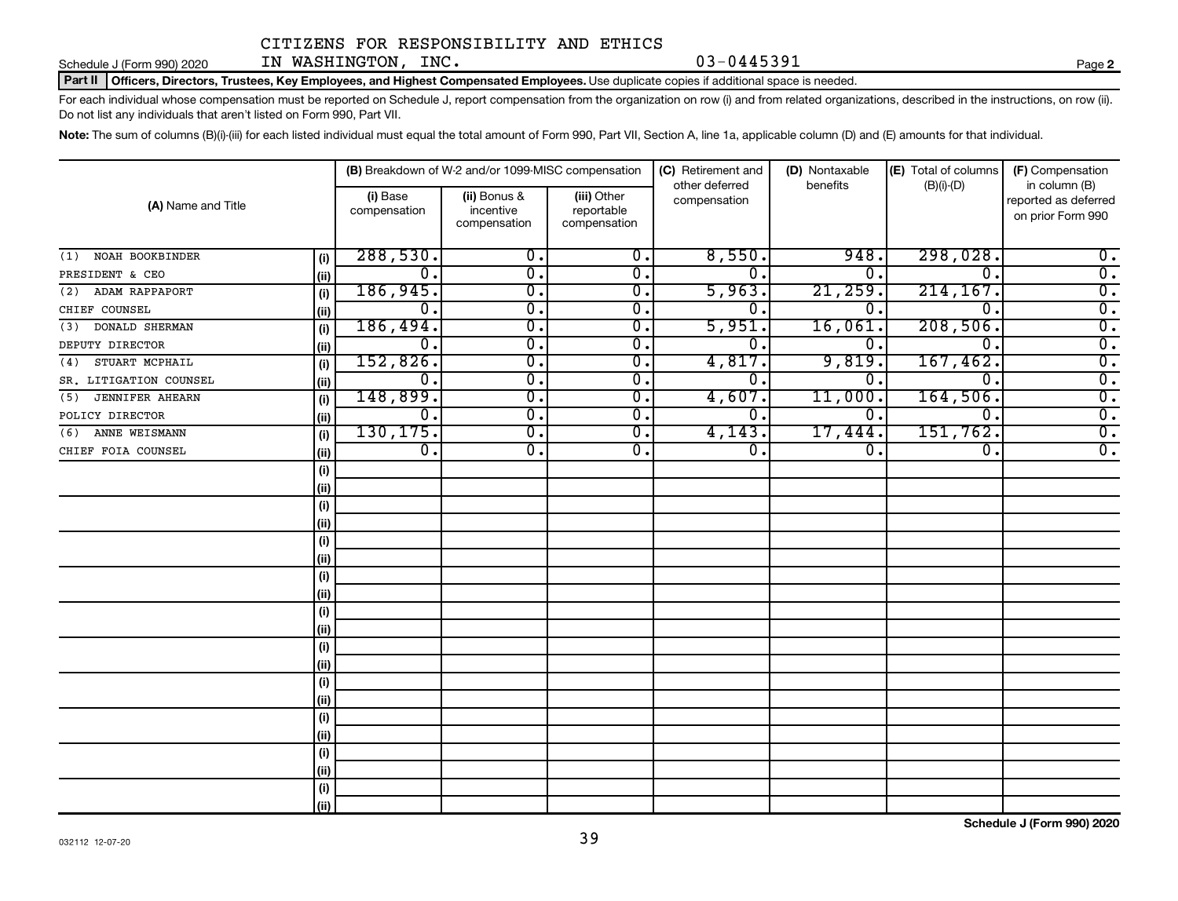CITIZENS FOR RESPONSIBILITY AND ETHICS IN WASHINGTON, INC. 03-0445391

Schedule J (Form 990) 2020 Page **2**

**Part II** **Officers, Directors, Trustees, Key Employees, and Highest Compensated Employees.** Use duplicate copies if additional space is needed.

For each individual whose compensation must be reported on Schedule J, report compensation from the organization on row (i) and from related organizations, described in the instructions, on row (ii). Do not list any individuals that aren't listed on Form 990, Part VII.

**Note:** The sum of columns (B)(i)-(iii) for each listed individual must equal the total amount of Form 990, Part VII, Section A, line 1a, applicable column (D) and (E) amounts for that individual.

| (A) Name and Title | | (B) Breakdown of W-2 and/or 1099-MISC compensation | | | (C) Retirement and other deferred compensation | (D) Nontaxable benefits | (E) Total of columns (B)(i)-(D) | (F) Compensation in column (B) reported as deferred on prior Form 990 |
|---|---|---|---|---|---|---|---|---|
| | | (i) Base compensation | (ii) Bonus & incentive compensation | (iii) Other reportable compensation | | | | |
| (1) NOAH BOOKBINDER | (i) | 288,530. | 0. | 0. | 8,550. | 948. | 298,028. | 0. |
| PRESIDENT & CEO | (ii) | 0. | 0. | 0. | 0. | 0. | 0. | 0. |
| (2) ADAM RAPPAPORT | (i) | 186,945. | 0. | 0. | 5,963. | 21,259. | 214,167. | 0. |
| CHIEF COUNSEL | (ii) | 0. | 0. | 0. | 0. | 0. | 0. | 0. |
| (3) DONALD SHERMAN | (i) | 186,494. | 0. | 0. | 5,951. | 16,061. | 208,506. | 0. |
| DEPUTY DIRECTOR | (ii) | 0. | 0. | 0. | 0. | 0. | 0. | 0. |
| (4) STUART MCPHAIL | (i) | 152,826. | 0. | 0. | 4,817. | 9,819. | 167,462. | 0. |
| SR. LITIGATION COUNSEL | (ii) | 0. | 0. | 0. | 0. | 0. | 0. | 0. |
| (5) JENNIFER AHEARN | (i) | 148,899. | 0. | 0. | 4,607. | 11,000. | 164,506. | 0. |
| POLICY DIRECTOR | (ii) | 0. | 0. | 0. | 0. | 0. | 0. | 0. |
| (6) ANNE WEISMANN | (i) | 130,175. | 0. | 0. | 4,143. | 17,444. | 151,762. | 0. |
| CHIEF FOIA COUNSEL | (ii) | 0. | 0. | 0. | 0. | 0. | 0. | 0. |
| | (i) | | | | | | | |
| | (ii) | | | | | | | |
| | (i) | | | | | | | |
| | (ii) | | | | | | | |
| | (i) | | | | | | | |
| | (ii) | | | | | | | |
| | (i) | | | | | | | |
| | (ii) | | | | | | | |
| | (i) | | | | | | | |
| | (ii) | | | | | | | |
| | (i) | | | | | | | |
| | (ii) | | | | | | | |
| | (i) | | | | | | | |
| | (ii) | | | | | | | |
| | (i) | | | | | | | |
| | (ii) | | | | | | | |
| | (i) | | | | | | | |
| | (ii) | | | | | | | |
| | (i) | | | | | | | |
| | (ii) | | | | | | | |

**Schedule J (Form 990) 2020**

032112 12-07-20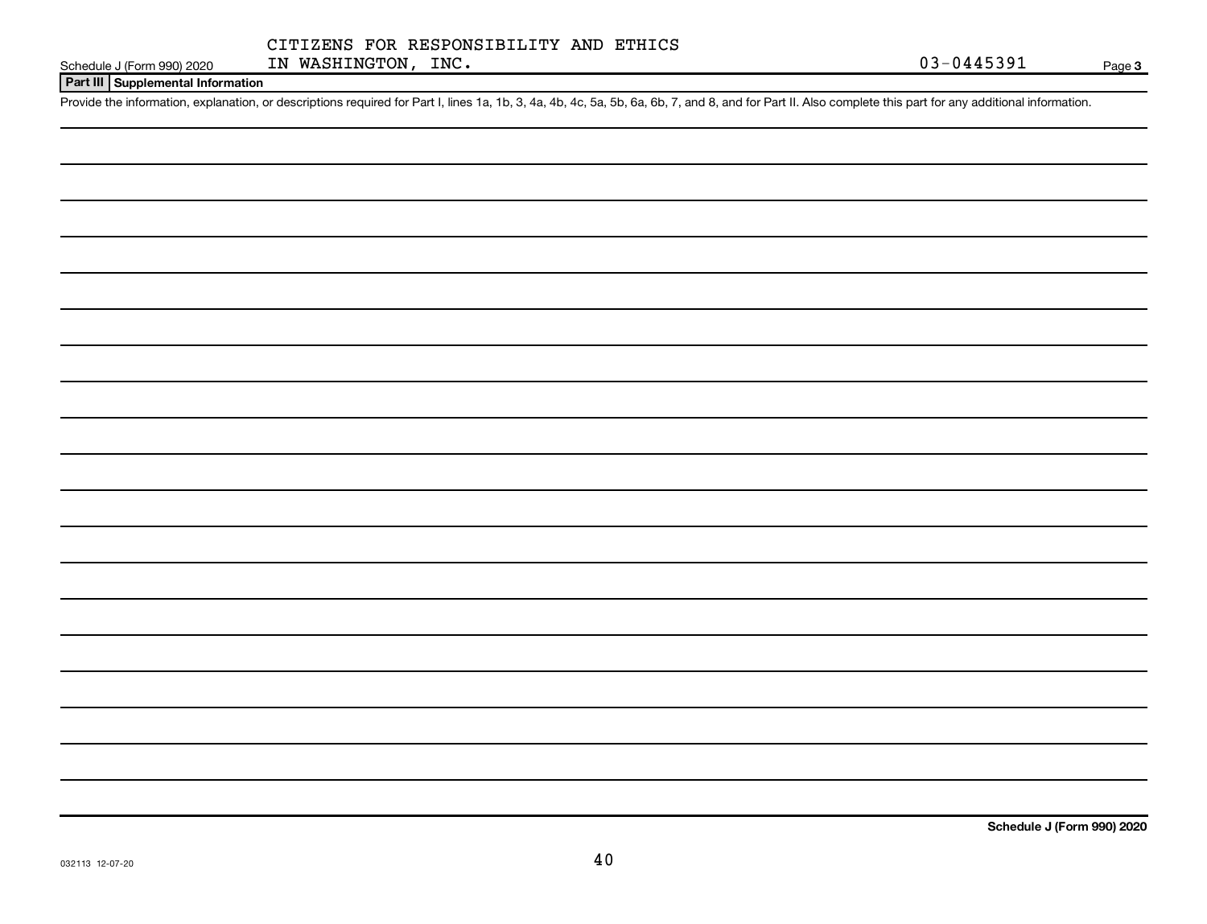CITIZENS FOR RESPONSIBILITY AND ETHICS IN WASHINGTON, INC.

03-0445391

## Part III Supplemental Information

Provide the information, explanation, or descriptions required for Part I, lines 1a, 1b, 3, 4a, 4b, 4c, 5a, 5b, 6a, 6b, 7, and 8, and for Part II. Also complete this part for any additional information.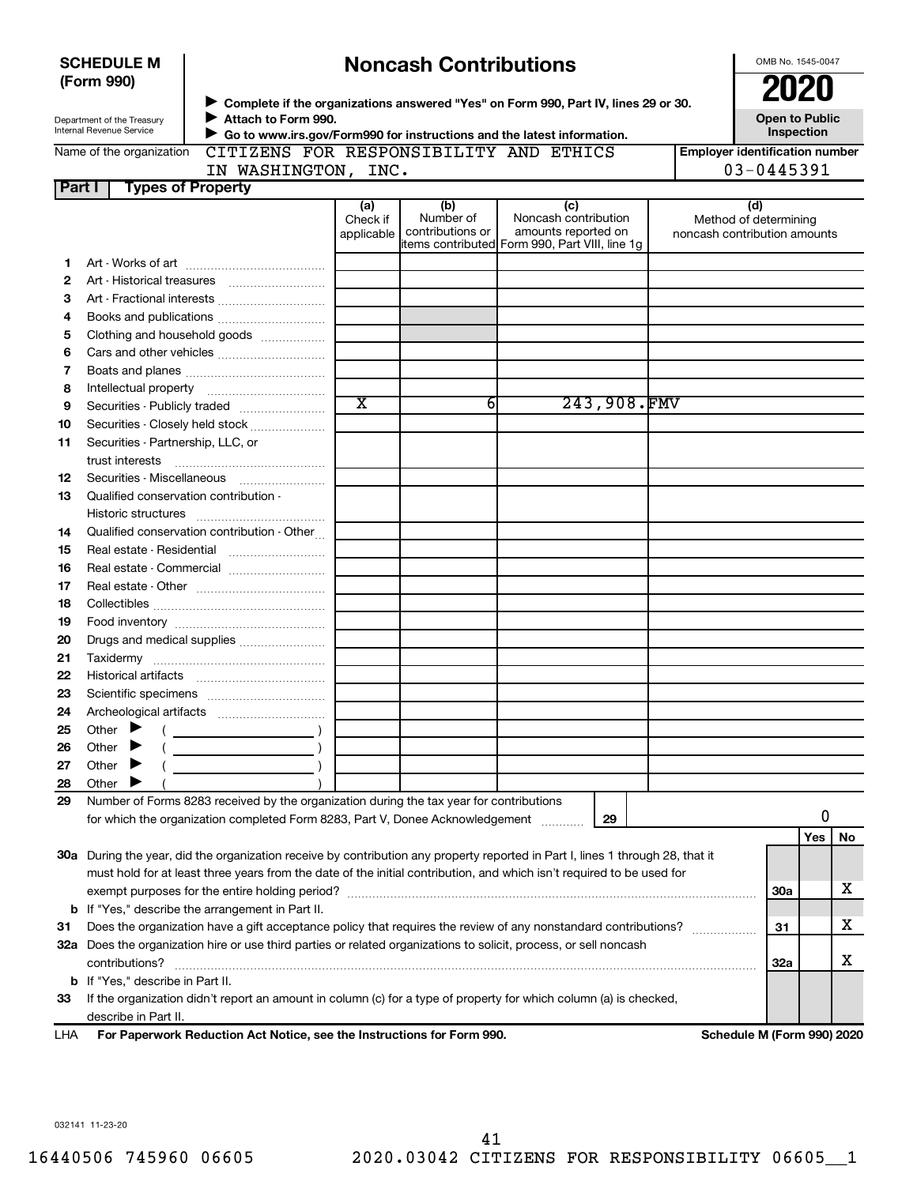**SCHEDULE M (Form 990)**

Department of the Treasury
Internal Revenue Service

# Noncash Contributions

▶ Complete if the organizations answered "Yes" on Form 990, Part IV, lines 29 or 30.
▶ Attach to Form 990.
▶ Go to www.irs.gov/Form990 for instructions and the latest information.

OMB No. 1545-0047

**2020**

**Open to Public Inspection**

Name of the organization: CITIZENS FOR RESPONSIBILITY AND ETHICS IN WASHINGTON, INC.

Employer identification number: 03-0445391

**Part I Types of Property**

| | | (a) Check if applicable | (b) Number of contributions or items contributed | (c) Noncash contribution amounts reported on Form 990, Part VIII, line 1g | (d) Method of determining noncash contribution amounts |
|---|---|---|---|---|---|
| 1 | Art - Works of art | | | | |
| 2 | Art - Historical treasures | | | | |
| 3 | Art - Fractional interests | | | | |
| 4 | Books and publications | | | | |
| 5 | Clothing and household goods | | | | |
| 6 | Cars and other vehicles | | | | |
| 7 | Boats and planes | | | | |
| 8 | Intellectual property | | | | |
| 9 | Securities - Publicly traded | X | 6 | 243,908. | FMV |
| 10 | Securities - Closely held stock | | | | |
| 11 | Securities - Partnership, LLC, or trust interests | | | | |
| 12 | Securities - Miscellaneous | | | | |
| 13 | Qualified conservation contribution - Historic structures | | | | |
| 14 | Qualified conservation contribution - Other | | | | |
| 15 | Real estate - Residential | | | | |
| 16 | Real estate - Commercial | | | | |
| 17 | Real estate - Other | | | | |
| 18 | Collectibles | | | | |
| 19 | Food inventory | | | | |
| 20 | Drugs and medical supplies | | | | |
| 21 | Taxidermy | | | | |
| 22 | Historical artifacts | | | | |
| 23 | Scientific specimens | | | | |
| 24 | Archeological artifacts | | | | |
| 25 | Other ▶ ( ) | | | | |
| 26 | Other ▶ ( ) | | | | |
| 27 | Other ▶ ( ) | | | | |
| 28 | Other ▶ ( ) | | | | |

29 Number of Forms 8283 received by the organization during the tax year for contributions for which the organization completed Form 8283, Part V, Donee Acknowledgement ..... 29 | 0

| | | | Yes | No |
|---|---|---|---|---|
| 30a | During the year, did the organization receive by contribution any property reported in Part I, lines 1 through 28, that it must hold for at least three years from the date of the initial contribution, and which isn't required to be used for exempt purposes for the entire holding period? | 30a | | X |
| b | If "Yes," describe the arrangement in Part II. | | | |
| 31 | Does the organization have a gift acceptance policy that requires the review of any nonstandard contributions? | 31 | | X |
| 32a | Does the organization hire or use third parties or related organizations to solicit, process, or sell noncash contributions? | 32a | | X |
| b | If "Yes," describe in Part II. | | | |
| 33 | If the organization didn't report an amount in column (c) for a type of property for which column (a) is checked, describe in Part II. | | | |

LHA For Paperwork Reduction Act Notice, see the Instructions for Form 990. Schedule M (Form 990) 2020

032141 11-23-20

16440506 745960 06605 2020.03042 CITIZENS FOR RESPONSIBILITY 06605__1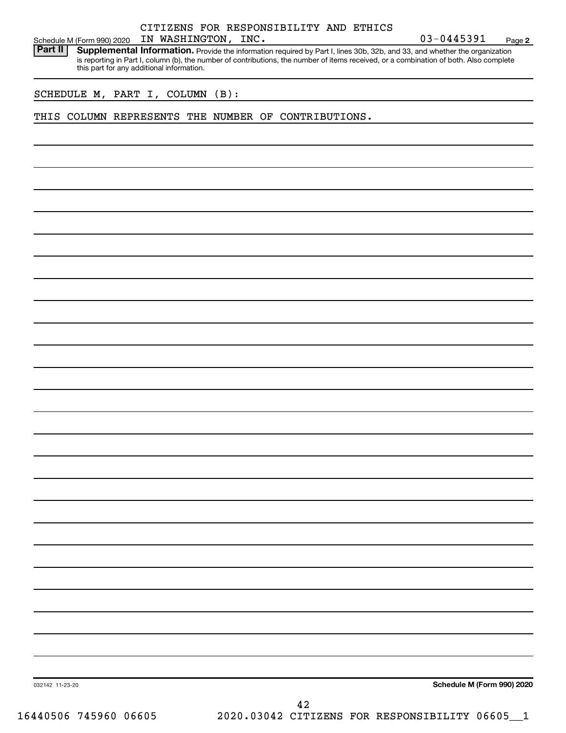CITIZENS FOR RESPONSIBILITY AND ETHICS IN WASHINGTON, INC. 03-0445391

Schedule M (Form 990) 2020 Page **2**

**Part II** **Supplemental Information.** Provide the information required by Part I, lines 30b, 32b, and 33, and whether the organization is reporting in Part I, column (b), the number of contributions, the number of items received, or a combination of both. Also complete this part for any additional information.

SCHEDULE M, PART I, COLUMN (B):

THIS COLUMN REPRESENTS THE NUMBER OF CONTRIBUTIONS.

032142 11-23-20 **Schedule M (Form 990) 2020**

16440506 745960 06605 2020.03042 CITIZENS FOR RESPONSIBILITY 06605__1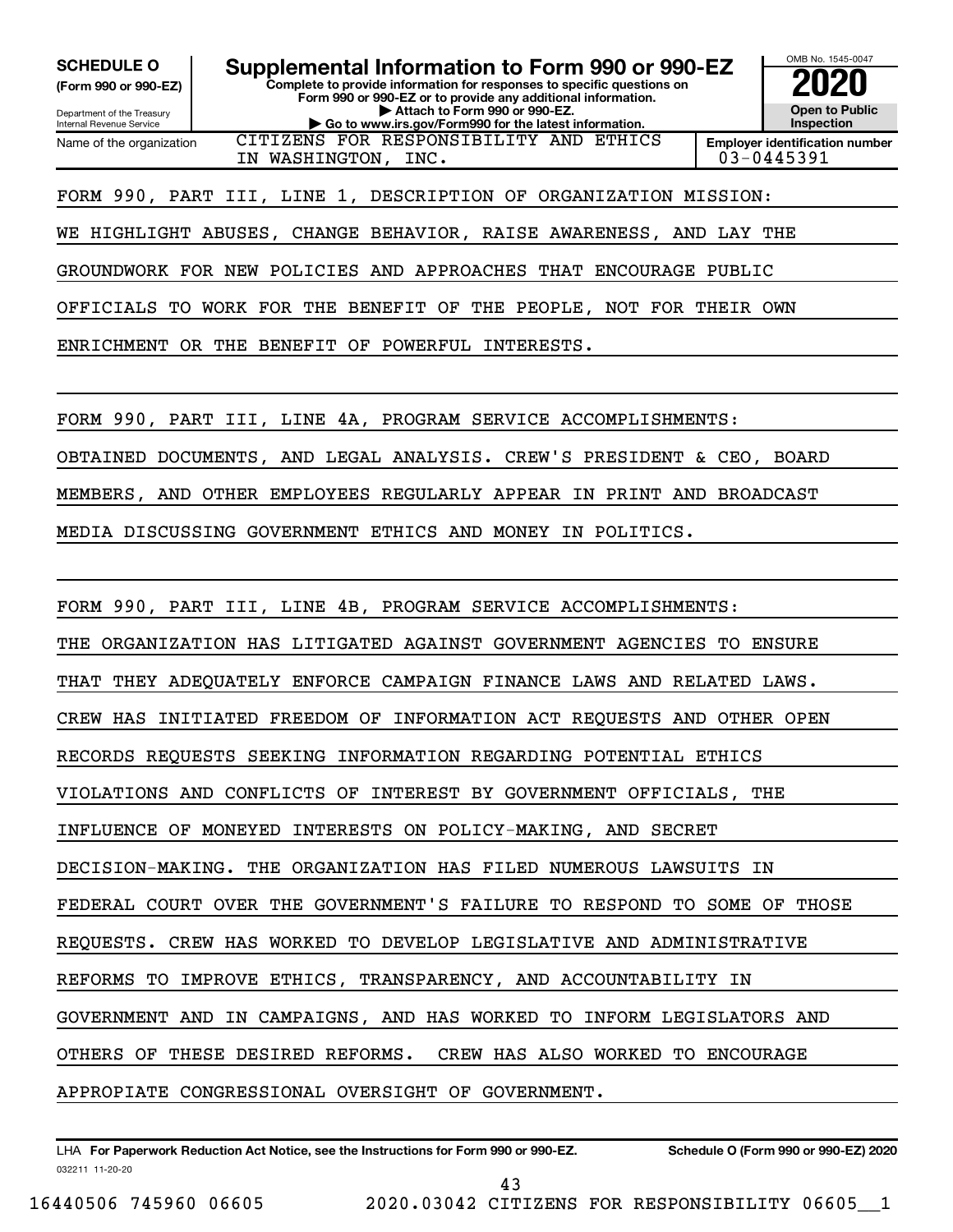**SCHEDULE O**
**(Form 990 or 990-EZ)**

Department of the Treasury
Internal Revenue Service

# Supplemental Information to Form 990 or 990-EZ

**Complete to provide information for responses to specific questions on Form 990 or 990-EZ or to provide any additional information.**
**▶ Attach to Form 990 or 990-EZ.**
**▶ Go to www.irs.gov/Form990 for the latest information.**

OMB No. 1545-0047
**2020**
**Open to Public Inspection**

| Name of the organization | Employer identification number |
|---|---|
| CITIZENS FOR RESPONSIBILITY AND ETHICS IN WASHINGTON, INC. | 03-0445391 |

FORM 990, PART III, LINE 1, DESCRIPTION OF ORGANIZATION MISSION:

WE HIGHLIGHT ABUSES, CHANGE BEHAVIOR, RAISE AWARENESS, AND LAY THE GROUNDWORK FOR NEW POLICIES AND APPROACHES THAT ENCOURAGE PUBLIC OFFICIALS TO WORK FOR THE BENEFIT OF THE PEOPLE, NOT FOR THEIR OWN ENRICHMENT OR THE BENEFIT OF POWERFUL INTERESTS.

FORM 990, PART III, LINE 4A, PROGRAM SERVICE ACCOMPLISHMENTS:

OBTAINED DOCUMENTS, AND LEGAL ANALYSIS. CREW'S PRESIDENT & CEO, BOARD MEMBERS, AND OTHER EMPLOYEES REGULARLY APPEAR IN PRINT AND BROADCAST MEDIA DISCUSSING GOVERNMENT ETHICS AND MONEY IN POLITICS.

FORM 990, PART III, LINE 4B, PROGRAM SERVICE ACCOMPLISHMENTS:

THE ORGANIZATION HAS LITIGATED AGAINST GOVERNMENT AGENCIES TO ENSURE THAT THEY ADEQUATELY ENFORCE CAMPAIGN FINANCE LAWS AND RELATED LAWS. CREW HAS INITIATED FREEDOM OF INFORMATION ACT REQUESTS AND OTHER OPEN RECORDS REQUESTS SEEKING INFORMATION REGARDING POTENTIAL ETHICS VIOLATIONS AND CONFLICTS OF INTEREST BY GOVERNMENT OFFICIALS, THE INFLUENCE OF MONEYED INTERESTS ON POLICY-MAKING, AND SECRET DECISION-MAKING. THE ORGANIZATION HAS FILED NUMEROUS LAWSUITS IN FEDERAL COURT OVER THE GOVERNMENT'S FAILURE TO RESPOND TO SOME OF THOSE REQUESTS. CREW HAS WORKED TO DEVELOP LEGISLATIVE AND ADMINISTRATIVE REFORMS TO IMPROVE ETHICS, TRANSPARENCY, AND ACCOUNTABILITY IN GOVERNMENT AND IN CAMPAIGNS, AND HAS WORKED TO INFORM LEGISLATORS AND OTHERS OF THESE DESIRED REFORMS. CREW HAS ALSO WORKED TO ENCOURAGE APPROPIATE CONGRESSIONAL OVERSIGHT OF GOVERNMENT.

LHA **For Paperwork Reduction Act Notice, see the Instructions for Form 990 or 990-EZ.** **Schedule O (Form 990 or 990-EZ) 2020**
032211 11-20-20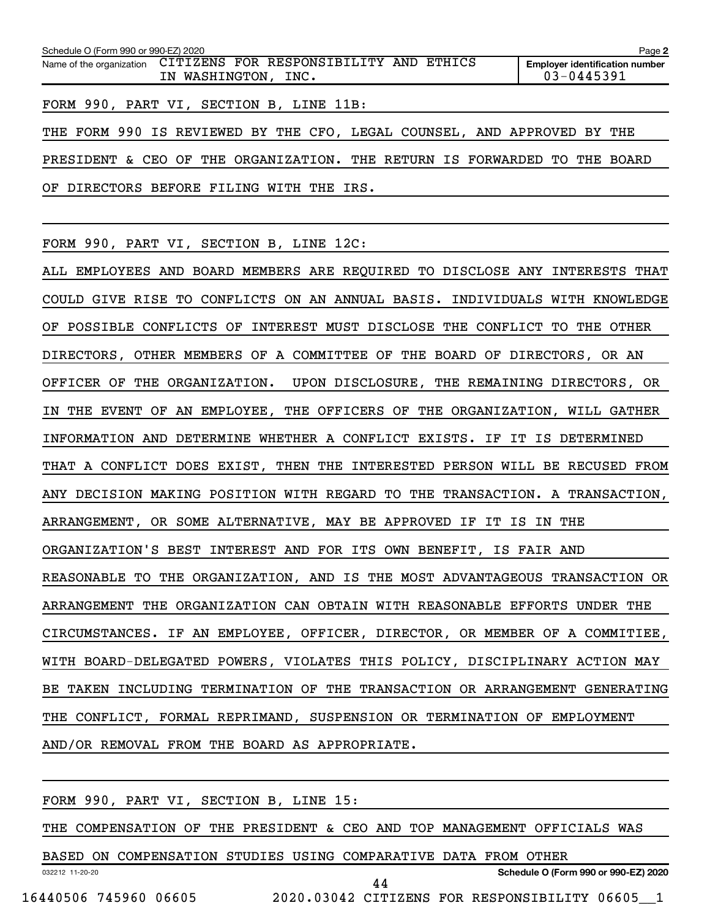Schedule O (Form 990 or 990-EZ) 2020

| Name of the organization | Employer identification number |
|---|---|
| CITIZENS FOR RESPONSIBILITY AND ETHICS IN WASHINGTON, INC. | 03-0445391 |

FORM 990, PART VI, SECTION B, LINE 11B:

THE FORM 990 IS REVIEWED BY THE CFO, LEGAL COUNSEL, AND APPROVED BY THE PRESIDENT & CEO OF THE ORGANIZATION. THE RETURN IS FORWARDED TO THE BOARD OF DIRECTORS BEFORE FILING WITH THE IRS.

FORM 990, PART VI, SECTION B, LINE 12C:

ALL EMPLOYEES AND BOARD MEMBERS ARE REQUIRED TO DISCLOSE ANY INTERESTS THAT COULD GIVE RISE TO CONFLICTS ON AN ANNUAL BASIS. INDIVIDUALS WITH KNOWLEDGE OF POSSIBLE CONFLICTS OF INTEREST MUST DISCLOSE THE CONFLICT TO THE OTHER DIRECTORS, OTHER MEMBERS OF A COMMITTEE OF THE BOARD OF DIRECTORS, OR AN OFFICER OF THE ORGANIZATION. UPON DISCLOSURE, THE REMAINING DIRECTORS, OR IN THE EVENT OF AN EMPLOYEE, THE OFFICERS OF THE ORGANIZATION, WILL GATHER INFORMATION AND DETERMINE WHETHER A CONFLICT EXISTS. IF IT IS DETERMINED THAT A CONFLICT DOES EXIST, THEN THE INTERESTED PERSON WILL BE RECUSED FROM ANY DECISION MAKING POSITION WITH REGARD TO THE TRANSACTION. A TRANSACTION, ARRANGEMENT, OR SOME ALTERNATIVE, MAY BE APPROVED IF IT IS IN THE ORGANIZATION'S BEST INTEREST AND FOR ITS OWN BENEFIT, IS FAIR AND REASONABLE TO THE ORGANIZATION, AND IS THE MOST ADVANTAGEOUS TRANSACTION OR ARRANGEMENT THE ORGANIZATION CAN OBTAIN WITH REASONABLE EFFORTS UNDER THE CIRCUMSTANCES. IF AN EMPLOYEE, OFFICER, DIRECTOR, OR MEMBER OF A COMMITIEE, WITH BOARD-DELEGATED POWERS, VIOLATES THIS POLICY, DISCIPLINARY ACTION MAY BE TAKEN INCLUDING TERMINATION OF THE TRANSACTION OR ARRANGEMENT GENERATING THE CONFLICT, FORMAL REPRIMAND, SUSPENSION OR TERMINATION OF EMPLOYMENT AND/OR REMOVAL FROM THE BOARD AS APPROPRIATE.

FORM 990, PART VI, SECTION B, LINE 15:

THE COMPENSATION OF THE PRESIDENT & CEO AND TOP MANAGEMENT OFFICIALS WAS BASED ON COMPENSATION STUDIES USING COMPARATIVE DATA FROM OTHER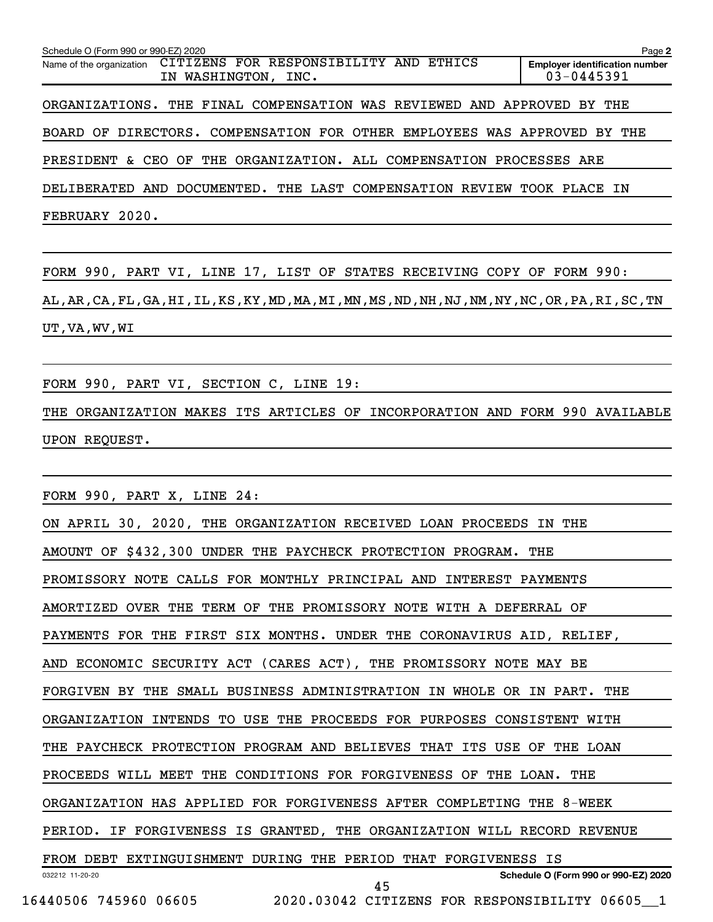Schedule O (Form 990 or 990-EZ) 2020

Name of the organization: CITIZENS FOR RESPONSIBILITY AND ETHICS IN WASHINGTON, INC.

Employer identification number: 03-0445391

ORGANIZATIONS. THE FINAL COMPENSATION WAS REVIEWED AND APPROVED BY THE BOARD OF DIRECTORS. COMPENSATION FOR OTHER EMPLOYEES WAS APPROVED BY THE PRESIDENT & CEO OF THE ORGANIZATION. ALL COMPENSATION PROCESSES ARE DELIBERATED AND DOCUMENTED. THE LAST COMPENSATION REVIEW TOOK PLACE IN FEBRUARY 2020.

FORM 990, PART VI, LINE 17, LIST OF STATES RECEIVING COPY OF FORM 990:

AL,AR,CA,FL,GA,HI,IL,KS,KY,MD,MA,MI,MN,MS,ND,NH,NJ,NM,NY,NC,OR,PA,RI,SC,TN UT,VA,WV,WI

FORM 990, PART VI, SECTION C, LINE 19:

THE ORGANIZATION MAKES ITS ARTICLES OF INCORPORATION AND FORM 990 AVAILABLE UPON REQUEST.

FORM 990, PART X, LINE 24:

ON APRIL 30, 2020, THE ORGANIZATION RECEIVED LOAN PROCEEDS IN THE AMOUNT OF $432,300 UNDER THE PAYCHECK PROTECTION PROGRAM. THE PROMISSORY NOTE CALLS FOR MONTHLY PRINCIPAL AND INTEREST PAYMENTS AMORTIZED OVER THE TERM OF THE PROMISSORY NOTE WITH A DEFERRAL OF PAYMENTS FOR THE FIRST SIX MONTHS. UNDER THE CORONAVIRUS AID, RELIEF, AND ECONOMIC SECURITY ACT (CARES ACT), THE PROMISSORY NOTE MAY BE FORGIVEN BY THE SMALL BUSINESS ADMINISTRATION IN WHOLE OR IN PART. THE ORGANIZATION INTENDS TO USE THE PROCEEDS FOR PURPOSES CONSISTENT WITH THE PAYCHECK PROTECTION PROGRAM AND BELIEVES THAT ITS USE OF THE LOAN PROCEEDS WILL MEET THE CONDITIONS FOR FORGIVENESS OF THE LOAN. THE ORGANIZATION HAS APPLIED FOR FORGIVENESS AFTER COMPLETING THE 8-WEEK PERIOD. IF FORGIVENESS IS GRANTED, THE ORGANIZATION WILL RECORD REVENUE FROM DEBT EXTINGUISHMENT DURING THE PERIOD THAT FORGIVENESS IS

Schedule O (Form 990 or 990-EZ) 2020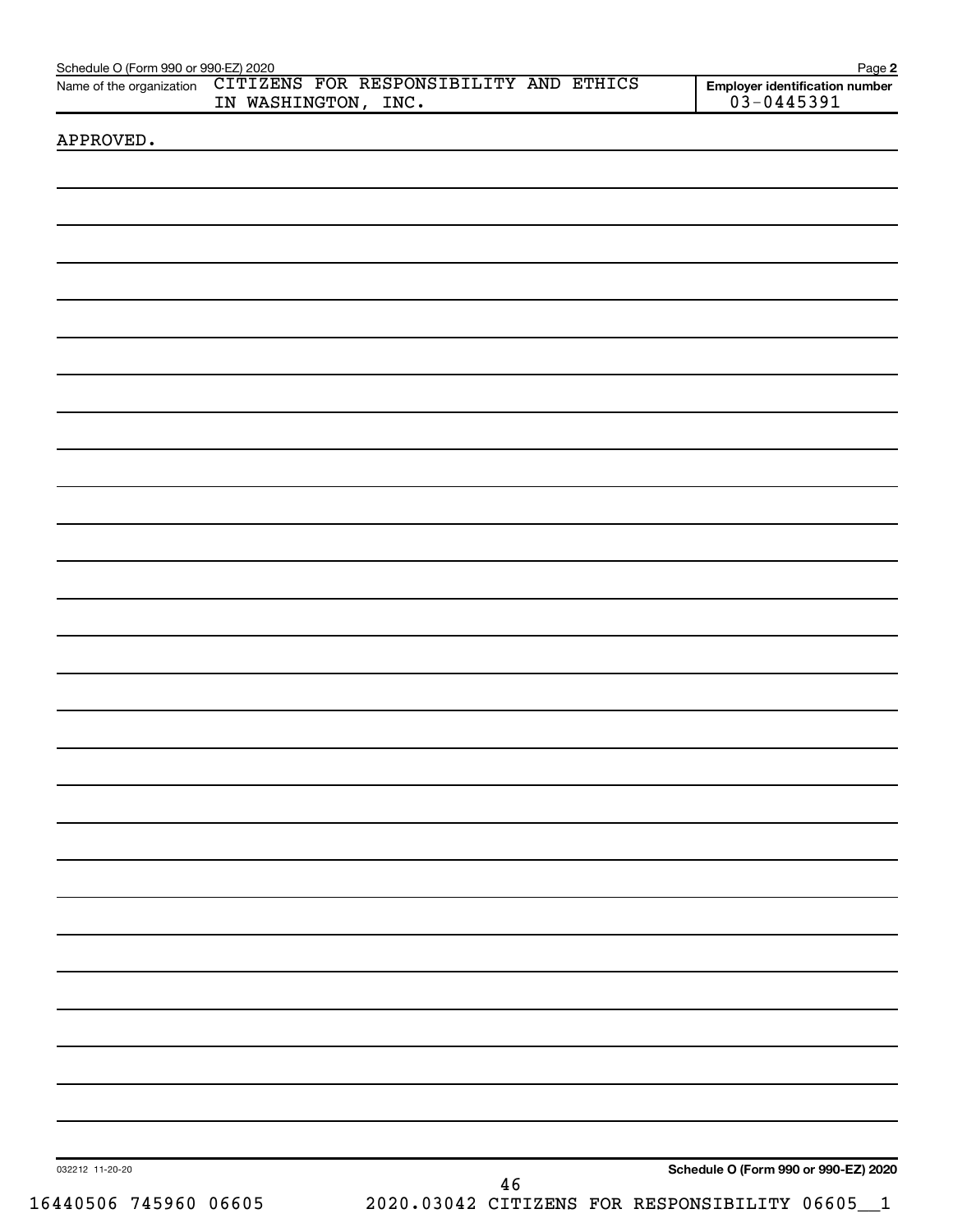Schedule O (Form 990 or 990-EZ) 2020

Name of the organization CITIZENS FOR RESPONSIBILITY AND ETHICS IN WASHINGTON, INC.

Employer identification number 03-0445391

APPROVED.